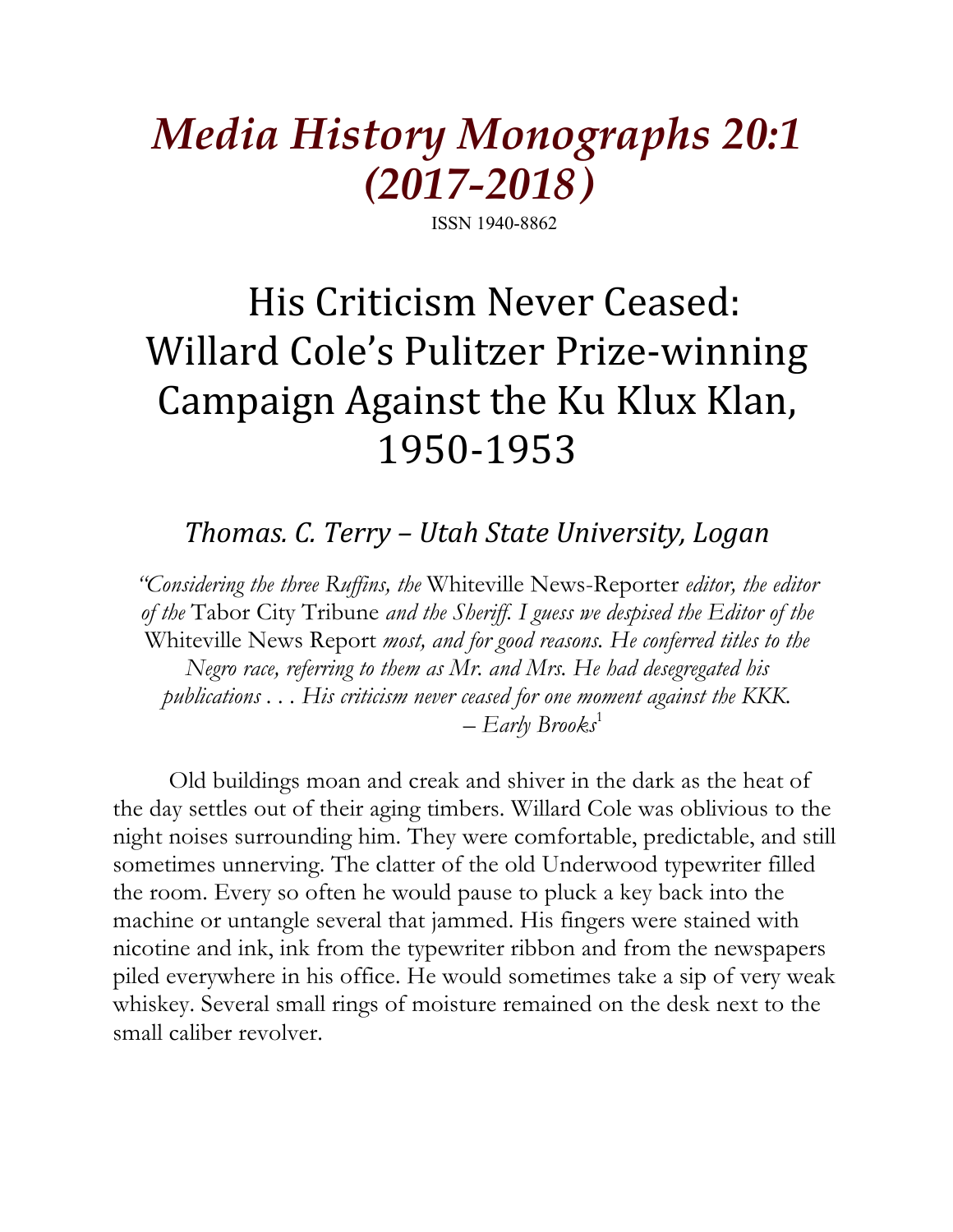# *Media History Monographs 20:1 (2017-2018)*

ISSN 1940-8862

# His Criticism Never Ceased: Willard Cole's Pulitzer Prize-winning Campaign Against the Ku Klux Klan, 1950-1953

## *Thomas. C. Terry – Utah State University, Logan*

*"Considering the three Ruffins, the* Whiteville News-Reporter *editor, the editor of the* Tabor City Tribune *and the Sheriff. I guess we despised the Editor of the* Whiteville News Report *most, and for good reasons. He conferred titles to the Negro race, referring to them as Mr. and Mrs. He had desegregated his publications . . . His criticism never ceased for one moment against the KKK.*
*– Early Brooks*[1]

Old buildings moan and creak and shiver in the dark as the heat of the day settles out of their aging timbers. Willard Cole was oblivious to the night noises surrounding him. They were comfortable, predictable, and still sometimes unnerving. The clatter of the old Underwood typewriter filled the room. Every so often he would pause to pluck a key back into the machine or untangle several that jammed. His fingers were stained with nicotine and ink, ink from the typewriter ribbon and from the newspapers piled everywhere in his office. He would sometimes take a sip of very weak whiskey. Several small rings of moisture remained on the desk next to the small caliber revolver.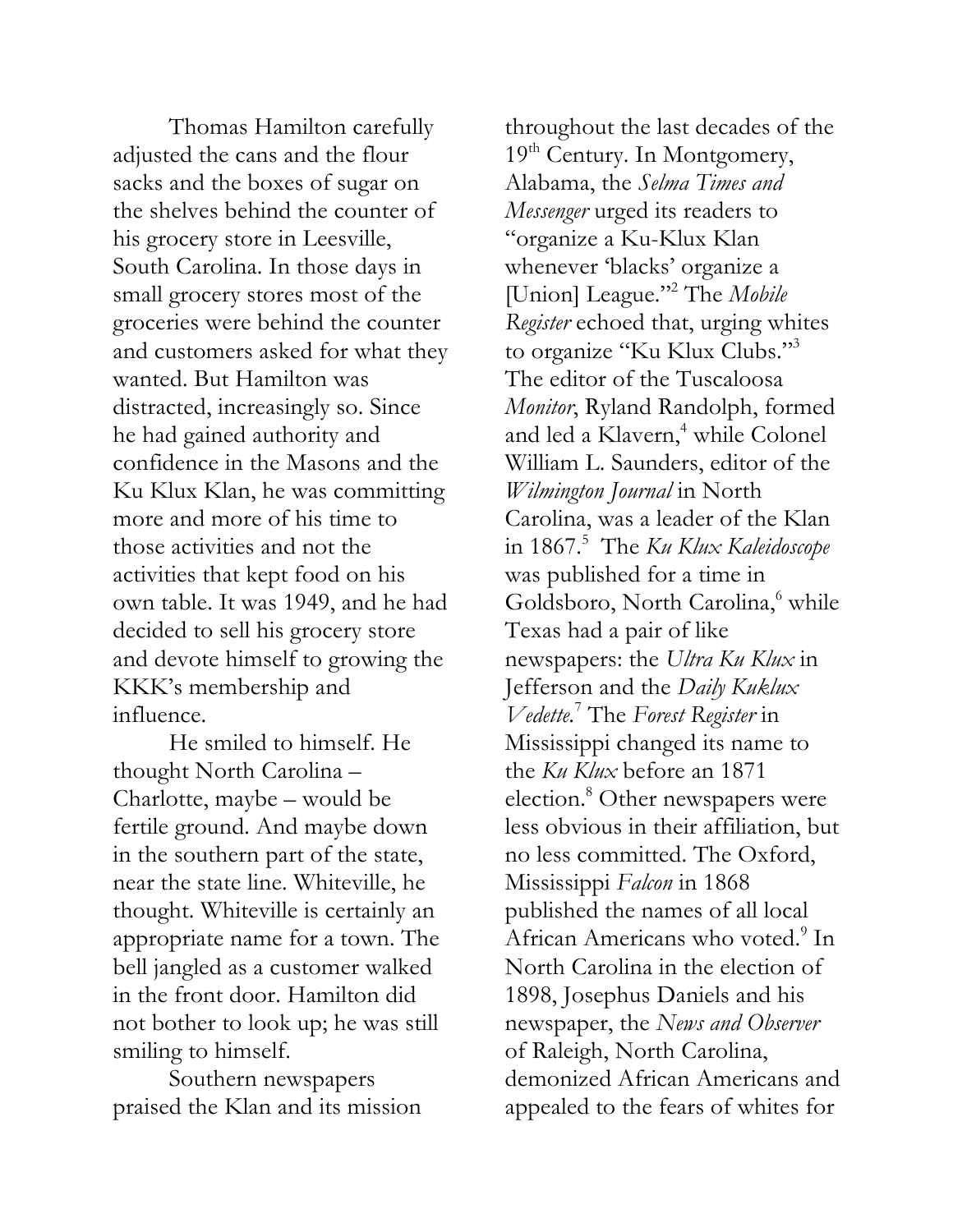Thomas Hamilton carefully adjusted the cans and the flour sacks and the boxes of sugar on the shelves behind the counter of his grocery store in Leesville, South Carolina. In those days in small grocery stores most of the groceries were behind the counter and customers asked for what they wanted. But Hamilton was distracted, increasingly so. Since he had gained authority and confidence in the Masons and the Ku Klux Klan, he was committing more and more of his time to those activities and not the activities that kept food on his own table. It was 1949, and he had decided to sell his grocery store and devote himself to growing the KKK's membership and influence.

He smiled to himself. He thought North Carolina – Charlotte, maybe – would be fertile ground. And maybe down in the southern part of the state, near the state line. Whiteville, he thought. Whiteville is certainly an appropriate name for a town. The bell jangled as a customer walked in the front door. Hamilton did not bother to look up; he was still smiling to himself.

Southern newspapers praised the Klan and its mission throughout the last decades of the 19th Century. In Montgomery, Alabama, the *Selma Times and Messenger* urged its readers to "organize a Ku-Klux Klan whenever 'blacks' organize a [Union] League."[2] The *Mobile Register* echoed that, urging whites to organize "Ku Klux Clubs."[3] The editor of the Tuscaloosa *Monitor*, Ryland Randolph, formed and led a Klavern,[4] while Colonel William L. Saunders, editor of the *Wilmington Journal* in North Carolina, was a leader of the Klan in 1867.[5] The *Ku Klux Kaleidoscope* was published for a time in Goldsboro, North Carolina,[6] while Texas had a pair of like newspapers: the *Ultra Ku Klux* in Jefferson and the *Daily Kuklux Vedette*.[7] The *Forest Register* in Mississippi changed its name to the *Ku Klux* before an 1871 election.[8] Other newspapers were less obvious in their affiliation, but no less committed. The Oxford, Mississippi *Falcon* in 1868 published the names of all local African Americans who voted.[9] In North Carolina in the election of 1898, Josephus Daniels and his newspaper, the *News and Observer* of Raleigh, North Carolina, demonized African Americans and appealed to the fears of whites for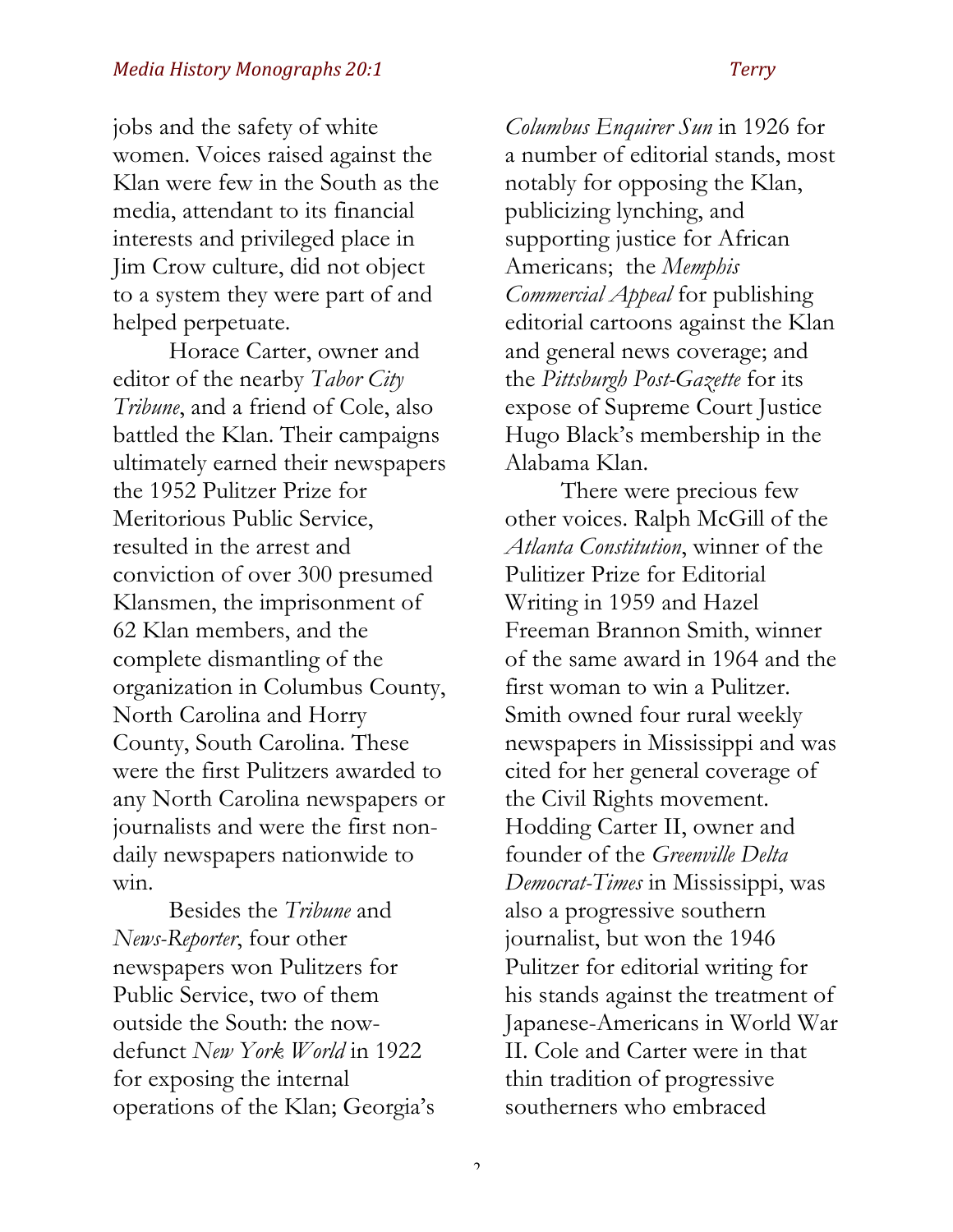jobs and the safety of white women. Voices raised against the Klan were few in the South as the media, attendant to its financial interests and privileged place in Jim Crow culture, did not object to a system they were part of and helped perpetuate.

Horace Carter, owner and editor of the nearby *Tabor City Tribune*, and a friend of Cole, also battled the Klan. Their campaigns ultimately earned their newspapers the 1952 Pulitzer Prize for Meritorious Public Service, resulted in the arrest and conviction of over 300 presumed Klansmen, the imprisonment of 62 Klan members, and the complete dismantling of the organization in Columbus County, North Carolina and Horry County, South Carolina. These were the first Pulitzers awarded to any North Carolina newspapers or journalists and were the first non-daily newspapers nationwide to win.

Besides the *Tribune* and *News-Reporter*, four other newspapers won Pulitzers for Public Service, two of them outside the South: the now-defunct *New York World* in 1922 for exposing the internal operations of the Klan; Georgia's *Columbus Enquirer Sun* in 1926 for a number of editorial stands, most notably for opposing the Klan, publicizing lynching, and supporting justice for African Americans; the *Memphis Commercial Appeal* for publishing editorial cartoons against the Klan and general news coverage; and the *Pittsburgh Post-Gazette* for its expose of Supreme Court Justice Hugo Black's membership in the Alabama Klan.

There were precious few other voices. Ralph McGill of the *Atlanta Constitution*, winner of the Pulitzer Prize for Editorial Writing in 1959 and Hazel Freeman Brannon Smith, winner of the same award in 1964 and the first woman to win a Pulitzer. Smith owned four rural weekly newspapers in Mississippi and was cited for her general coverage of the Civil Rights movement. Hodding Carter II, owner and founder of the *Greenville Delta Democrat-Times* in Mississippi, was also a progressive southern journalist, but won the 1946 Pulitzer for editorial writing for his stands against the treatment of Japanese-Americans in World War II. Cole and Carter were in that thin tradition of progressive southerners who embraced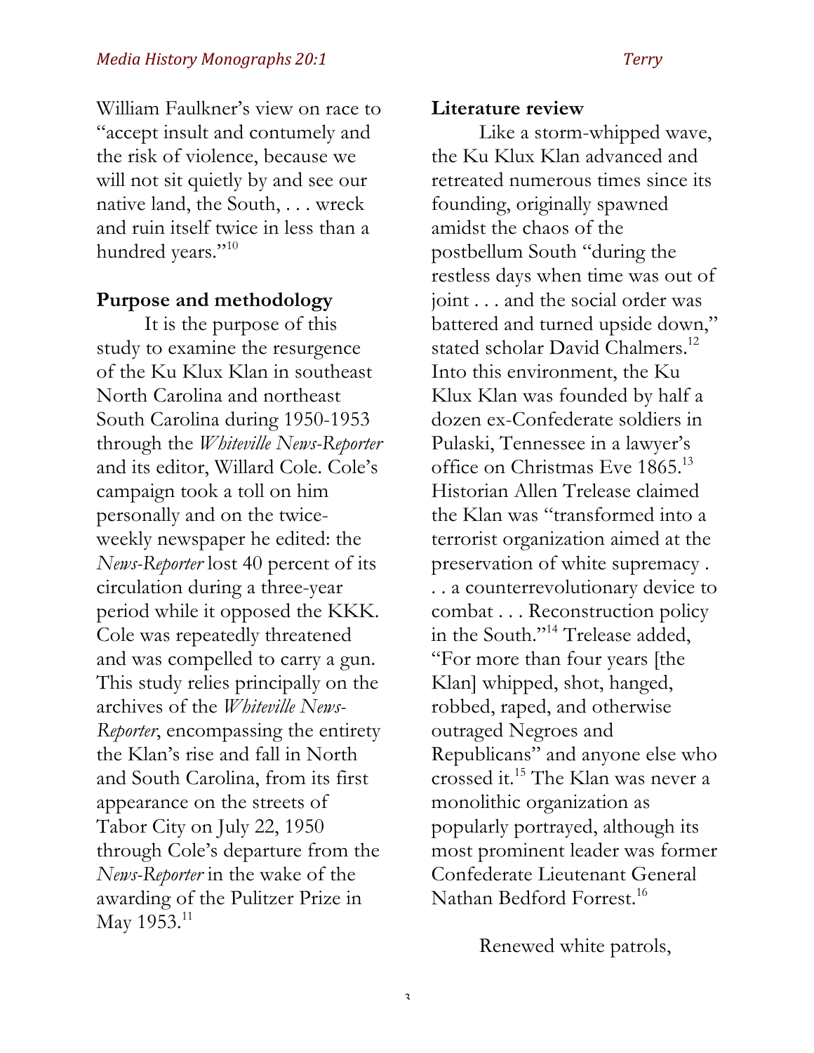William Faulkner's view on race to "accept insult and contumely and the risk of violence, because we will not sit quietly by and see our native land, the South, . . . wreck and ruin itself twice in less than a hundred years."[10]

## Purpose and methodology

It is the purpose of this study to examine the resurgence of the Ku Klux Klan in southeast North Carolina and northeast South Carolina during 1950-1953 through the *Whiteville News-Reporter* and its editor, Willard Cole. Cole's campaign took a toll on him personally and on the twice-weekly newspaper he edited: the *News-Reporter* lost 40 percent of its circulation during a three-year period while it opposed the KKK. Cole was repeatedly threatened and was compelled to carry a gun. This study relies principally on the archives of the *Whiteville News-Reporter*, encompassing the entirety the Klan's rise and fall in North and South Carolina, from its first appearance on the streets of Tabor City on July 22, 1950 through Cole's departure from the *News-Reporter* in the wake of the awarding of the Pulitzer Prize in May 1953.[11]

## Literature review

Like a storm-whipped wave, the Ku Klux Klan advanced and retreated numerous times since its founding, originally spawned amidst the chaos of the postbellum South "during the restless days when time was out of joint . . . and the social order was battered and turned upside down," stated scholar David Chalmers.[12] Into this environment, the Ku Klux Klan was founded by half a dozen ex-Confederate soldiers in Pulaski, Tennessee in a lawyer's office on Christmas Eve 1865.[13] Historian Allen Trelease claimed the Klan was "transformed into a terrorist organization aimed at the preservation of white supremacy . . . a counterrevolutionary device to combat . . . Reconstruction policy in the South."[14] Trelease added, "For more than four years [the Klan] whipped, shot, hanged, robbed, raped, and otherwise outraged Negroes and Republicans" and anyone else who crossed it.[15] The Klan was never a monolithic organization as popularly portrayed, although its most prominent leader was former Confederate Lieutenant General Nathan Bedford Forrest.[16]

Renewed white patrols,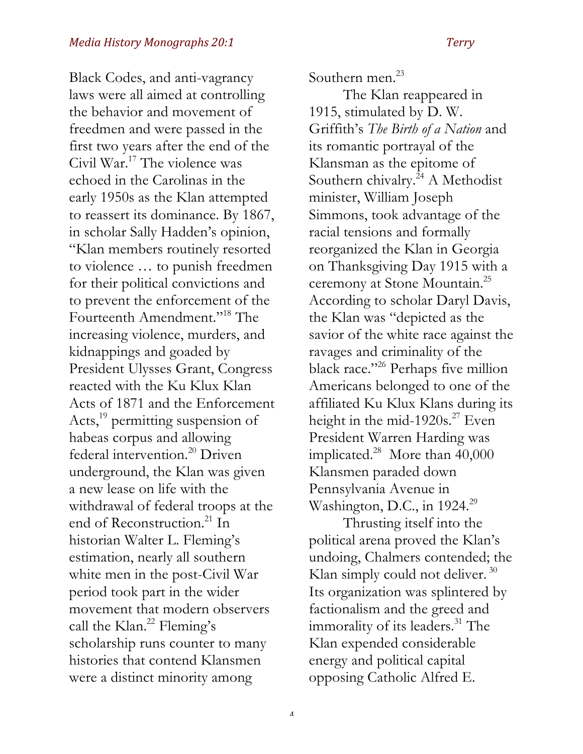Black Codes, and anti-vagrancy laws were all aimed at controlling the behavior and movement of freedmen and were passed in the first two years after the end of the Civil War.[17] The violence was echoed in the Carolinas in the early 1950s as the Klan attempted to reassert its dominance. By 1867, in scholar Sally Hadden's opinion, "Klan members routinely resorted to violence … to punish freedmen for their political convictions and to prevent the enforcement of the Fourteenth Amendment."[18] The increasing violence, murders, and kidnappings and goaded by President Ulysses Grant, Congress reacted with the Ku Klux Klan Acts of 1871 and the Enforcement Acts,[19] permitting suspension of habeas corpus and allowing federal intervention.[20] Driven underground, the Klan was given a new lease on life with the withdrawal of federal troops at the end of Reconstruction.[21] In historian Walter L. Fleming's estimation, nearly all southern white men in the post-Civil War period took part in the wider movement that modern observers call the Klan.[22] Fleming's scholarship runs counter to many histories that contend Klansmen were a distinct minority among Southern men.[23]

The Klan reappeared in 1915, stimulated by D. W. Griffith's *The Birth of a Nation* and its romantic portrayal of the Klansman as the epitome of Southern chivalry.[24] A Methodist minister, William Joseph Simmons, took advantage of the racial tensions and formally reorganized the Klan in Georgia on Thanksgiving Day 1915 with a ceremony at Stone Mountain.[25] According to scholar Daryl Davis, the Klan was "depicted as the savior of the white race against the ravages and criminality of the black race."[26] Perhaps five million Americans belonged to one of the affiliated Ku Klux Klans during its height in the mid-1920s.[27] Even President Warren Harding was implicated.[28] More than 40,000 Klansmen paraded down Pennsylvania Avenue in Washington, D.C., in 1924.[29]

Thrusting itself into the political arena proved the Klan's undoing, Chalmers contended; the Klan simply could not deliver.[30] Its organization was splintered by factionalism and the greed and immorality of its leaders.[31] The Klan expended considerable energy and political capital opposing Catholic Alfred E.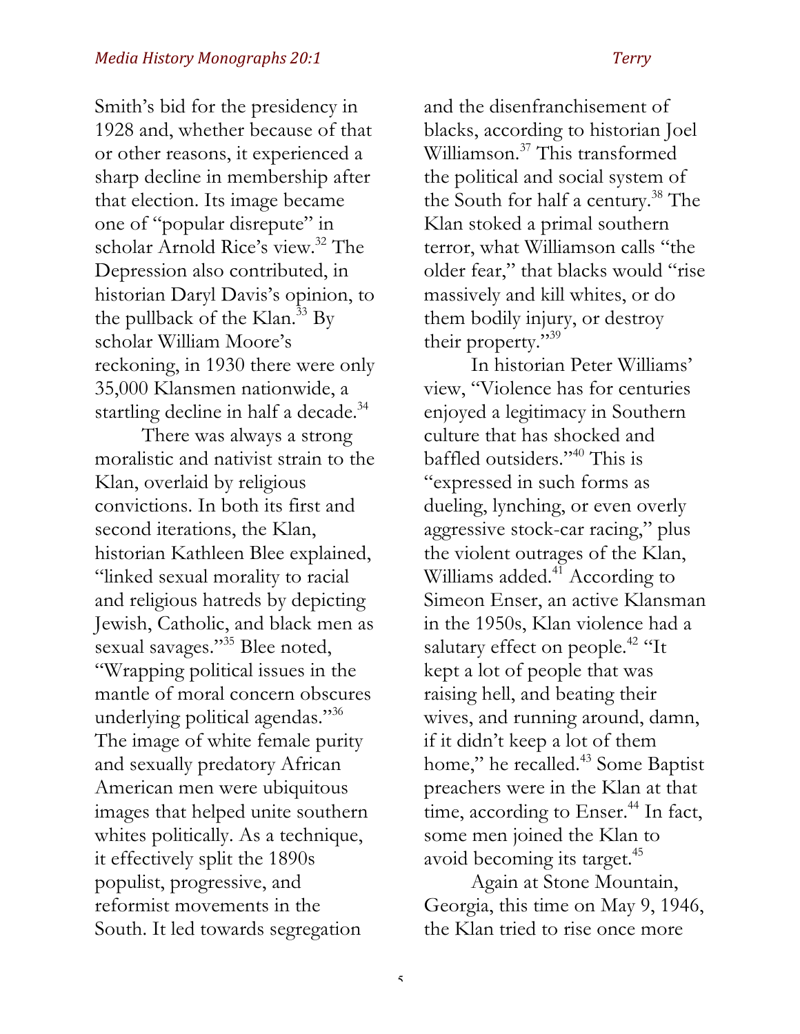Smith's bid for the presidency in 1928 and, whether because of that or other reasons, it experienced a sharp decline in membership after that election. Its image became one of "popular disrepute" in scholar Arnold Rice's view.[32] The Depression also contributed, in historian Daryl Davis's opinion, to the pullback of the Klan.[33] By scholar William Moore's reckoning, in 1930 there were only 35,000 Klansmen nationwide, a startling decline in half a decade.[34]

There was always a strong moralistic and nativist strain to the Klan, overlaid by religious convictions. In both its first and second iterations, the Klan, historian Kathleen Blee explained, "linked sexual morality to racial and religious hatreds by depicting Jewish, Catholic, and black men as sexual savages."[35] Blee noted, "Wrapping political issues in the mantle of moral concern obscures underlying political agendas."[36] The image of white female purity and sexually predatory African American men were ubiquitous images that helped unite southern whites politically. As a technique, it effectively split the 1890s populist, progressive, and reformist movements in the South. It led towards segregation and the disenfranchisement of blacks, according to historian Joel Williamson.[37] This transformed the political and social system of the South for half a century.[38] The Klan stoked a primal southern terror, what Williamson calls "the older fear," that blacks would "rise massively and kill whites, or do them bodily injury, or destroy their property."[39]

In historian Peter Williams' view, "Violence has for centuries enjoyed a legitimacy in Southern culture that has shocked and baffled outsiders."[40] This is "expressed in such forms as dueling, lynching, or even overly aggressive stock-car racing," plus the violent outrages of the Klan, Williams added.[41] According to Simeon Enser, an active Klansman in the 1950s, Klan violence had a salutary effect on people.[42] "It kept a lot of people that was raising hell, and beating their wives, and running around, damn, if it didn't keep a lot of them home," he recalled.[43] Some Baptist preachers were in the Klan at that time, according to Enser.[44] In fact, some men joined the Klan to avoid becoming its target.[45]

Again at Stone Mountain, Georgia, this time on May 9, 1946, the Klan tried to rise once more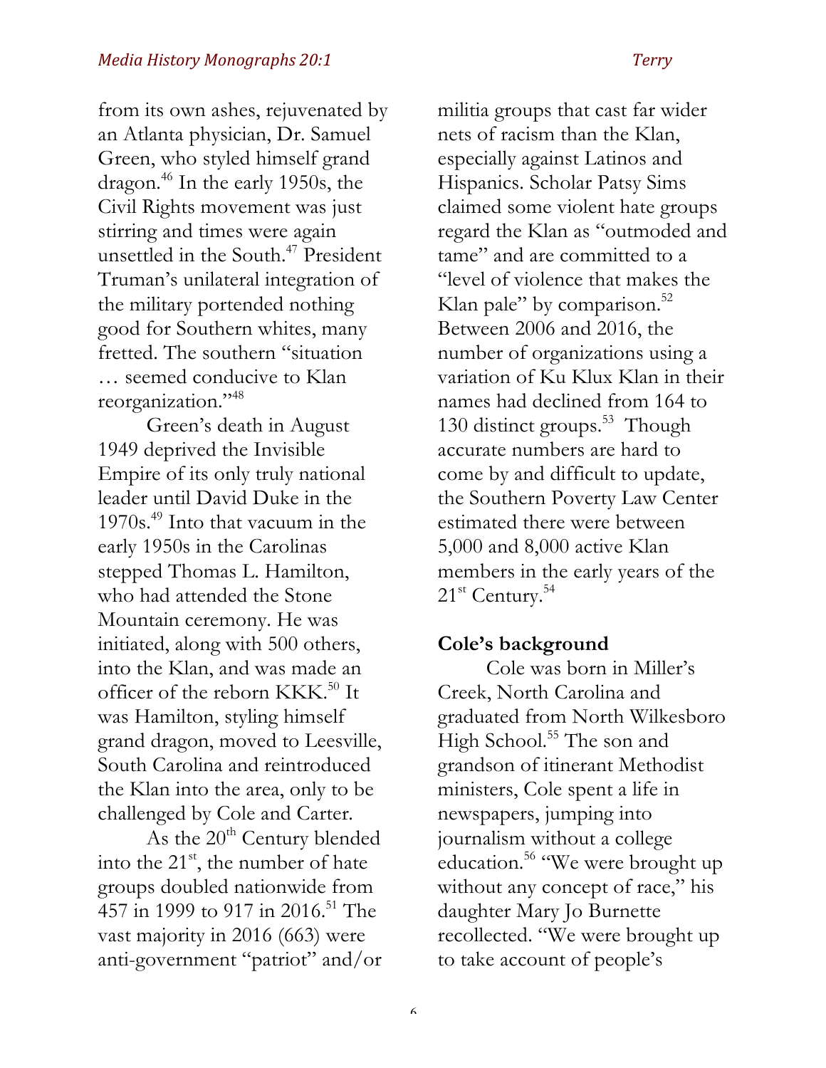from its own ashes, rejuvenated by an Atlanta physician, Dr. Samuel Green, who styled himself grand dragon.[46] In the early 1950s, the Civil Rights movement was just stirring and times were again unsettled in the South.[47] President Truman's unilateral integration of the military portended nothing good for Southern whites, many fretted. The southern "situation … seemed conducive to Klan reorganization."[48]

Green's death in August 1949 deprived the Invisible Empire of its only truly national leader until David Duke in the 1970s.[49] Into that vacuum in the early 1950s in the Carolinas stepped Thomas L. Hamilton, who had attended the Stone Mountain ceremony. He was initiated, along with 500 others, into the Klan, and was made an officer of the reborn KKK.[50] It was Hamilton, styling himself grand dragon, moved to Leesville, South Carolina and reintroduced the Klan into the area, only to be challenged by Cole and Carter.

As the 20th Century blended into the 21st, the number of hate groups doubled nationwide from 457 in 1999 to 917 in 2016.[51] The vast majority in 2016 (663) were anti-government "patriot" and/or militia groups that cast far wider nets of racism than the Klan, especially against Latinos and Hispanics. Scholar Patsy Sims claimed some violent hate groups regard the Klan as "outmoded and tame" and are committed to a "level of violence that makes the Klan pale" by comparison.[52] Between 2006 and 2016, the number of organizations using a variation of Ku Klux Klan in their names had declined from 164 to 130 distinct groups.[53] Though accurate numbers are hard to come by and difficult to update, the Southern Poverty Law Center estimated there were between 5,000 and 8,000 active Klan members in the early years of the 21st Century.[54]

**Cole's background**

Cole was born in Miller's Creek, North Carolina and graduated from North Wilkesboro High School.[55] The son and grandson of itinerant Methodist ministers, Cole spent a life in newspapers, jumping into journalism without a college education.[56] "We were brought up without any concept of race," his daughter Mary Jo Burnette recollected. "We were brought up to take account of people's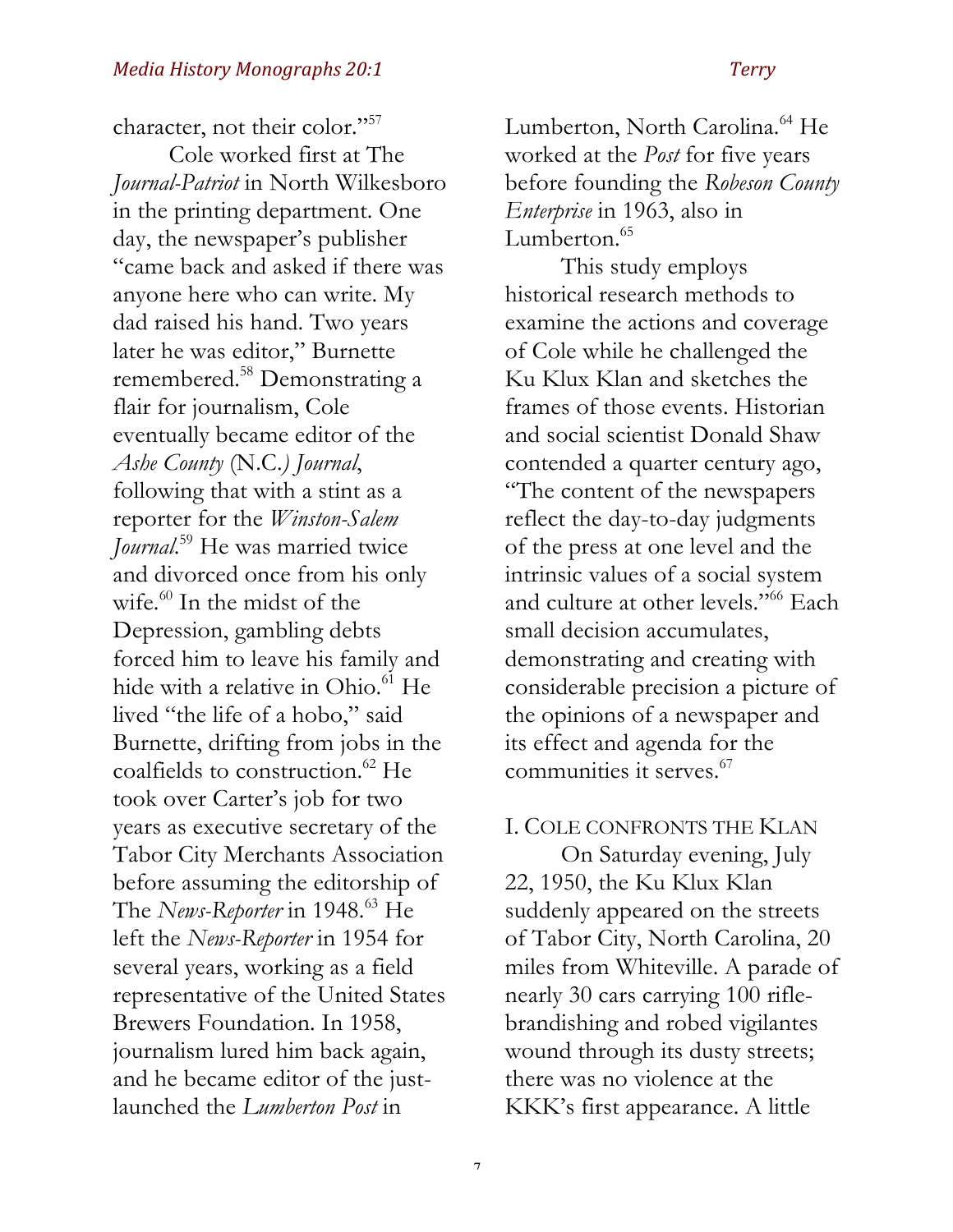character, not their color."[57]

Cole worked first at The *Journal-Patriot* in North Wilkesboro in the printing department. One day, the newspaper's publisher "came back and asked if there was anyone here who can write. My dad raised his hand. Two years later he was editor," Burnette remembered.[58] Demonstrating a flair for journalism, Cole eventually became editor of the *Ashe County* (N.C.*) Journal*, following that with a stint as a reporter for the *Winston-Salem Journal*.[59] He was married twice and divorced once from his only wife.[60] In the midst of the Depression, gambling debts forced him to leave his family and hide with a relative in Ohio.[61] He lived "the life of a hobo," said Burnette, drifting from jobs in the coalfields to construction.[62] He took over Carter's job for two years as executive secretary of the Tabor City Merchants Association before assuming the editorship of The *News-Reporter* in 1948.[63] He left the *News-Reporter* in 1954 for several years, working as a field representative of the United States Brewers Foundation. In 1958, journalism lured him back again, and he became editor of the just-launched the *Lumberton Post* in Lumberton, North Carolina.[64] He worked at the *Post* for five years before founding the *Robeson County Enterprise* in 1963, also in Lumberton.[65]

This study employs historical research methods to examine the actions and coverage of Cole while he challenged the Ku Klux Klan and sketches the frames of those events. Historian and social scientist Donald Shaw contended a quarter century ago, "The content of the newspapers reflect the day-to-day judgments of the press at one level and the intrinsic values of a social system and culture at other levels."[66] Each small decision accumulates, demonstrating and creating with considerable precision a picture of the opinions of a newspaper and its effect and agenda for the communities it serves.[67]

## I. Cole Confronts the Klan

On Saturday evening, July 22, 1950, the Ku Klux Klan suddenly appeared on the streets of Tabor City, North Carolina, 20 miles from Whiteville. A parade of nearly 30 cars carrying 100 rifle-brandishing and robed vigilantes wound through its dusty streets; there was no violence at the KKK's first appearance. A little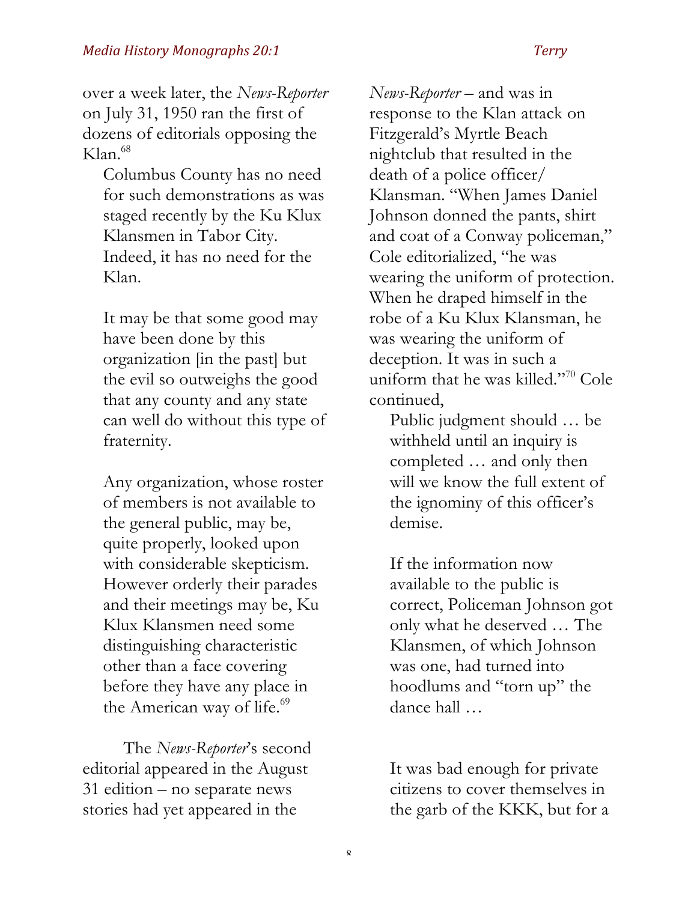over a week later, the *News-Reporter* on July 31, 1950 ran the first of dozens of editorials opposing the Klan.[68]

> Columbus County has no need for such demonstrations as was staged recently by the Ku Klux Klansmen in Tabor City. Indeed, it has no need for the Klan.
>
> It may be that some good may have been done by this organization [in the past] but the evil so outweighs the good that any county and any state can well do without this type of fraternity.
>
> Any organization, whose roster of members is not available to the general public, may be, quite properly, looked upon with considerable skepticism. However orderly their parades and their meetings may be, Ku Klux Klansmen need some distinguishing characteristic other than a face covering before they have any place in the American way of life.[69]

The *News-Reporter*'s second editorial appeared in the August 31 edition – no separate news stories had yet appeared in the *News-Reporter* – and was in response to the Klan attack on Fitzgerald's Myrtle Beach nightclub that resulted in the death of a police officer/ Klansman. "When James Daniel Johnson donned the pants, shirt and coat of a Conway policeman," Cole editorialized, "he was wearing the uniform of protection. When he draped himself in the robe of a Ku Klux Klansman, he was wearing the uniform of deception. It was in such a uniform that he was killed."[70] Cole continued,

> Public judgment should … be withheld until an inquiry is completed … and only then will we know the full extent of the ignominy of this officer's demise.
>
> If the information now available to the public is correct, Policeman Johnson got only what he deserved … The Klansmen, of which Johnson was one, had turned into hoodlums and "torn up" the dance hall …
>
> It was bad enough for private citizens to cover themselves in the garb of the KKK, but for a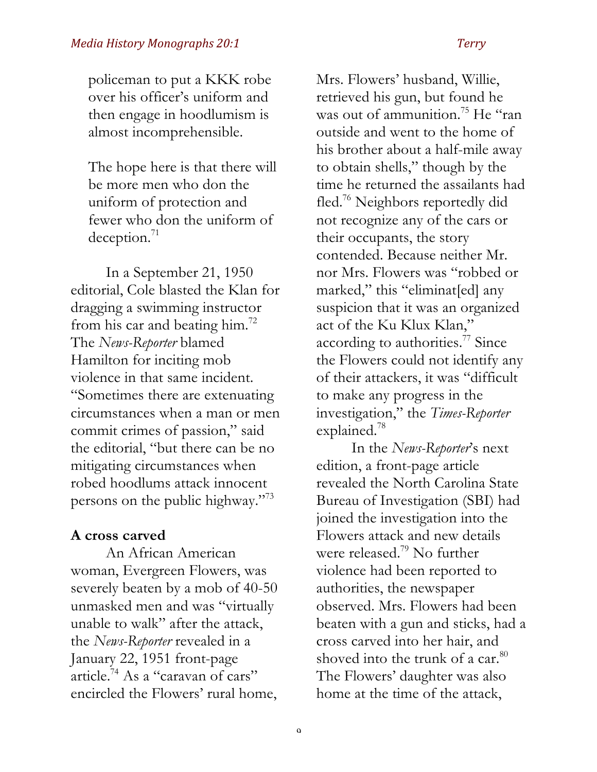policeman to put a KKK robe over his officer's uniform and then engage in hoodlumism is almost incomprehensible.

The hope here is that there will be more men who don the uniform of protection and fewer who don the uniform of deception.[71]

In a September 21, 1950 editorial, Cole blasted the Klan for dragging a swimming instructor from his car and beating him.[72] The *News-Reporter* blamed Hamilton for inciting mob violence in that same incident. "Sometimes there are extenuating circumstances when a man or men commit crimes of passion," said the editorial, "but there can be no mitigating circumstances when robed hoodlums attack innocent persons on the public highway."[73]

**A cross carved**

An African American woman, Evergreen Flowers, was severely beaten by a mob of 40-50 unmasked men and was "virtually unable to walk" after the attack, the *News-Reporter* revealed in a January 22, 1951 front-page article.[74] As a "caravan of cars" encircled the Flowers' rural home, Mrs. Flowers' husband, Willie, retrieved his gun, but found he was out of ammunition.[75] He "ran outside and went to the home of his brother about a half-mile away to obtain shells," though by the time he returned the assailants had fled.[76] Neighbors reportedly did not recognize any of the cars or their occupants, the story contended. Because neither Mr. nor Mrs. Flowers was "robbed or marked," this "eliminat[ed] any suspicion that it was an organized act of the Ku Klux Klan," according to authorities.[77] Since the Flowers could not identify any of their attackers, it was "difficult to make any progress in the investigation," the *Times-Reporter* explained.[78]

In the *News-Reporter*'s next edition, a front-page article revealed the North Carolina State Bureau of Investigation (SBI) had joined the investigation into the Flowers attack and new details were released.[79] No further violence had been reported to authorities, the newspaper observed. Mrs. Flowers had been beaten with a gun and sticks, had a cross carved into her hair, and shoved into the trunk of a car.[80] The Flowers' daughter was also home at the time of the attack,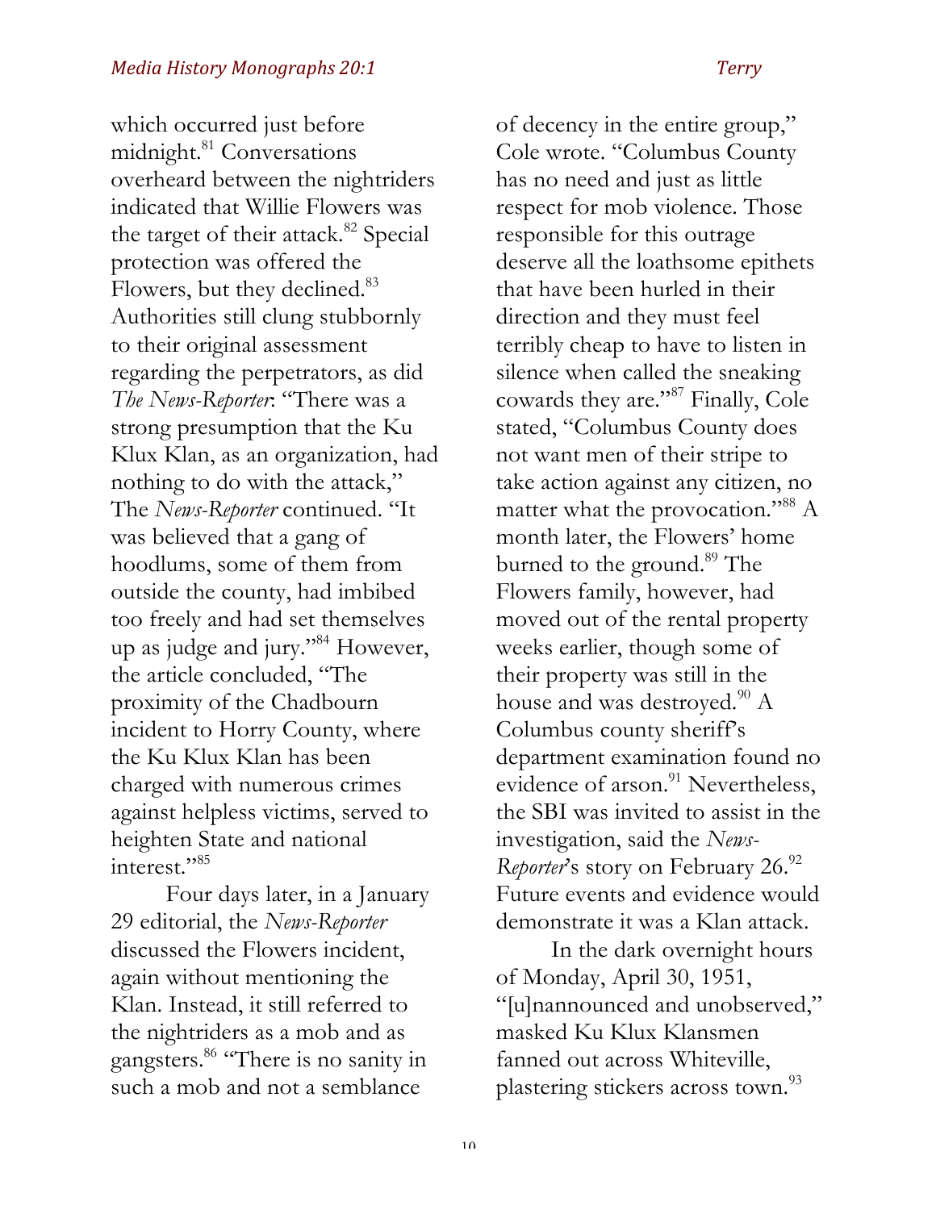which occurred just before midnight.[81] Conversations overheard between the nightriders indicated that Willie Flowers was the target of their attack.[82] Special protection was offered the Flowers, but they declined.[83] Authorities still clung stubbornly to their original assessment regarding the perpetrators, as did *The News-Reporter*: "There was a strong presumption that the Ku Klux Klan, as an organization, had nothing to do with the attack," The *News-Reporter* continued. "It was believed that a gang of hoodlums, some of them from outside the county, had imbibed too freely and had set themselves up as judge and jury."[84] However, the article concluded, "The proximity of the Chadbourn incident to Horry County, where the Ku Klux Klan has been charged with numerous crimes against helpless victims, served to heighten State and national interest."[85]

Four days later, in a January 29 editorial, the *News-Reporter* discussed the Flowers incident, again without mentioning the Klan. Instead, it still referred to the nightriders as a mob and as gangsters.[86] "There is no sanity in such a mob and not a semblance of decency in the entire group," Cole wrote. "Columbus County has no need and just as little respect for mob violence. Those responsible for this outrage deserve all the loathsome epithets that have been hurled in their direction and they must feel terribly cheap to have to listen in silence when called the sneaking cowards they are."[87] Finally, Cole stated, "Columbus County does not want men of their stripe to take action against any citizen, no matter what the provocation."[88] A month later, the Flowers' home burned to the ground.[89] The Flowers family, however, had moved out of the rental property weeks earlier, though some of their property was still in the house and was destroyed.[90] A Columbus county sheriff's department examination found no evidence of arson.[91] Nevertheless, the SBI was invited to assist in the investigation, said the *News-Reporter*'s story on February 26.[92] Future events and evidence would demonstrate it was a Klan attack.

In the dark overnight hours of Monday, April 30, 1951, "[u]nannounced and unobserved," masked Ku Klux Klansmen fanned out across Whiteville, plastering stickers across town.[93]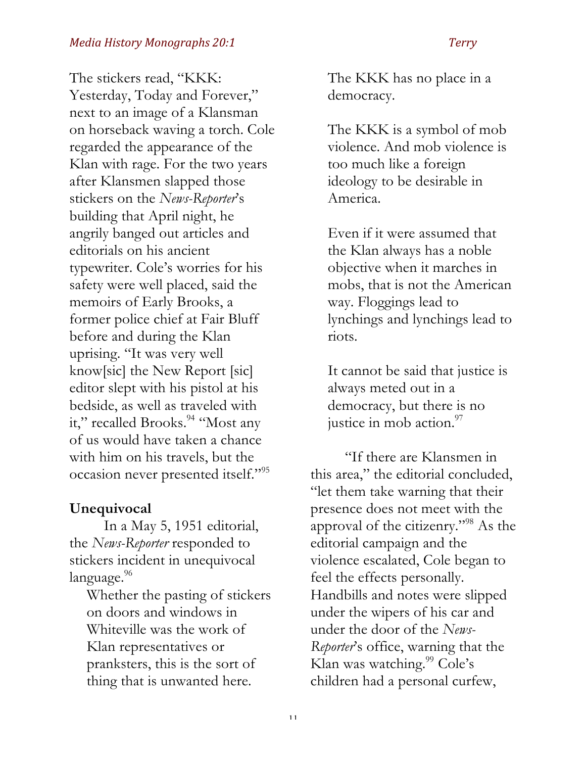The stickers read, "KKK: Yesterday, Today and Forever," next to an image of a Klansman on horseback waving a torch. Cole regarded the appearance of the Klan with rage. For the two years after Klansmen slapped those stickers on the *News-Reporter*'s building that April night, he angrily banged out articles and editorials on his ancient typewriter. Cole's worries for his safety were well placed, said the memoirs of Early Brooks, a former police chief at Fair Bluff before and during the Klan uprising. "It was very well know[sic] the New Report [sic] editor slept with his pistol at his bedside, as well as traveled with it," recalled Brooks.[94] "Most any of us would have taken a chance with him on his travels, but the occasion never presented itself."[95]

## Unequivocal

In a May 5, 1951 editorial, the *News-Reporter* responded to stickers incident in unequivocal language.[96]

> Whether the pasting of stickers on doors and windows in Whiteville was the work of Klan representatives or pranksters, this is the sort of thing that is unwanted here.
>
> The KKK has no place in a democracy.
>
> The KKK is a symbol of mob violence. And mob violence is too much like a foreign ideology to be desirable in America.
>
> Even if it were assumed that the Klan always has a noble objective when it marches in mobs, that is not the American way. Floggings lead to lynchings and lynchings lead to riots.
>
> It cannot be said that justice is always meted out in a democracy, but there is no justice in mob action.[97]

"If there are Klansmen in this area," the editorial concluded, "let them take warning that their presence does not meet with the approval of the citizenry."[98] As the editorial campaign and the violence escalated, Cole began to feel the effects personally. Handbills and notes were slipped under the wipers of his car and under the door of the *News-Reporter*'s office, warning that the Klan was watching.[99] Cole's children had a personal curfew,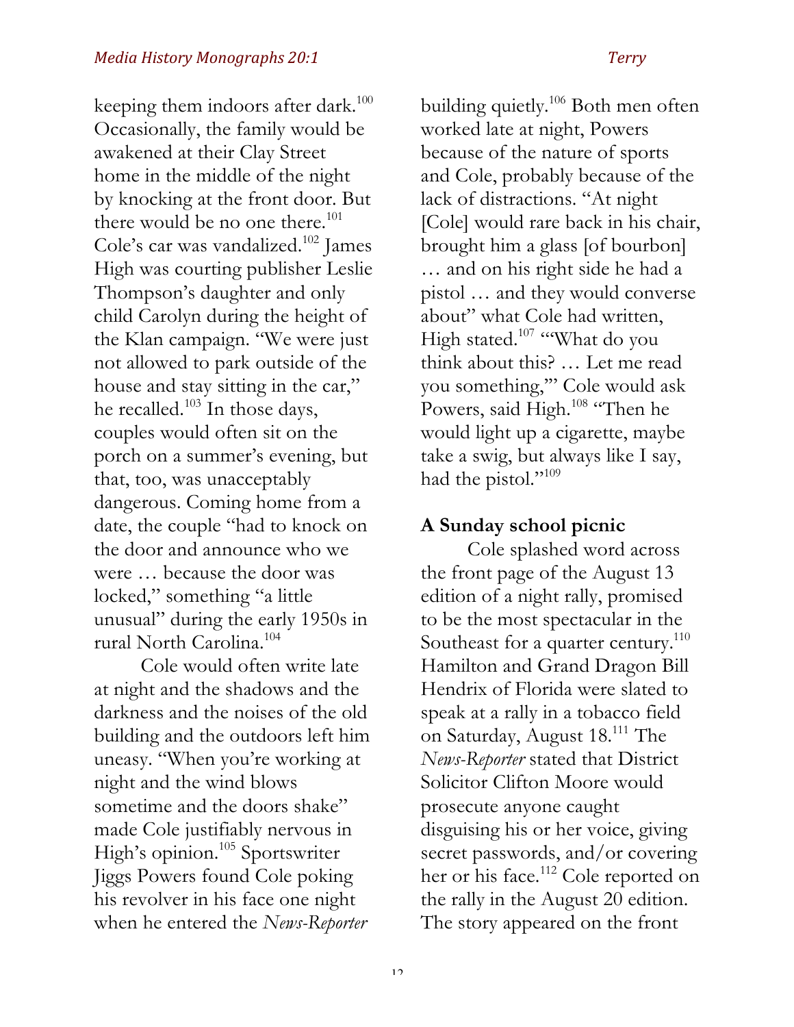keeping them indoors after dark.[100] Occasionally, the family would be awakened at their Clay Street home in the middle of the night by knocking at the front door. But there would be no one there.[101] Cole's car was vandalized.[102] James High was courting publisher Leslie Thompson's daughter and only child Carolyn during the height of the Klan campaign. "We were just not allowed to park outside of the house and stay sitting in the car," he recalled.[103] In those days, couples would often sit on the porch on a summer's evening, but that, too, was unacceptably dangerous. Coming home from a date, the couple "had to knock on the door and announce who we were … because the door was locked," something "a little unusual" during the early 1950s in rural North Carolina.[104]

Cole would often write late at night and the shadows and the darkness and the noises of the old building and the outdoors left him uneasy. "When you're working at night and the wind blows sometime and the doors shake" made Cole justifiably nervous in High's opinion.[105] Sportswriter Jiggs Powers found Cole poking his revolver in his face one night when he entered the *News-Reporter* building quietly.[106] Both men often worked late at night, Powers because of the nature of sports and Cole, probably because of the lack of distractions. "At night [Cole] would rare back in his chair, brought him a glass [of bourbon] … and on his right side he had a pistol … and they would converse about" what Cole had written, High stated.[107] "'What do you think about this? … Let me read you something,'" Cole would ask Powers, said High.[108] "Then he would light up a cigarette, maybe take a swig, but always like I say, had the pistol."[109]

## A Sunday school picnic

Cole splashed word across the front page of the August 13 edition of a night rally, promised to be the most spectacular in the Southeast for a quarter century.[110] Hamilton and Grand Dragon Bill Hendrix of Florida were slated to speak at a rally in a tobacco field on Saturday, August 18.[111] The *News-Reporter* stated that District Solicitor Clifton Moore would prosecute anyone caught disguising his or her voice, giving secret passwords, and/or covering her or his face.[112] Cole reported on the rally in the August 20 edition. The story appeared on the front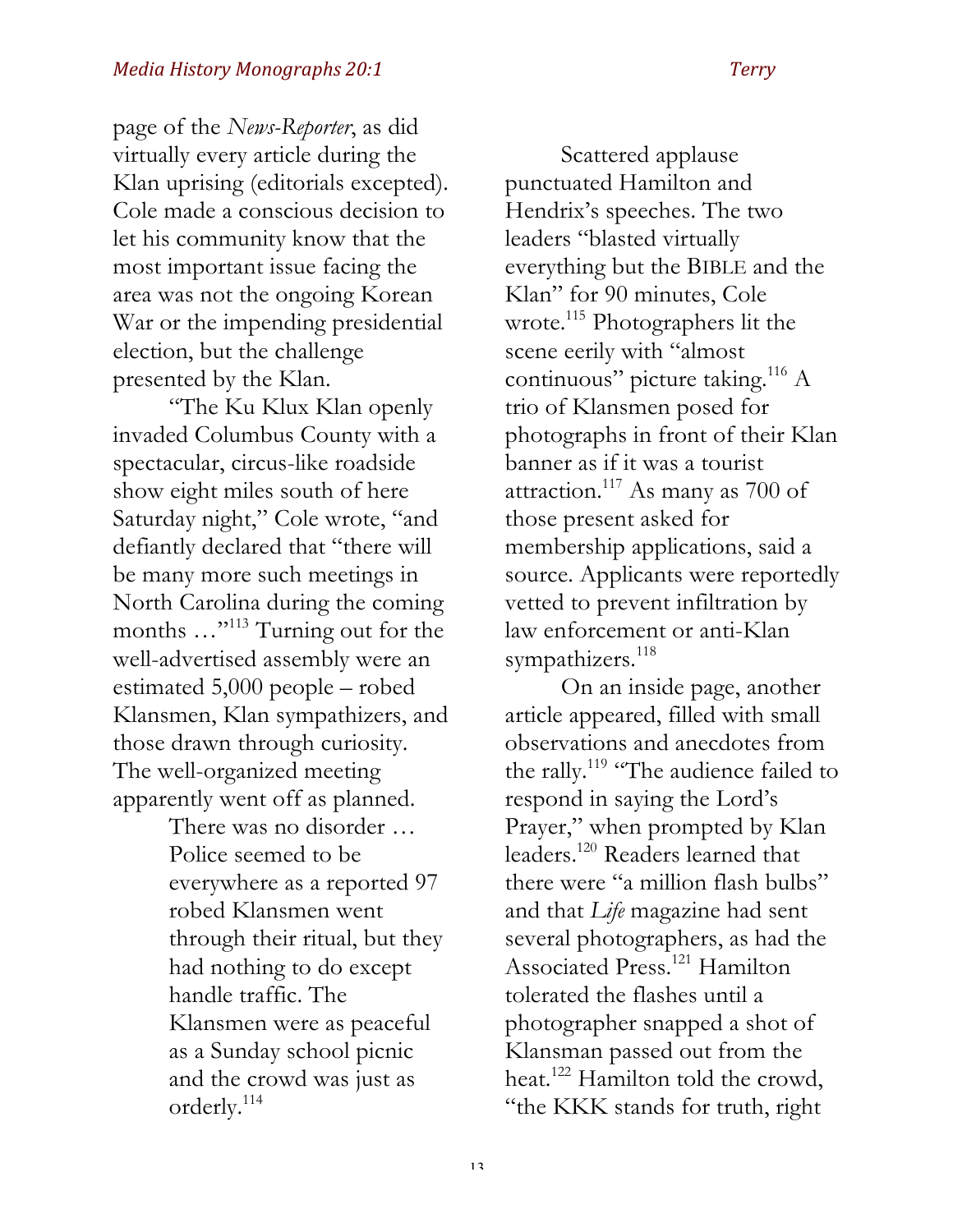page of the *News-Reporter*, as did virtually every article during the Klan uprising (editorials excepted). Cole made a conscious decision to let his community know that the most important issue facing the area was not the ongoing Korean War or the impending presidential election, but the challenge presented by the Klan.

"The Ku Klux Klan openly invaded Columbus County with a spectacular, circus-like roadside show eight miles south of here Saturday night," Cole wrote, "and defiantly declared that "there will be many more such meetings in North Carolina during the coming months …"[113] Turning out for the well-advertised assembly were an estimated 5,000 people – robed Klansmen, Klan sympathizers, and those drawn through curiosity. The well-organized meeting apparently went off as planned.

> There was no disorder … Police seemed to be everywhere as a reported 97 robed Klansmen went through their ritual, but they had nothing to do except handle traffic. The Klansmen were as peaceful as a Sunday school picnic and the crowd was just as orderly.[114]

Scattered applause punctuated Hamilton and Hendrix's speeches. The two leaders "blasted virtually everything but the BIBLE and the Klan" for 90 minutes, Cole wrote.[115] Photographers lit the scene eerily with "almost continuous" picture taking.[116] A trio of Klansmen posed for photographs in front of their Klan banner as if it was a tourist attraction.[117] As many as 700 of those present asked for membership applications, said a source. Applicants were reportedly vetted to prevent infiltration by law enforcement or anti-Klan sympathizers.[118]

On an inside page, another article appeared, filled with small observations and anecdotes from the rally.[119] "The audience failed to respond in saying the Lord's Prayer," when prompted by Klan leaders.[120] Readers learned that there were "a million flash bulbs" and that *Life* magazine had sent several photographers, as had the Associated Press.[121] Hamilton tolerated the flashes until a photographer snapped a shot of Klansman passed out from the heat.[122] Hamilton told the crowd, "the KKK stands for truth, right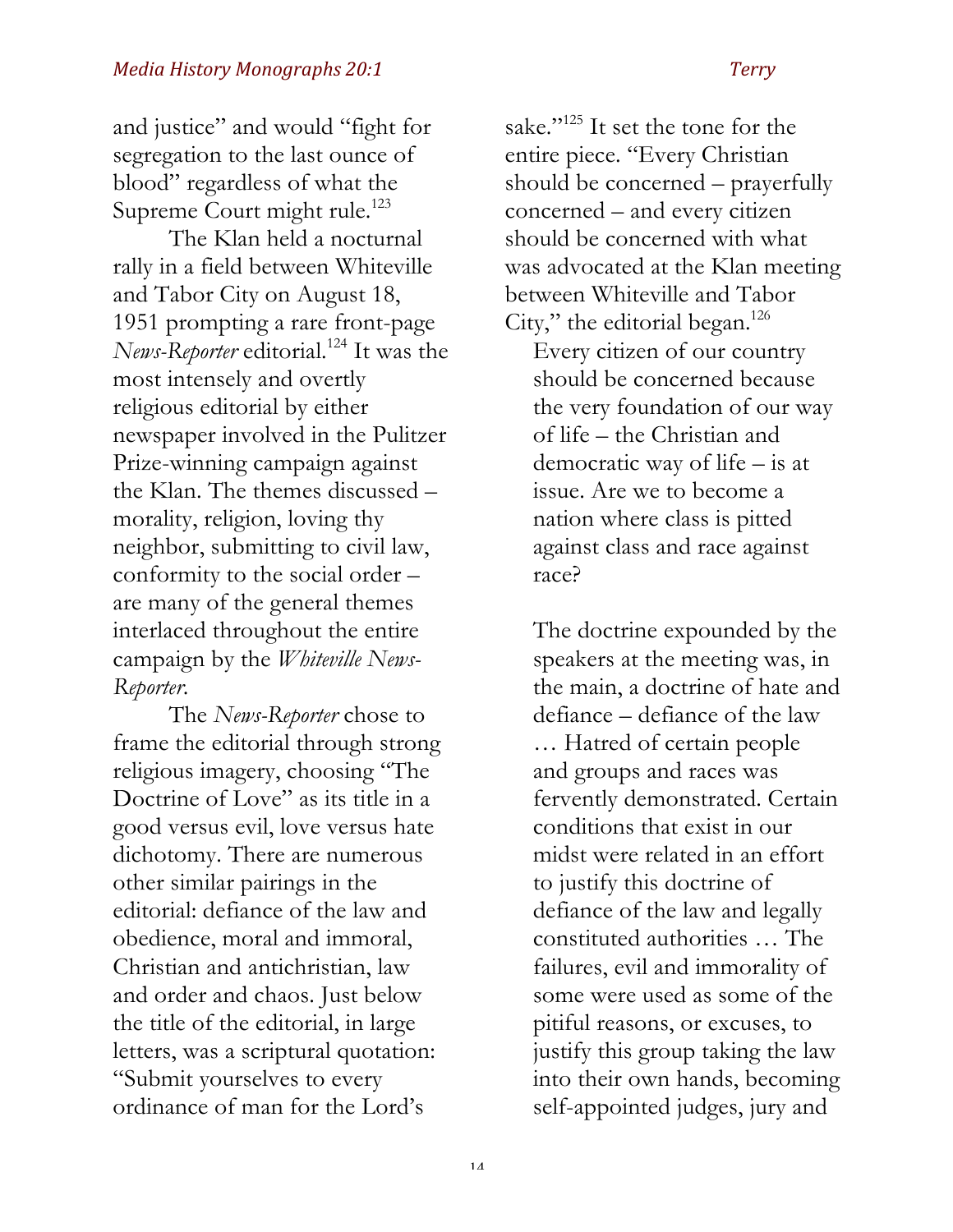and justice" and would "fight for segregation to the last ounce of blood" regardless of what the Supreme Court might rule.[123]

The Klan held a nocturnal rally in a field between Whiteville and Tabor City on August 18, 1951 prompting a rare front-page *News-Reporter* editorial.[124] It was the most intensely and overtly religious editorial by either newspaper involved in the Pulitzer Prize-winning campaign against the Klan. The themes discussed – morality, religion, loving thy neighbor, submitting to civil law, conformity to the social order – are many of the general themes interlaced throughout the entire campaign by the *Whiteville News-Reporter*.

The *News-Reporter* chose to frame the editorial through strong religious imagery, choosing "The Doctrine of Love" as its title in a good versus evil, love versus hate dichotomy. There are numerous other similar pairings in the editorial: defiance of the law and obedience, moral and immoral, Christian and antichristian, law and order and chaos. Just below the title of the editorial, in large letters, was a scriptural quotation: "Submit yourselves to every ordinance of man for the Lord's sake."[125] It set the tone for the entire piece. "Every Christian should be concerned – prayerfully concerned – and every citizen should be concerned with what was advocated at the Klan meeting between Whiteville and Tabor City," the editorial began.[126]

> Every citizen of our country should be concerned because the very foundation of our way of life – the Christian and democratic way of life – is at issue. Are we to become a nation where class is pitted against class and race against race?
>
> The doctrine expounded by the speakers at the meeting was, in the main, a doctrine of hate and defiance – defiance of the law … Hatred of certain people and groups and races was fervently demonstrated. Certain conditions that exist in our midst were related in an effort to justify this doctrine of defiance of the law and legally constituted authorities … The failures, evil and immorality of some were used as some of the pitiful reasons, or excuses, to justify this group taking the law into their own hands, becoming self-appointed judges, jury and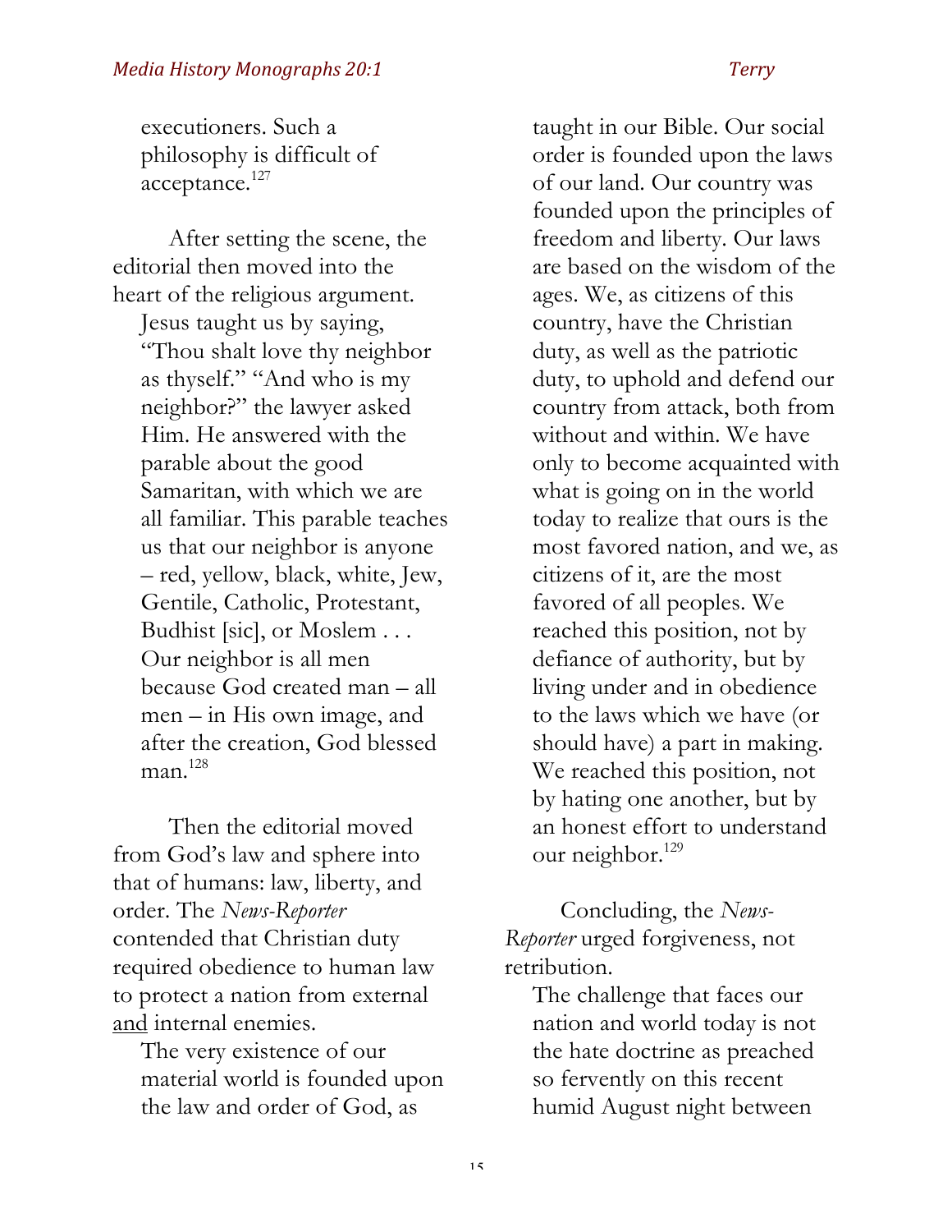> executioners. Such a philosophy is difficult of acceptance.[127]

After setting the scene, the editorial then moved into the heart of the religious argument.

> Jesus taught us by saying, "Thou shalt love thy neighbor as thyself." "And who is my neighbor?" the lawyer asked Him. He answered with the parable about the good Samaritan, with which we are all familiar. This parable teaches us that our neighbor is anyone – red, yellow, black, white, Jew, Gentile, Catholic, Protestant, Budhist [sic], or Moslem . . . Our neighbor is all men because God created man – all men – in His own image, and after the creation, God blessed man.[128]

Then the editorial moved from God's law and sphere into that of humans: law, liberty, and order. The *News-Reporter* contended that Christian duty required obedience to human law to protect a nation from external <u>and</u> internal enemies.

> The very existence of our material world is founded upon the law and order of God, as taught in our Bible. Our social order is founded upon the laws of our land. Our country was founded upon the principles of freedom and liberty. Our laws are based on the wisdom of the ages. We, as citizens of this country, have the Christian duty, as well as the patriotic duty, to uphold and defend our country from attack, both from without and within. We have only to become acquainted with what is going on in the world today to realize that ours is the most favored nation, and we, as citizens of it, are the most favored of all peoples. We reached this position, not by defiance of authority, but by living under and in obedience to the laws which we have (or should have) a part in making. We reached this position, not by hating one another, but by an honest effort to understand our neighbor.[129]

Concluding, the *News-Reporter* urged forgiveness, not retribution.

> The challenge that faces our nation and world today is not the hate doctrine as preached so fervently on this recent humid August night between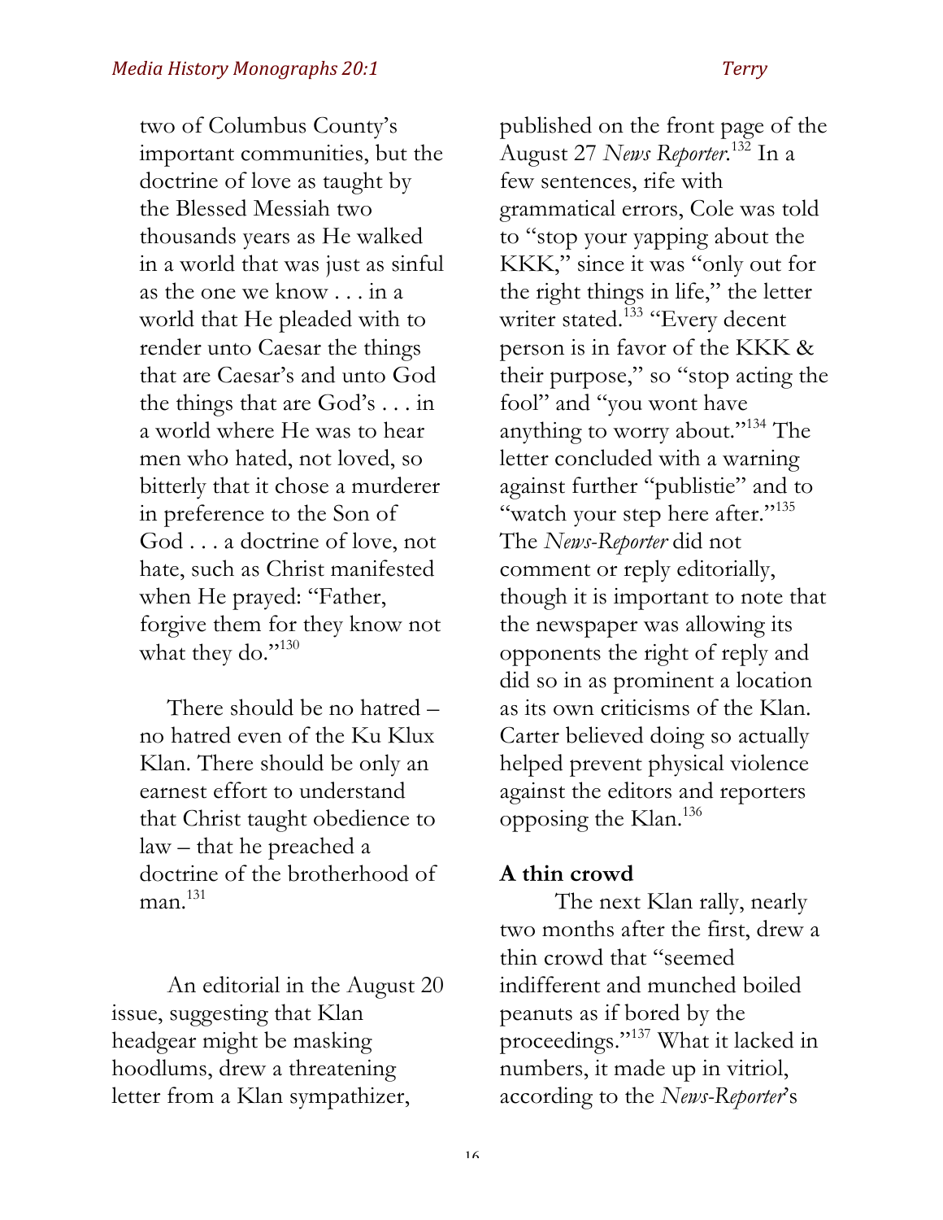> two of Columbus County's important communities, but the doctrine of love as taught by the Blessed Messiah two thousands years as He walked in a world that was just as sinful as the one we know . . . in a world that He pleaded with to render unto Caesar the things that are Caesar's and unto God the things that are God's . . . in a world where He was to hear men who hated, not loved, so bitterly that it chose a murderer in preference to the Son of God . . . a doctrine of love, not hate, such as Christ manifested when He prayed: "Father, forgive them for they know not what they do."[130]
>
> There should be no hatred – no hatred even of the Ku Klux Klan. There should be only an earnest effort to understand that Christ taught obedience to law – that he preached a doctrine of the brotherhood of man.[131]

An editorial in the August 20 issue, suggesting that Klan headgear might be masking hoodlums, drew a threatening letter from a Klan sympathizer, published on the front page of the August 27 *News Reporter*.[132] In a few sentences, rife with grammatical errors, Cole was told to "stop your yapping about the KKK," since it was "only out for the right things in life," the letter writer stated.[133] "Every decent person is in favor of the KKK & their purpose," so "stop acting the fool" and "you wont have anything to worry about."[134] The letter concluded with a warning against further "publistie" and to "watch your step here after."[135] The *News-Reporter* did not comment or reply editorially, though it is important to note that the newspaper was allowing its opponents the right of reply and did so in as prominent a location as its own criticisms of the Klan. Carter believed doing so actually helped prevent physical violence against the editors and reporters opposing the Klan.[136]

**A thin crowd**

The next Klan rally, nearly two months after the first, drew a thin crowd that "seemed indifferent and munched boiled peanuts as if bored by the proceedings."[137] What it lacked in numbers, it made up in vitriol, according to the *News-Reporter*'s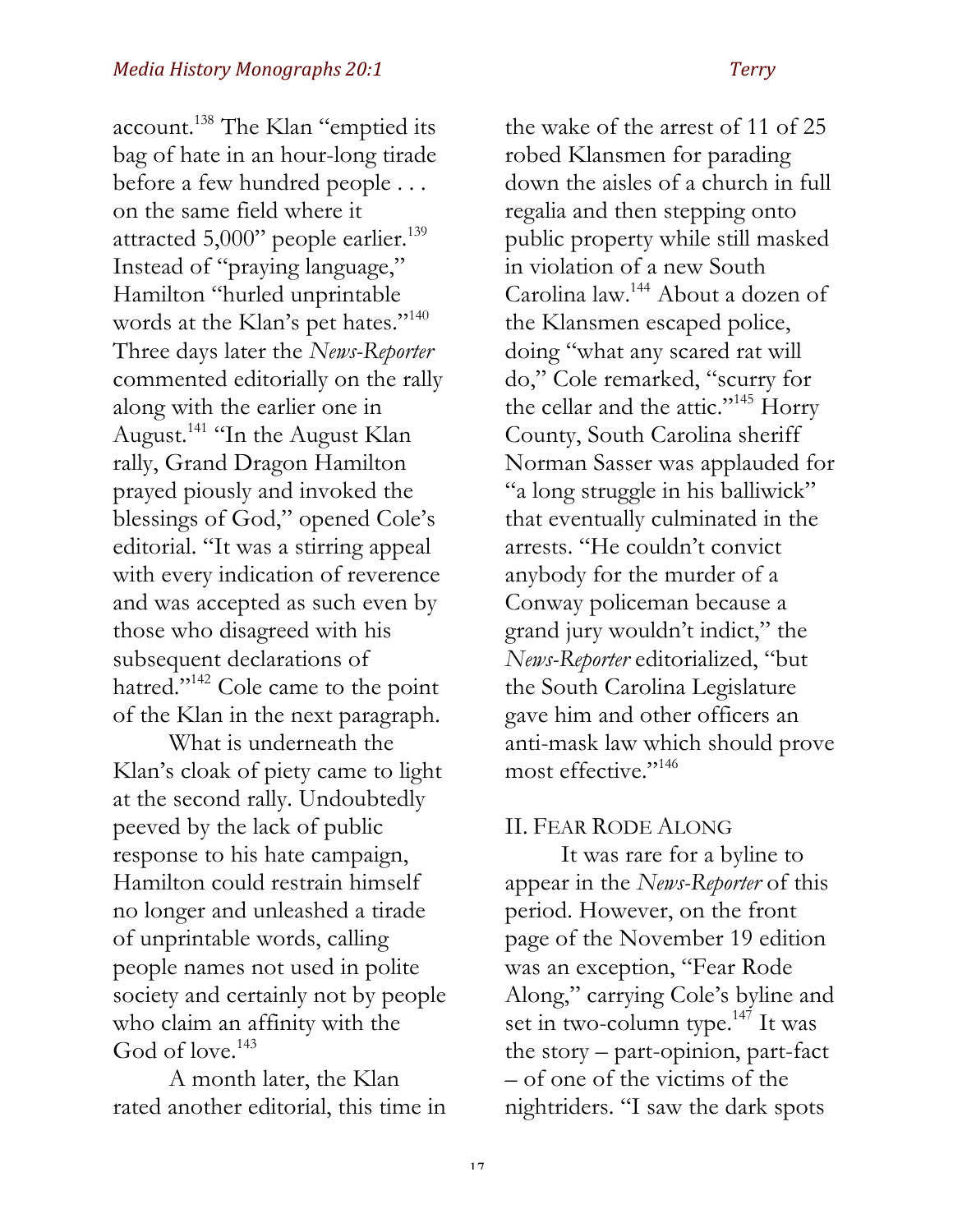account.[138] The Klan "emptied its bag of hate in an hour-long tirade before a few hundred people . . . on the same field where it attracted 5,000" people earlier.[139] Instead of "praying language," Hamilton "hurled unprintable words at the Klan's pet hates."[140] Three days later the *News-Reporter* commented editorially on the rally along with the earlier one in August.[141] "In the August Klan rally, Grand Dragon Hamilton prayed piously and invoked the blessings of God," opened Cole's editorial. "It was a stirring appeal with every indication of reverence and was accepted as such even by those who disagreed with his subsequent declarations of hatred."[142] Cole came to the point of the Klan in the next paragraph.

What is underneath the Klan's cloak of piety came to light at the second rally. Undoubtedly peeved by the lack of public response to his hate campaign, Hamilton could restrain himself no longer and unleashed a tirade of unprintable words, calling people names not used in polite society and certainly not by people who claim an affinity with the God of love.[143]

A month later, the Klan rated another editorial, this time in the wake of the arrest of 11 of 25 robed Klansmen for parading down the aisles of a church in full regalia and then stepping onto public property while still masked in violation of a new South Carolina law.[144] About a dozen of the Klansmen escaped police, doing "what any scared rat will do," Cole remarked, "scurry for the cellar and the attic."[145] Horry County, South Carolina sheriff Norman Sasser was applauded for "a long struggle in his balliwick" that eventually culminated in the arrests. "He couldn't convict anybody for the murder of a Conway policeman because a grand jury wouldn't indict," the *News-Reporter* editorialized, "but the South Carolina Legislature gave him and other officers an anti-mask law which should prove most effective."[146]

## II. Fear Rode Along

It was rare for a byline to appear in the *News-Reporter* of this period. However, on the front page of the November 19 edition was an exception, "Fear Rode Along," carrying Cole's byline and set in two-column type.[147] It was the story – part-opinion, part-fact – of one of the victims of the nightriders. "I saw the dark spots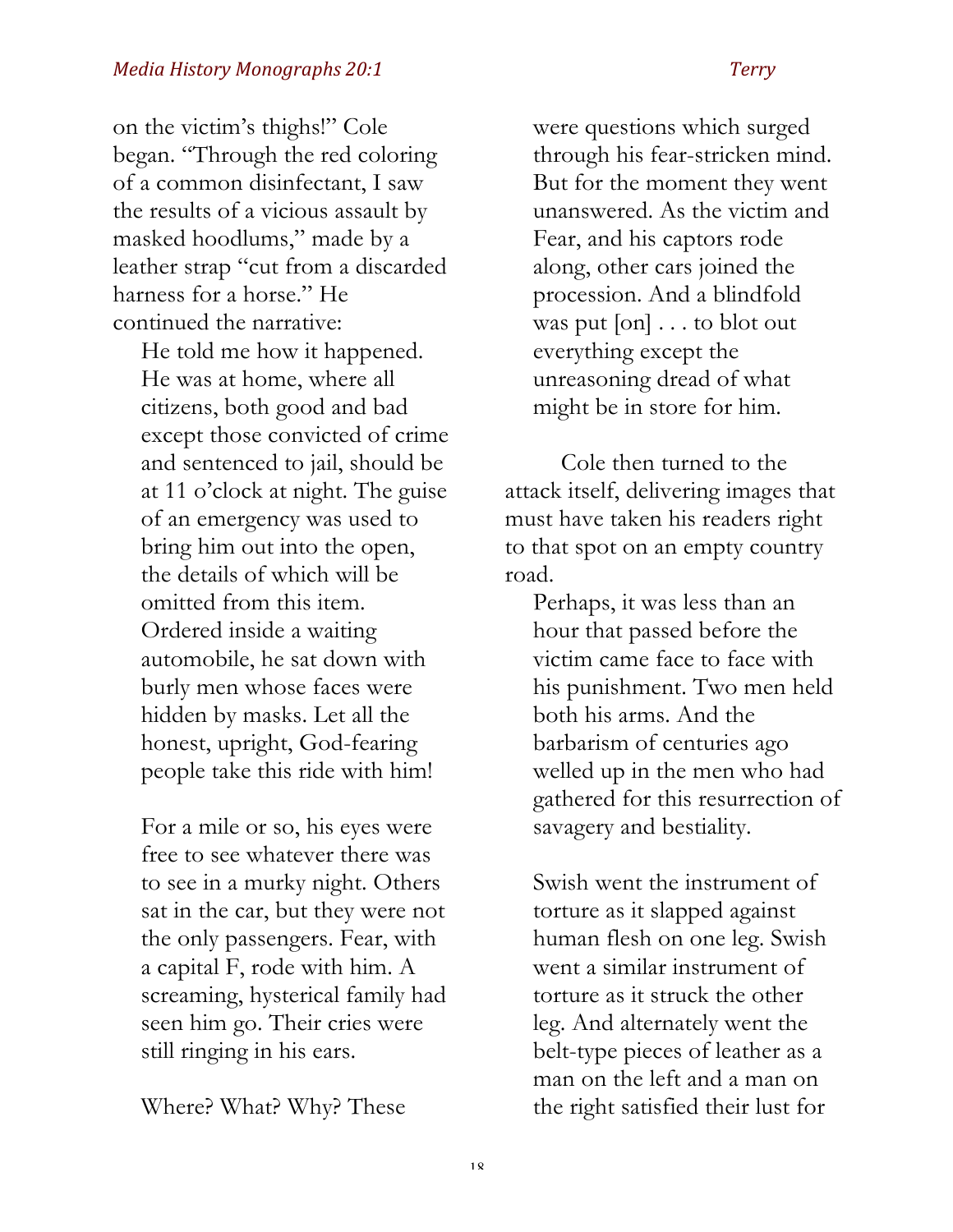on the victim's thighs!" Cole began. "Through the red coloring of a common disinfectant, I saw the results of a vicious assault by masked hoodlums," made by a leather strap "cut from a discarded harness for a horse." He continued the narrative:

> He told me how it happened. He was at home, where all citizens, both good and bad except those convicted of crime and sentenced to jail, should be at 11 o'clock at night. The guise of an emergency was used to bring him out into the open, the details of which will be omitted from this item. Ordered inside a waiting automobile, he sat down with burly men whose faces were hidden by masks. Let all the honest, upright, God-fearing people take this ride with him!
>
> For a mile or so, his eyes were free to see whatever there was to see in a murky night. Others sat in the car, but they were not the only passengers. Fear, with a capital F, rode with him. A screaming, hysterical family had seen him go. Their cries were still ringing in his ears.
>
> Where? What? Why? These were questions which surged through his fear-stricken mind. But for the moment they went unanswered. As the victim and Fear, and his captors rode along, other cars joined the procession. And a blindfold was put [on] . . . to blot out everything except the unreasoning dread of what might be in store for him.

Cole then turned to the attack itself, delivering images that must have taken his readers right to that spot on an empty country road.

> Perhaps, it was less than an hour that passed before the victim came face to face with his punishment. Two men held both his arms. And the barbarism of centuries ago welled up in the men who had gathered for this resurrection of savagery and bestiality.
>
> Swish went the instrument of torture as it slapped against human flesh on one leg. Swish went a similar instrument of torture as it struck the other leg. And alternately went the belt-type pieces of leather as a man on the left and a man on the right satisfied their lust for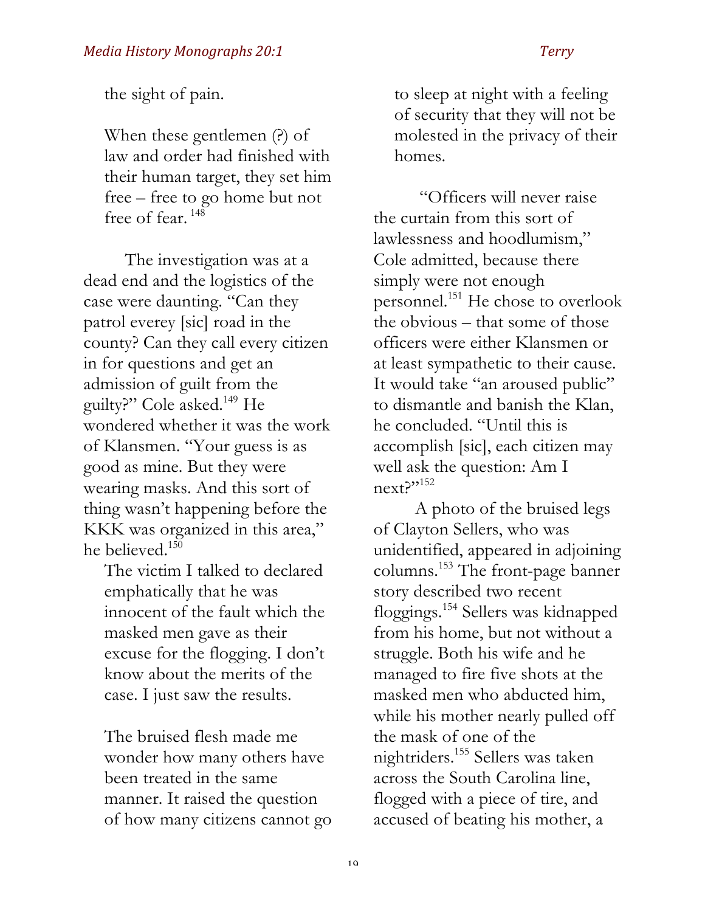> the sight of pain.
>
> When these gentlemen (?) of law and order had finished with their human target, they set him free – free to go home but not free of fear.[148]

The investigation was at a dead end and the logistics of the case were daunting. "Can they patrol everey [sic] road in the county? Can they call every citizen in for questions and get an admission of guilt from the guilty?" Cole asked.[149] He wondered whether it was the work of Klansmen. "Your guess is as good as mine. But they were wearing masks. And this sort of thing wasn't happening before the KKK was organized in this area," he believed.[150]

> The victim I talked to declared emphatically that he was innocent of the fault which the masked men gave as their excuse for the flogging. I don't know about the merits of the case. I just saw the results.
>
> The bruised flesh made me wonder how many others have been treated in the same manner. It raised the question of how many citizens cannot go to sleep at night with a feeling of security that they will not be molested in the privacy of their homes.

"Officers will never raise the curtain from this sort of lawlessness and hoodlumism," Cole admitted, because there simply were not enough personnel.[151] He chose to overlook the obvious – that some of those officers were either Klansmen or at least sympathetic to their cause. It would take "an aroused public" to dismantle and banish the Klan, he concluded. "Until this is accomplish [sic], each citizen may well ask the question: Am I next?"[152]

A photo of the bruised legs of Clayton Sellers, who was unidentified, appeared in adjoining columns.[153] The front-page banner story described two recent floggings.[154] Sellers was kidnapped from his home, but not without a struggle. Both his wife and he managed to fire five shots at the masked men who abducted him, while his mother nearly pulled off the mask of one of the nightriders.[155] Sellers was taken across the South Carolina line, flogged with a piece of tire, and accused of beating his mother, a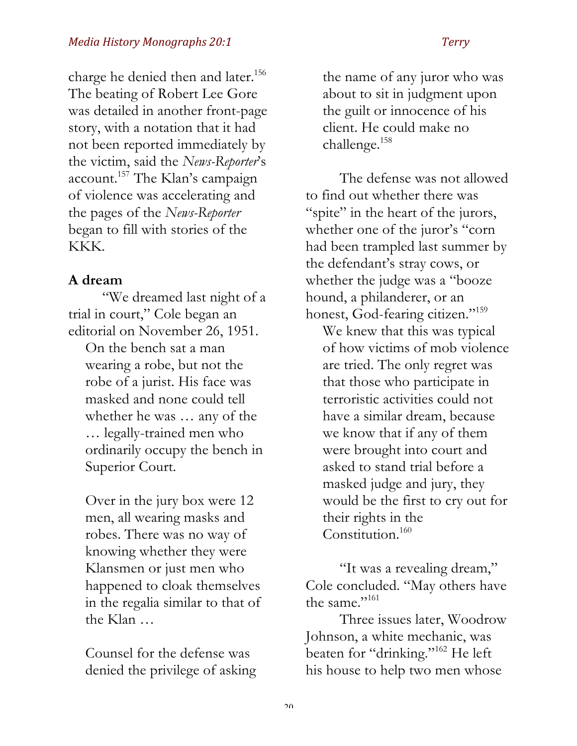charge he denied then and later.[156] The beating of Robert Lee Gore was detailed in another front-page story, with a notation that it had not been reported immediately by the victim, said the *News-Reporter*'s account.[157] The Klan's campaign of violence was accelerating and the pages of the *News-Reporter* began to fill with stories of the KKK.

**A dream**

"We dreamed last night of a trial in court," Cole began an editorial on November 26, 1951.

> On the bench sat a man wearing a robe, but not the robe of a jurist. His face was masked and none could tell whether he was … any of the … legally-trained men who ordinarily occupy the bench in Superior Court.
>
> Over in the jury box were 12 men, all wearing masks and robes. There was no way of knowing whether they were Klansmen or just men who happened to cloak themselves in the regalia similar to that of the Klan …
>
> Counsel for the defense was denied the privilege of asking the name of any juror who was about to sit in judgment upon the guilt or innocence of his client. He could make no challenge.[158]

The defense was not allowed to find out whether there was "spite" in the heart of the jurors, whether one of the juror's "corn had been trampled last summer by the defendant's stray cows, or whether the judge was a "booze hound, a philanderer, or an honest, God-fearing citizen."[159]

> We knew that this was typical of how victims of mob violence are tried. The only regret was that those who participate in terroristic activities could not have a similar dream, because we know that if any of them were brought into court and asked to stand trial before a masked judge and jury, they would be the first to cry out for their rights in the Constitution.[160]

"It was a revealing dream," Cole concluded. "May others have the same."[161]

Three issues later, Woodrow Johnson, a white mechanic, was beaten for "drinking."[162] He left his house to help two men whose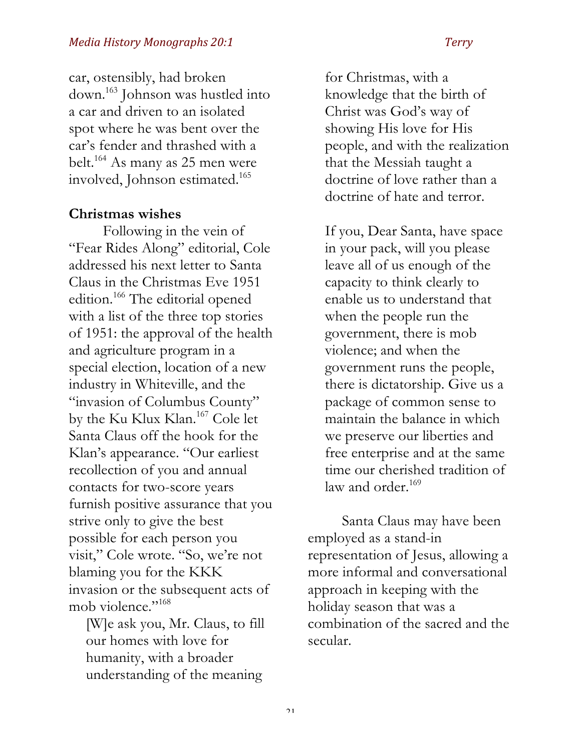car, ostensibly, had broken down.[163] Johnson was hustled into a car and driven to an isolated spot where he was bent over the car's fender and thrashed with a belt.[164] As many as 25 men were involved, Johnson estimated.[165]

**Christmas wishes**

Following in the vein of "Fear Rides Along" editorial, Cole addressed his next letter to Santa Claus in the Christmas Eve 1951 edition.[166] The editorial opened with a list of the three top stories of 1951: the approval of the health and agriculture program in a special election, location of a new industry in Whiteville, and the "invasion of Columbus County" by the Ku Klux Klan.[167] Cole let Santa Claus off the hook for the Klan's appearance. "Our earliest recollection of you and annual contacts for two-score years furnish positive assurance that you strive only to give the best possible for each person you visit," Cole wrote. "So, we're not blaming you for the KKK invasion or the subsequent acts of mob violence."[168]

> [W]e ask you, Mr. Claus, to fill our homes with love for humanity, with a broader understanding of the meaning for Christmas, with a knowledge that the birth of Christ was God's way of showing His love for His people, and with the realization that the Messiah taught a doctrine of love rather than a doctrine of hate and terror.
>
> If you, Dear Santa, have space in your pack, will you please leave all of us enough of the capacity to think clearly to enable us to understand that when the people run the government, there is mob violence; and when the government runs the people, there is dictatorship. Give us a package of common sense to maintain the balance in which we preserve our liberties and free enterprise and at the same time our cherished tradition of law and order.[169]

Santa Claus may have been employed as a stand-in representation of Jesus, allowing a more informal and conversational approach in keeping with the holiday season that was a combination of the sacred and the secular.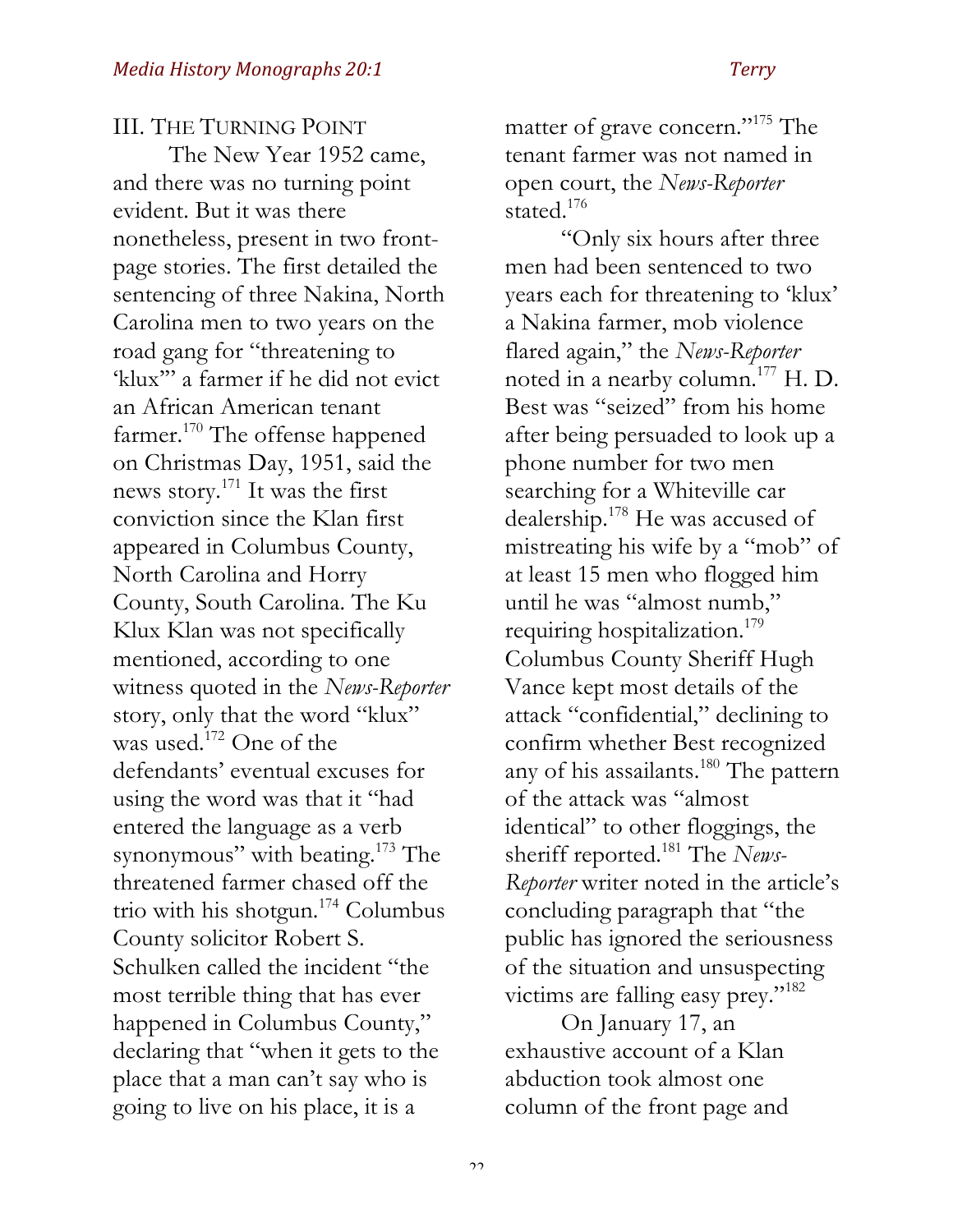## III. The Turning Point

The New Year 1952 came, and there was no turning point evident. But it was there nonetheless, present in two front-page stories. The first detailed the sentencing of three Nakina, North Carolina men to two years on the road gang for "threatening to 'klux'" a farmer if he did not evict an African American tenant farmer.[170] The offense happened on Christmas Day, 1951, said the news story.[171] It was the first conviction since the Klan first appeared in Columbus County, North Carolina and Horry County, South Carolina. The Ku Klux Klan was not specifically mentioned, according to one witness quoted in the *News-Reporter* story, only that the word "klux" was used.[172] One of the defendants' eventual excuses for using the word was that it "had entered the language as a verb synonymous" with beating.[173] The threatened farmer chased off the trio with his shotgun.[174] Columbus County solicitor Robert S. Schulken called the incident "the most terrible thing that has ever happened in Columbus County," declaring that "when it gets to the place that a man can't say who is going to live on his place, it is a matter of grave concern."[175] The tenant farmer was not named in open court, the *News-Reporter* stated.[176]

"Only six hours after three men had been sentenced to two years each for threatening to 'klux' a Nakina farmer, mob violence flared again," the *News-Reporter* noted in a nearby column.[177] H. D. Best was "seized" from his home after being persuaded to look up a phone number for two men searching for a Whiteville car dealership.[178] He was accused of mistreating his wife by a "mob" of at least 15 men who flogged him until he was "almost numb," requiring hospitalization.[179] Columbus County Sheriff Hugh Vance kept most details of the attack "confidential," declining to confirm whether Best recognized any of his assailants.[180] The pattern of the attack was "almost identical" to other floggings, the sheriff reported.[181] The *News-Reporter* writer noted in the article's concluding paragraph that "the public has ignored the seriousness of the situation and unsuspecting victims are falling easy prey."[182]

On January 17, an exhaustive account of a Klan abduction took almost one column of the front page and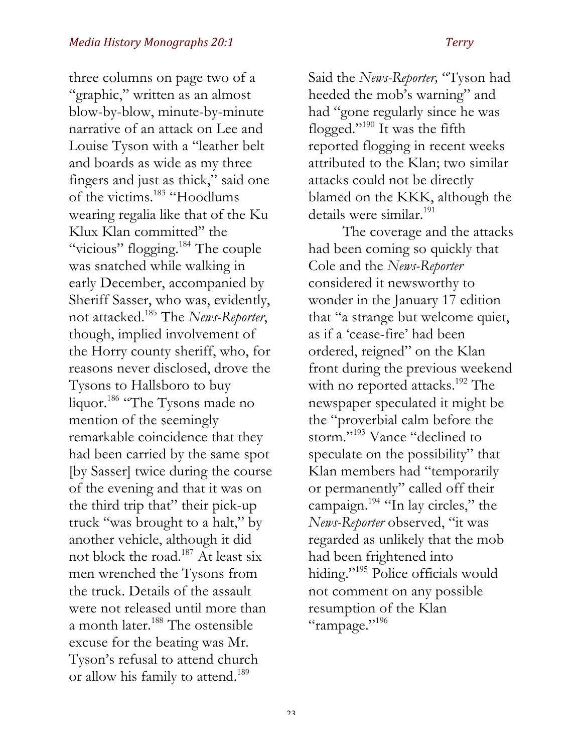three columns on page two of a "graphic," written as an almost blow-by-blow, minute-by-minute narrative of an attack on Lee and Louise Tyson with a "leather belt and boards as wide as my three fingers and just as thick," said one of the victims.[183] "Hoodlums wearing regalia like that of the Ku Klux Klan committed" the "vicious" flogging.[184] The couple was snatched while walking in early December, accompanied by Sheriff Sasser, who was, evidently, not attacked.[185] The *News-Reporter*, though, implied involvement of the Horry county sheriff, who, for reasons never disclosed, drove the Tysons to Hallsboro to buy liquor.[186] "The Tysons made no mention of the seemingly remarkable coincidence that they had been carried by the same spot [by Sasser] twice during the course of the evening and that it was on the third trip that" their pick-up truck "was brought to a halt," by another vehicle, although it did not block the road.[187] At least six men wrenched the Tysons from the truck. Details of the assault were not released until more than a month later.[188] The ostensible excuse for the beating was Mr. Tyson's refusal to attend church or allow his family to attend.[189] Said the *News-Reporter,* "Tyson had heeded the mob's warning" and had "gone regularly since he was flogged."[190] It was the fifth reported flogging in recent weeks attributed to the Klan; two similar attacks could not be directly blamed on the KKK, although the details were similar.[191]

The coverage and the attacks had been coming so quickly that Cole and the *News-Reporter* considered it newsworthy to wonder in the January 17 edition that "a strange but welcome quiet, as if a 'cease-fire' had been ordered, reigned" on the Klan front during the previous weekend with no reported attacks.[192] The newspaper speculated it might be the "proverbial calm before the storm."[193] Vance "declined to speculate on the possibility" that Klan members had "temporarily or permanently" called off their campaign.[194] "In lay circles," the *News-Reporter* observed, "it was regarded as unlikely that the mob had been frightened into hiding."[195] Police officials would not comment on any possible resumption of the Klan "rampage."[196]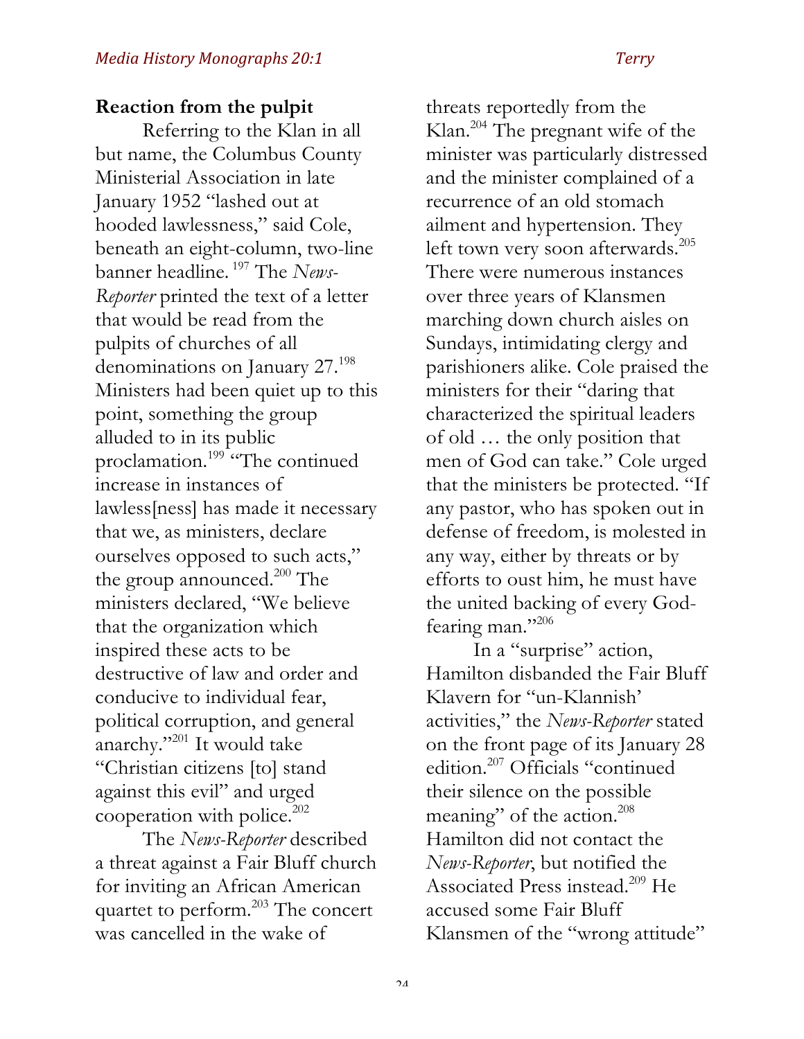**Reaction from the pulpit**

Referring to the Klan in all but name, the Columbus County Ministerial Association in late January 1952 "lashed out at hooded lawlessness," said Cole, beneath an eight-column, two-line banner headline. [197] The *News-Reporter* printed the text of a letter that would be read from the pulpits of churches of all denominations on January 27.[198] Ministers had been quiet up to this point, something the group alluded to in its public proclamation.[199] "The continued increase in instances of lawless[ness] has made it necessary that we, as ministers, declare ourselves opposed to such acts," the group announced.[200] The ministers declared, "We believe that the organization which inspired these acts to be destructive of law and order and conducive to individual fear, political corruption, and general anarchy."[201] It would take "Christian citizens [to] stand against this evil" and urged cooperation with police.[202]

The *News-Reporter* described a threat against a Fair Bluff church for inviting an African American quartet to perform.[203] The concert was cancelled in the wake of threats reportedly from the Klan.[204] The pregnant wife of the minister was particularly distressed and the minister complained of a recurrence of an old stomach ailment and hypertension. They left town very soon afterwards.[205] There were numerous instances over three years of Klansmen marching down church aisles on Sundays, intimidating clergy and parishioners alike. Cole praised the ministers for their "daring that characterized the spiritual leaders of old … the only position that men of God can take." Cole urged that the ministers be protected. "If any pastor, who has spoken out in defense of freedom, is molested in any way, either by threats or by efforts to oust him, he must have the united backing of every God-fearing man."[206]

In a "surprise" action, Hamilton disbanded the Fair Bluff Klavern for "un-Klannish' activities," the *News-Reporter* stated on the front page of its January 28 edition.[207] Officials "continued their silence on the possible meaning" of the action.[208] Hamilton did not contact the *News-Reporter*, but notified the Associated Press instead.[209] He accused some Fair Bluff Klansmen of the "wrong attitude"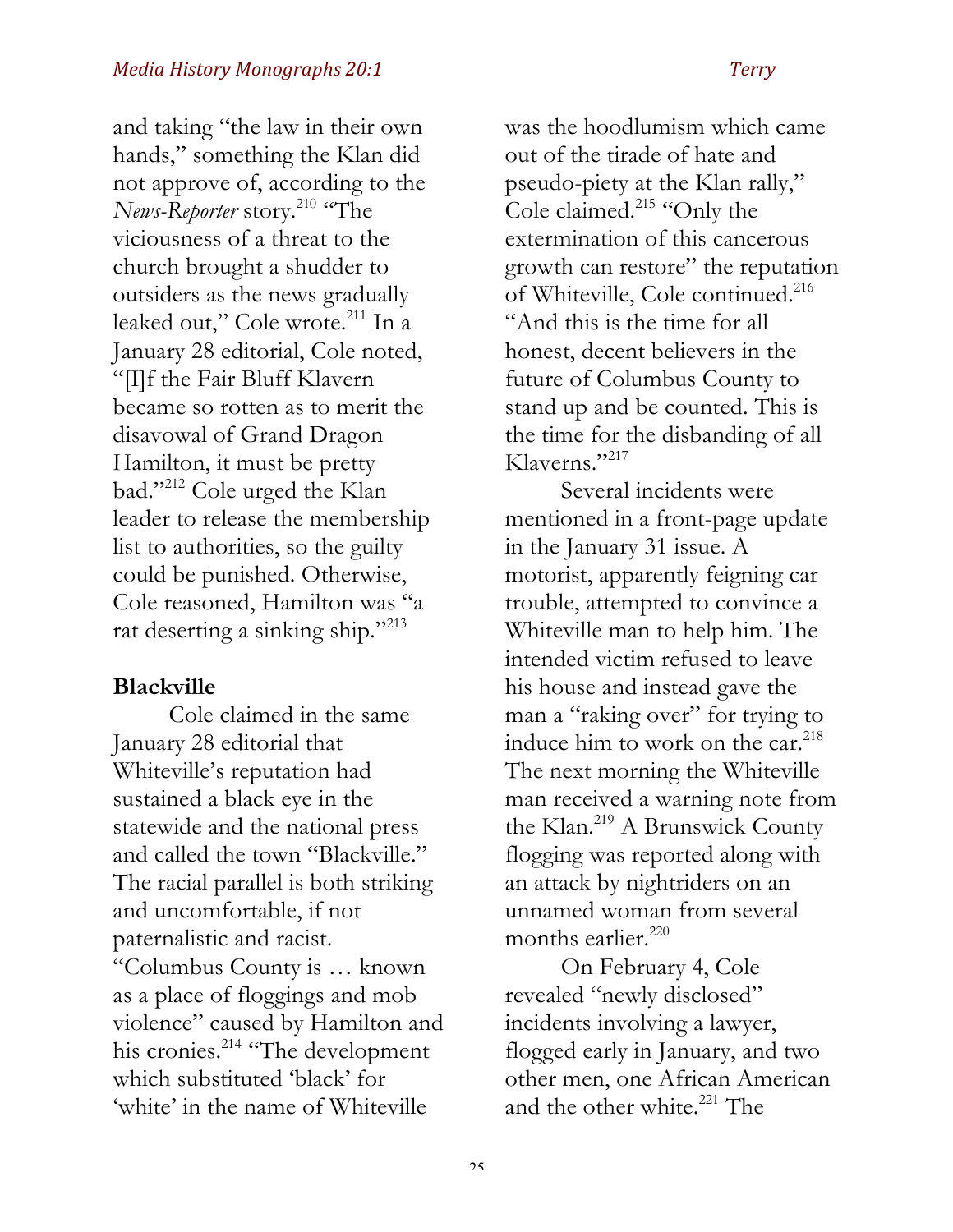and taking "the law in their own hands," something the Klan did not approve of, according to the *News-Reporter* story.[210] "The viciousness of a threat to the church brought a shudder to outsiders as the news gradually leaked out," Cole wrote.[211] In a January 28 editorial, Cole noted, "[I]f the Fair Bluff Klavern became so rotten as to merit the disavowal of Grand Dragon Hamilton, it must be pretty bad."[212] Cole urged the Klan leader to release the membership list to authorities, so the guilty could be punished. Otherwise, Cole reasoned, Hamilton was "a rat deserting a sinking ship."[213]

**Blackville**

Cole claimed in the same January 28 editorial that Whiteville's reputation had sustained a black eye in the statewide and the national press and called the town "Blackville." The racial parallel is both striking and uncomfortable, if not paternalistic and racist. "Columbus County is … known as a place of floggings and mob violence" caused by Hamilton and his cronies.[214] "The development which substituted 'black' for 'white' in the name of Whiteville was the hoodlumism which came out of the tirade of hate and pseudo-piety at the Klan rally," Cole claimed.[215] "Only the extermination of this cancerous growth can restore" the reputation of Whiteville, Cole continued.[216] "And this is the time for all honest, decent believers in the future of Columbus County to stand up and be counted. This is the time for the disbanding of all Klaverns."[217]

Several incidents were mentioned in a front-page update in the January 31 issue. A motorist, apparently feigning car trouble, attempted to convince a Whiteville man to help him. The intended victim refused to leave his house and instead gave the man a "raking over" for trying to induce him to work on the car.[218] The next morning the Whiteville man received a warning note from the Klan.[219] A Brunswick County flogging was reported along with an attack by nightriders on an unnamed woman from several months earlier.[220]

On February 4, Cole revealed "newly disclosed" incidents involving a lawyer, flogged early in January, and two other men, one African American and the other white.[221] The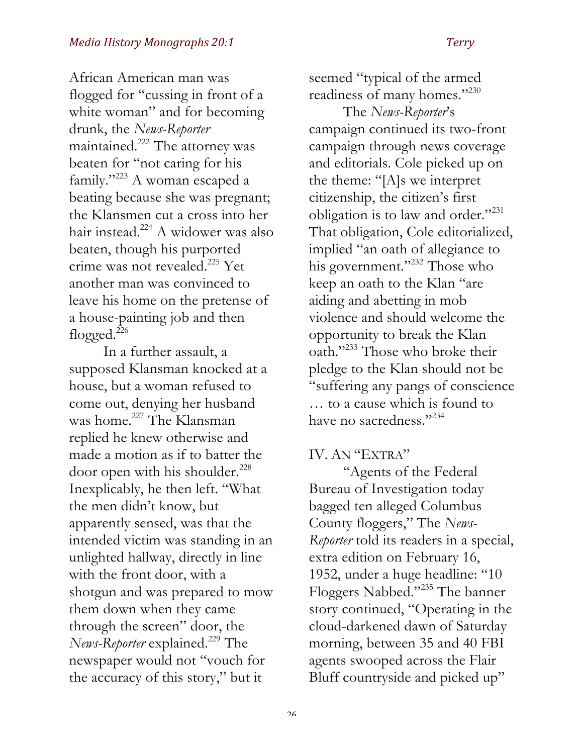African American man was flogged for "cussing in front of a white woman" and for becoming drunk, the *News-Reporter* maintained.[222] The attorney was beaten for "not caring for his family."[223] A woman escaped a beating because she was pregnant; the Klansmen cut a cross into her hair instead.[224] A widower was also beaten, though his purported crime was not revealed.[225] Yet another man was convinced to leave his home on the pretense of a house-painting job and then flogged.[226]

In a further assault, a supposed Klansman knocked at a house, but a woman refused to come out, denying her husband was home.[227] The Klansman replied he knew otherwise and made a motion as if to batter the door open with his shoulder.[228] Inexplicably, he then left. "What the men didn't know, but apparently sensed, was that the intended victim was standing in an unlighted hallway, directly in line with the front door, with a shotgun and was prepared to mow them down when they came through the screen" door, the *News-Reporter* explained.[229] The newspaper would not "vouch for the accuracy of this story," but it seemed "typical of the armed readiness of many homes."[230]

The *News-Reporter*'s campaign continued its two-front campaign through news coverage and editorials. Cole picked up on the theme: "[A]s we interpret citizenship, the citizen's first obligation is to law and order."[231] That obligation, Cole editorialized, implied "an oath of allegiance to his government."[232] Those who keep an oath to the Klan "are aiding and abetting in mob violence and should welcome the opportunity to break the Klan oath."[233] Those who broke their pledge to the Klan should not be "suffering any pangs of conscience … to a cause which is found to have no sacredness."[234]

## IV. An "Extra"

"Agents of the Federal Bureau of Investigation today bagged ten alleged Columbus County floggers," The *News-Reporter* told its readers in a special, extra edition on February 16, 1952, under a huge headline: "10 Floggers Nabbed."[235] The banner story continued, "Operating in the cloud-darkened dawn of Saturday morning, between 35 and 40 FBI agents swooped across the Flair Bluff countryside and picked up"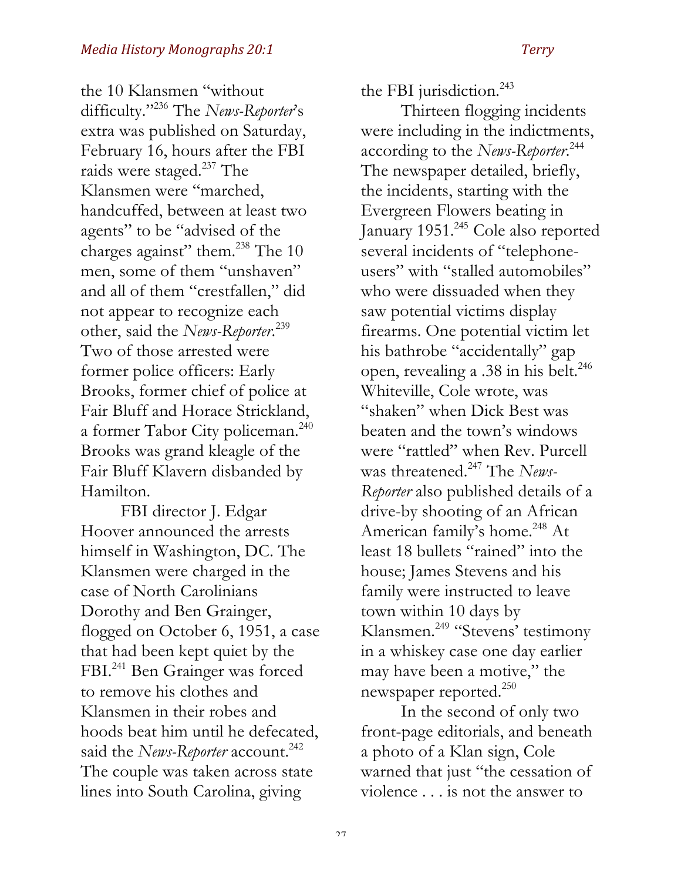the 10 Klansmen "without difficulty."[236] The *News-Reporter*'s extra was published on Saturday, February 16, hours after the FBI raids were staged.[237] The Klansmen were "marched, handcuffed, between at least two agents" to be "advised of the charges against" them.[238] The 10 men, some of them "unshaven" and all of them "crestfallen," did not appear to recognize each other, said the *News-Reporter*.[239] Two of those arrested were former police officers: Early Brooks, former chief of police at Fair Bluff and Horace Strickland, a former Tabor City policeman.[240] Brooks was grand kleagle of the Fair Bluff Klavern disbanded by Hamilton.

FBI director J. Edgar Hoover announced the arrests himself in Washington, DC. The Klansmen were charged in the case of North Carolinians Dorothy and Ben Grainger, flogged on October 6, 1951, a case that had been kept quiet by the FBI.[241] Ben Grainger was forced to remove his clothes and Klansmen in their robes and hoods beat him until he defecated, said the *News-Reporter* account.[242] The couple was taken across state lines into South Carolina, giving the FBI jurisdiction.[243]

Thirteen flogging incidents were including in the indictments, according to the *News-Reporter*.[244] The newspaper detailed, briefly, the incidents, starting with the Evergreen Flowers beating in January 1951.[245] Cole also reported several incidents of "telephone-users" with "stalled automobiles" who were dissuaded when they saw potential victims display firearms. One potential victim let his bathrobe "accidentally" gap open, revealing a .38 in his belt.[246] Whiteville, Cole wrote, was "shaken" when Dick Best was beaten and the town's windows were "rattled" when Rev. Purcell was threatened.[247] The *News-Reporter* also published details of a drive-by shooting of an African American family's home.[248] At least 18 bullets "rained" into the house; James Stevens and his family were instructed to leave town within 10 days by Klansmen.[249] "Stevens' testimony in a whiskey case one day earlier may have been a motive," the newspaper reported.[250]

In the second of only two front-page editorials, and beneath a photo of a Klan sign, Cole warned that just "the cessation of violence . . . is not the answer to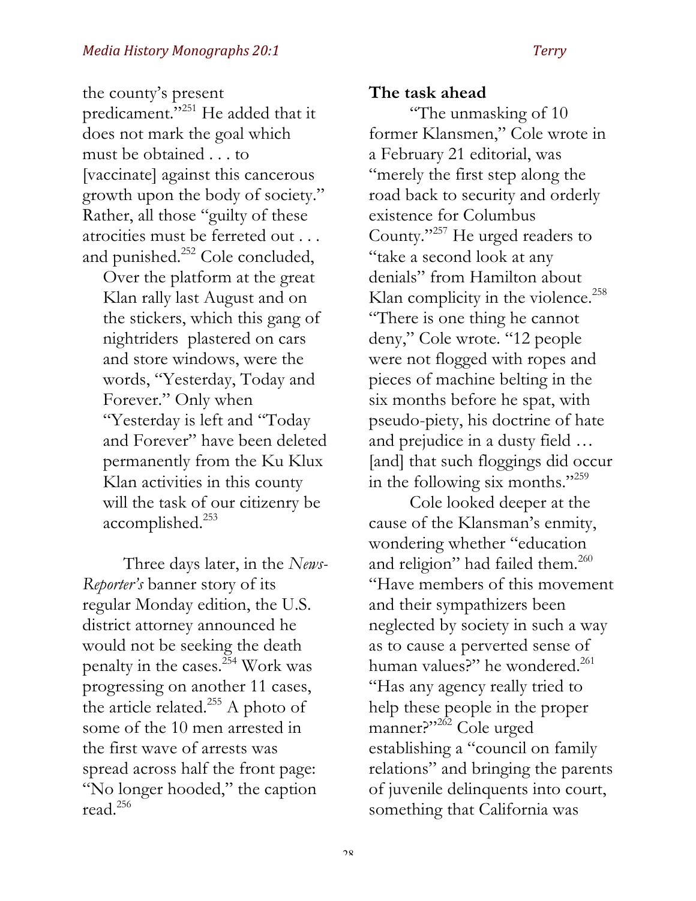the county's present predicament."[251] He added that it does not mark the goal which must be obtained . . . to [vaccinate] against this cancerous growth upon the body of society." Rather, all those "guilty of these atrocities must be ferreted out . . . and punished.[252] Cole concluded,

> Over the platform at the great Klan rally last August and on the stickers, which this gang of nightriders plastered on cars and store windows, were the words, "Yesterday, Today and Forever." Only when "Yesterday is left and "Today and Forever" have been deleted permanently from the Ku Klux Klan activities in this county will the task of our citizenry be accomplished.[253]

Three days later, in the *News-Reporter's* banner story of its regular Monday edition, the U.S. district attorney announced he would not be seeking the death penalty in the cases.[254] Work was progressing on another 11 cases, the article related.[255] A photo of some of the 10 men arrested in the first wave of arrests was spread across half the front page: "No longer hooded," the caption read.[256]

**The task ahead**

"The unmasking of 10 former Klansmen," Cole wrote in a February 21 editorial, was "merely the first step along the road back to security and orderly existence for Columbus County."[257] He urged readers to "take a second look at any denials" from Hamilton about Klan complicity in the violence.[258] "There is one thing he cannot deny," Cole wrote. "12 people were not flogged with ropes and pieces of machine belting in the six months before he spat, with pseudo-piety, his doctrine of hate and prejudice in a dusty field … [and] that such floggings did occur in the following six months."[259]

Cole looked deeper at the cause of the Klansman's enmity, wondering whether "education and religion" had failed them.[260] "Have members of this movement and their sympathizers been neglected by society in such a way as to cause a perverted sense of human values?" he wondered.[261] "Has any agency really tried to help these people in the proper manner?"[262] Cole urged establishing a "council on family relations" and bringing the parents of juvenile delinquents into court, something that California was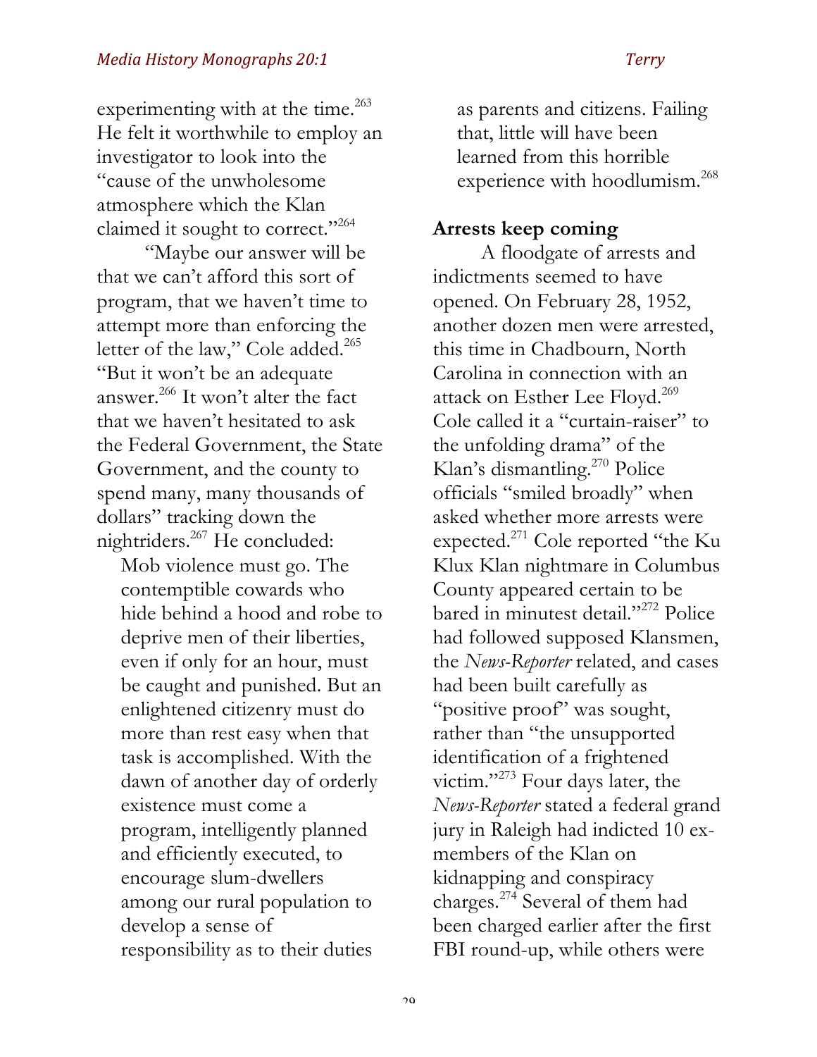experimenting with at the time.[263] He felt it worthwhile to employ an investigator to look into the "cause of the unwholesome atmosphere which the Klan claimed it sought to correct."[264]

"Maybe our answer will be that we can't afford this sort of program, that we haven't time to attempt more than enforcing the letter of the law," Cole added.[265] "But it won't be an adequate answer.[266] It won't alter the fact that we haven't hesitated to ask the Federal Government, the State Government, and the county to spend many, many thousands of dollars" tracking down the nightriders.[267] He concluded:

> Mob violence must go. The contemptible cowards who hide behind a hood and robe to deprive men of their liberties, even if only for an hour, must be caught and punished. But an enlightened citizenry must do more than rest easy when that task is accomplished. With the dawn of another day of orderly existence must come a program, intelligently planned and efficiently executed, to encourage slum-dwellers among our rural population to develop a sense of responsibility as to their duties as parents and citizens. Failing that, little will have been learned from this horrible experience with hoodlumism.[268]

**Arrests keep coming**

A floodgate of arrests and indictments seemed to have opened. On February 28, 1952, another dozen men were arrested, this time in Chadbourn, North Carolina in connection with an attack on Esther Lee Floyd.[269] Cole called it a "curtain-raiser" to the unfolding drama" of the Klan's dismantling.[270] Police officials "smiled broadly" when asked whether more arrests were expected.[271] Cole reported "the Ku Klux Klan nightmare in Columbus County appeared certain to be bared in minutest detail."[272] Police had followed supposed Klansmen, the *News-Reporter* related, and cases had been built carefully as "positive proof" was sought, rather than "the unsupported identification of a frightened victim."[273] Four days later, the *News-Reporter* stated a federal grand jury in Raleigh had indicted 10 ex-members of the Klan on kidnapping and conspiracy charges.[274] Several of them had been charged earlier after the first FBI round-up, while others were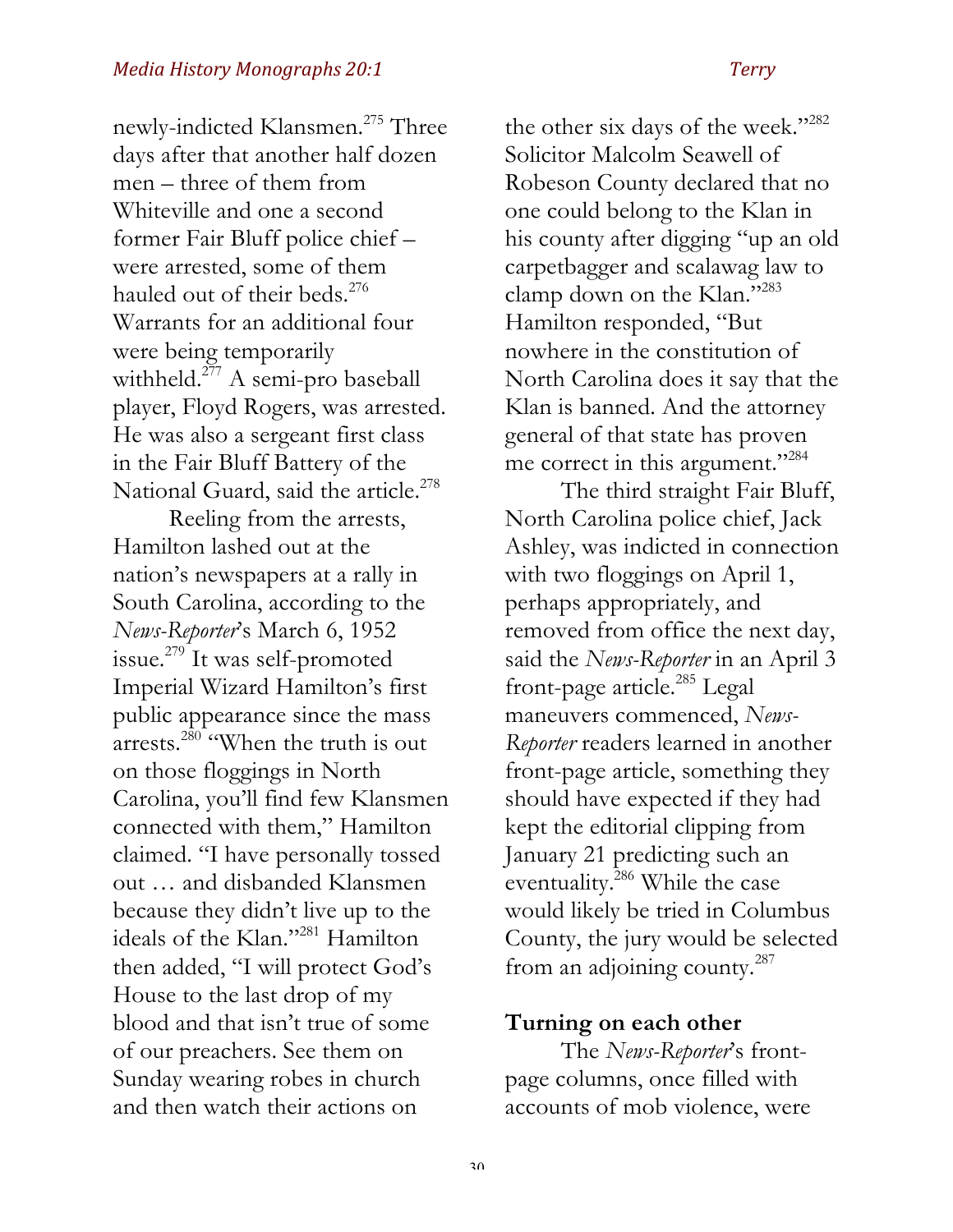newly-indicted Klansmen.[275] Three days after that another half dozen men – three of them from Whiteville and one a second former Fair Bluff police chief – were arrested, some of them hauled out of their beds.[276] Warrants for an additional four were being temporarily withheld.[277] A semi-pro baseball player, Floyd Rogers, was arrested. He was also a sergeant first class in the Fair Bluff Battery of the National Guard, said the article.[278]

Reeling from the arrests, Hamilton lashed out at the nation's newspapers at a rally in South Carolina, according to the *News-Reporter*'s March 6, 1952 issue.[279] It was self-promoted Imperial Wizard Hamilton's first public appearance since the mass arrests.[280] "When the truth is out on those floggings in North Carolina, you'll find few Klansmen connected with them," Hamilton claimed. "I have personally tossed out … and disbanded Klansmen because they didn't live up to the ideals of the Klan."[281] Hamilton then added, "I will protect God's House to the last drop of my blood and that isn't true of some of our preachers. See them on Sunday wearing robes in church and then watch their actions on the other six days of the week."[282] Solicitor Malcolm Seawell of Robeson County declared that no one could belong to the Klan in his county after digging "up an old carpetbagger and scalawag law to clamp down on the Klan."[283] Hamilton responded, "But nowhere in the constitution of North Carolina does it say that the Klan is banned. And the attorney general of that state has proven me correct in this argument."[284]

The third straight Fair Bluff, North Carolina police chief, Jack Ashley, was indicted in connection with two floggings on April 1, perhaps appropriately, and removed from office the next day, said the *News-Reporter* in an April 3 front-page article.[285] Legal maneuvers commenced, *News-Reporter* readers learned in another front-page article, something they should have expected if they had kept the editorial clipping from January 21 predicting such an eventuality.[286] While the case would likely be tried in Columbus County, the jury would be selected from an adjoining county.[287]

## Turning on each other

The *News-Reporter*'s front-page columns, once filled with accounts of mob violence, were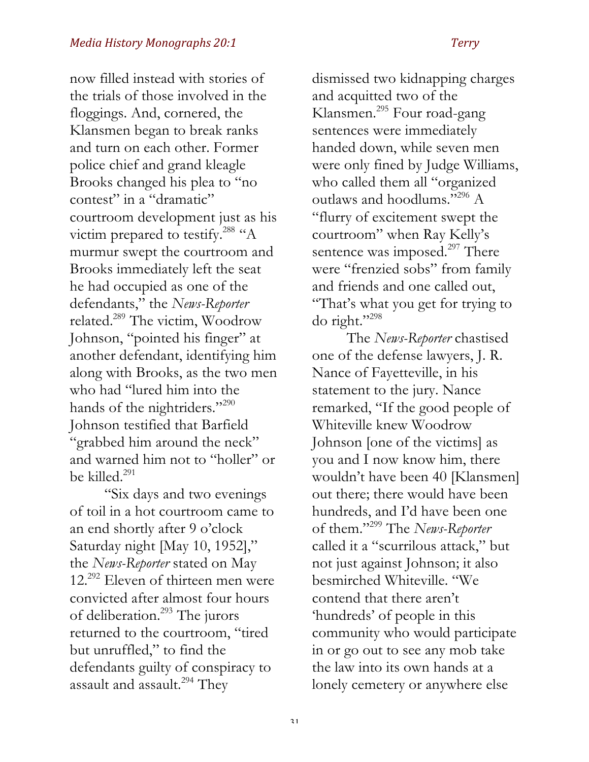now filled instead with stories of the trials of those involved in the floggings. And, cornered, the Klansmen began to break ranks and turn on each other. Former police chief and grand kleagle Brooks changed his plea to "no contest" in a "dramatic" courtroom development just as his victim prepared to testify.[288] "A murmur swept the courtroom and Brooks immediately left the seat he had occupied as one of the defendants," the *News-Reporter* related.[289] The victim, Woodrow Johnson, "pointed his finger" at another defendant, identifying him along with Brooks, as the two men who had "lured him into the hands of the nightriders."[290] Johnson testified that Barfield "grabbed him around the neck" and warned him not to "holler" or be killed.[291]

"Six days and two evenings of toil in a hot courtroom came to an end shortly after 9 o'clock Saturday night [May 10, 1952]," the *News-Reporter* stated on May 12.[292] Eleven of thirteen men were convicted after almost four hours of deliberation.[293] The jurors returned to the courtroom, "tired but unruffled," to find the defendants guilty of conspiracy to assault and assault.[294] They dismissed two kidnapping charges and acquitted two of the Klansmen.[295] Four road-gang sentences were immediately handed down, while seven men were only fined by Judge Williams, who called them all "organized outlaws and hoodlums."[296] A "flurry of excitement swept the courtroom" when Ray Kelly's sentence was imposed.[297] There were "frenzied sobs" from family and friends and one called out, "That's what you get for trying to do right."[298]

The *News-Reporter* chastised one of the defense lawyers, J. R. Nance of Fayetteville, in his statement to the jury. Nance remarked, "If the good people of Whiteville knew Woodrow Johnson [one of the victims] as you and I now know him, there wouldn't have been 40 [Klansmen] out there; there would have been hundreds, and I'd have been one of them."[299] The *News-Reporter* called it a "scurrilous attack," but not just against Johnson; it also besmirched Whiteville. "We contend that there aren't 'hundreds' of people in this community who would participate in or go out to see any mob take the law into its own hands at a lonely cemetery or anywhere else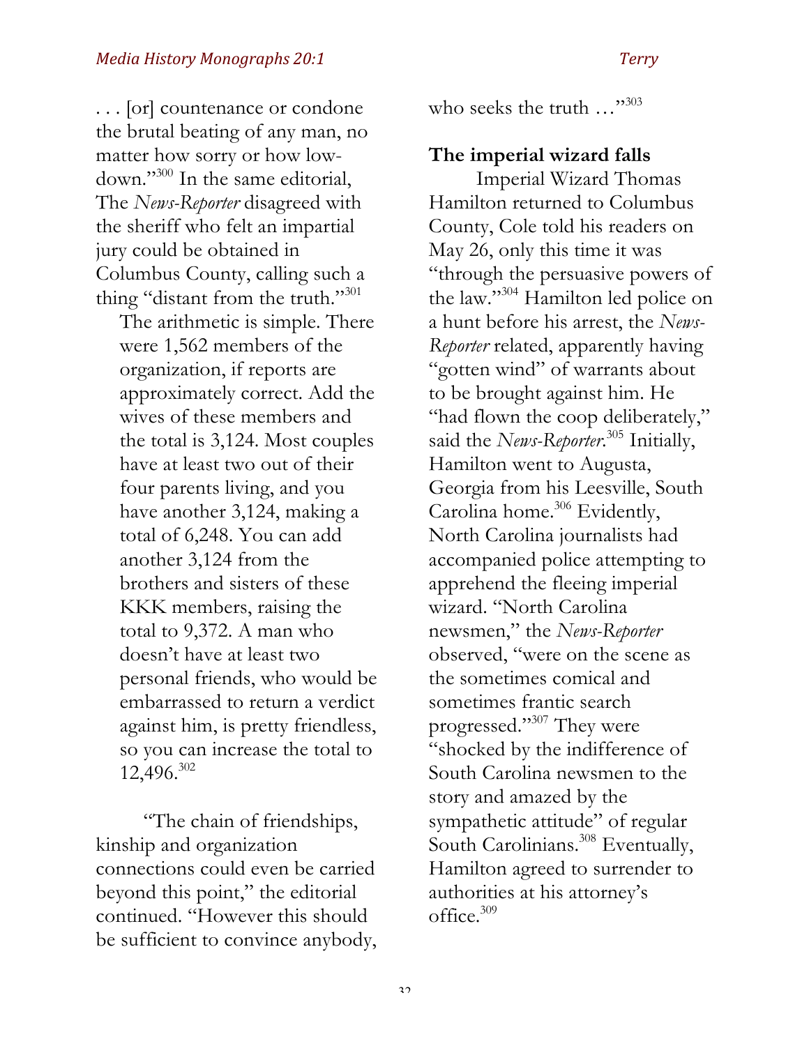. . . [or] countenance or condone the brutal beating of any man, no matter how sorry or how low-down."[300] In the same editorial, The *News-Reporter* disagreed with the sheriff who felt an impartial jury could be obtained in Columbus County, calling such a thing "distant from the truth."[301]

> The arithmetic is simple. There were 1,562 members of the organization, if reports are approximately correct. Add the wives of these members and the total is 3,124. Most couples have at least two out of their four parents living, and you have another 3,124, making a total of 6,248. You can add another 3,124 from the brothers and sisters of these KKK members, raising the total to 9,372. A man who doesn't have at least two personal friends, who would be embarrassed to return a verdict against him, is pretty friendless, so you can increase the total to 12,496.[302]

"The chain of friendships, kinship and organization connections could even be carried beyond this point," the editorial continued. "However this should be sufficient to convince anybody, who seeks the truth …"[303]

**The imperial wizard falls**

Imperial Wizard Thomas Hamilton returned to Columbus County, Cole told his readers on May 26, only this time it was "through the persuasive powers of the law."[304] Hamilton led police on a hunt before his arrest, the *News-Reporter* related, apparently having "gotten wind" of warrants about to be brought against him. He "had flown the coop deliberately," said the *News-Reporter*.[305] Initially, Hamilton went to Augusta, Georgia from his Leesville, South Carolina home.[306] Evidently, North Carolina journalists had accompanied police attempting to apprehend the fleeing imperial wizard. "North Carolina newsmen," the *News-Reporter* observed, "were on the scene as the sometimes comical and sometimes frantic search progressed."[307] They were "shocked by the indifference of South Carolina newsmen to the story and amazed by the sympathetic attitude" of regular South Carolinians.[308] Eventually, Hamilton agreed to surrender to authorities at his attorney's office.[309]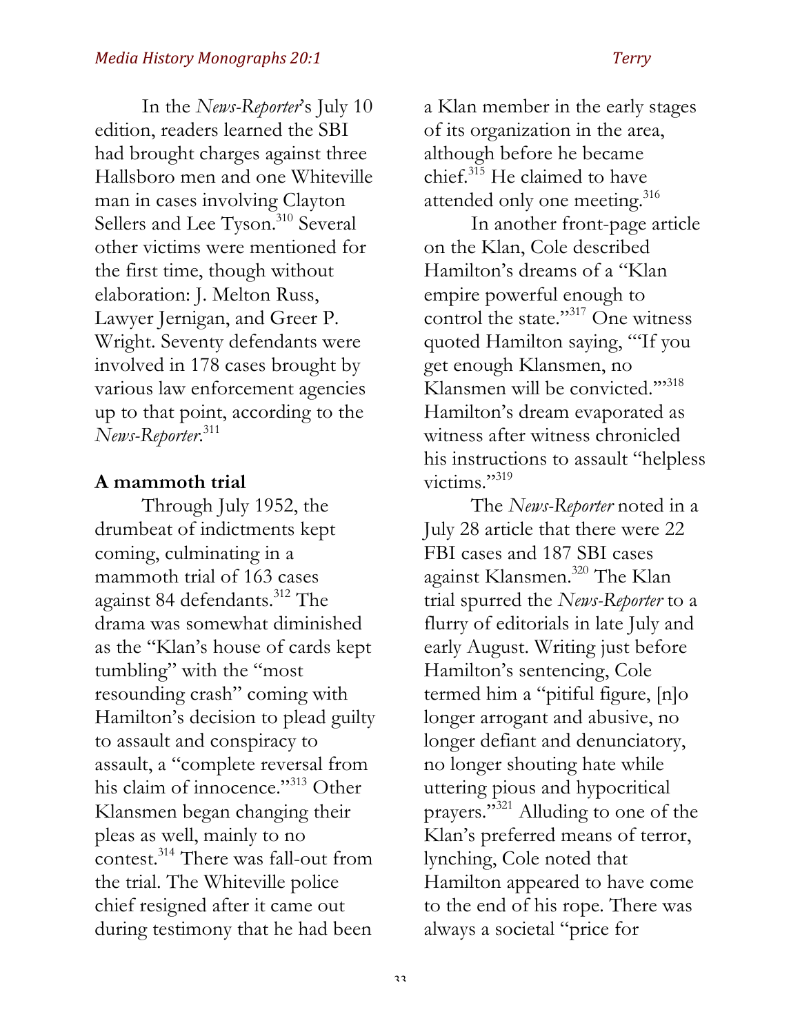In the *News-Reporter*'s July 10 edition, readers learned the SBI had brought charges against three Hallsboro men and one Whiteville man in cases involving Clayton Sellers and Lee Tyson.[310] Several other victims were mentioned for the first time, though without elaboration: J. Melton Russ, Lawyer Jernigan, and Greer P. Wright. Seventy defendants were involved in 178 cases brought by various law enforcement agencies up to that point, according to the *News-Reporter*.[311]

## A mammoth trial

Through July 1952, the drumbeat of indictments kept coming, culminating in a mammoth trial of 163 cases against 84 defendants.[312] The drama was somewhat diminished as the "Klan's house of cards kept tumbling" with the "most resounding crash" coming with Hamilton's decision to plead guilty to assault and conspiracy to assault, a "complete reversal from his claim of innocence."[313] Other Klansmen began changing their pleas as well, mainly to no contest.[314] There was fall-out from the trial. The Whiteville police chief resigned after it came out during testimony that he had been a Klan member in the early stages of its organization in the area, although before he became chief.[315] He claimed to have attended only one meeting.[316]

In another front-page article on the Klan, Cole described Hamilton's dreams of a "Klan empire powerful enough to control the state."[317] One witness quoted Hamilton saying, "'If you get enough Klansmen, no Klansmen will be convicted.'"[318] Hamilton's dream evaporated as witness after witness chronicled his instructions to assault "helpless victims."[319]

The *News-Reporter* noted in a July 28 article that there were 22 FBI cases and 187 SBI cases against Klansmen.[320] The Klan trial spurred the *News-Reporter* to a flurry of editorials in late July and early August. Writing just before Hamilton's sentencing, Cole termed him a "pitiful figure, [n]o longer arrogant and abusive, no longer defiant and denunciatory, no longer shouting hate while uttering pious and hypocritical prayers."[321] Alluding to one of the Klan's preferred means of terror, lynching, Cole noted that Hamilton appeared to have come to the end of his rope. There was always a societal "price for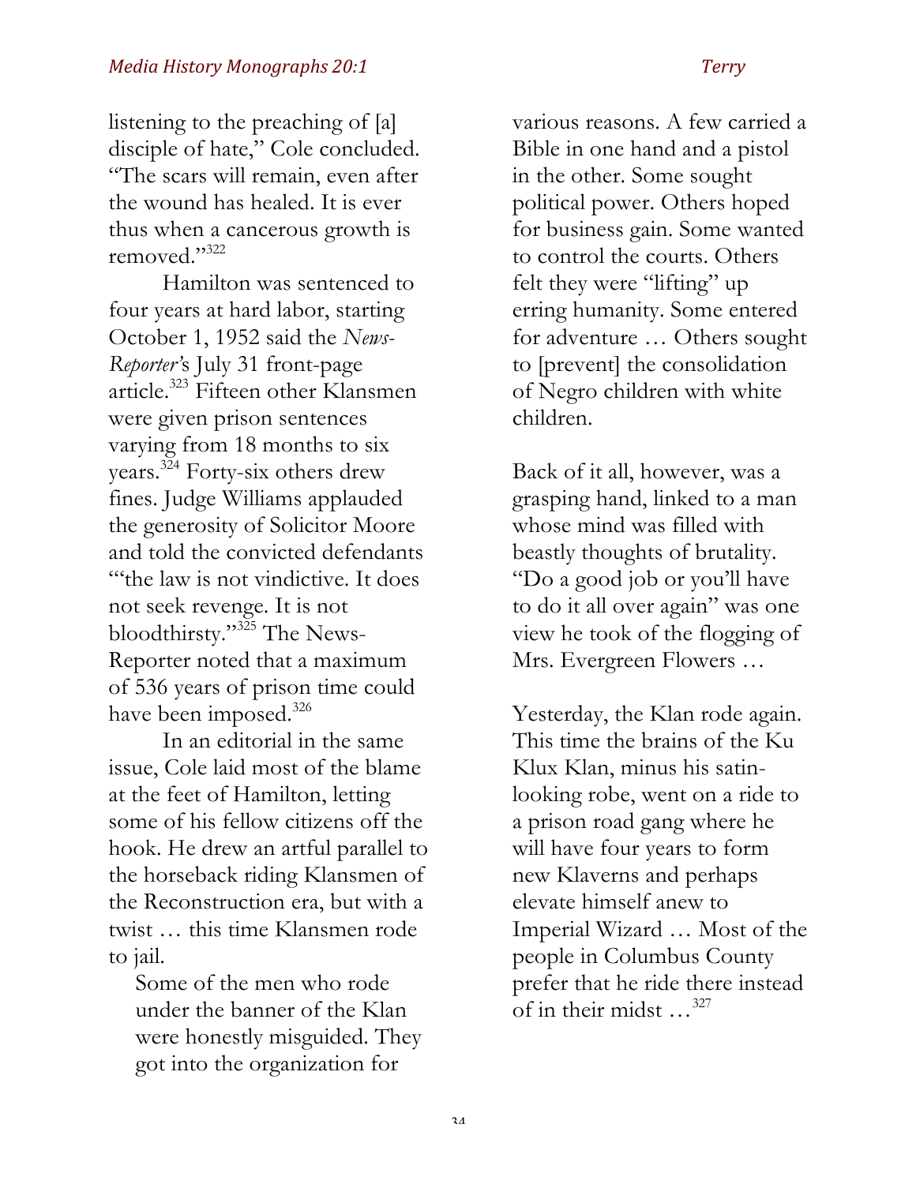listening to the preaching of [a] disciple of hate," Cole concluded. "The scars will remain, even after the wound has healed. It is ever thus when a cancerous growth is removed."[322]

Hamilton was sentenced to four years at hard labor, starting October 1, 1952 said the *News-Reporter*'s July 31 front-page article.[323] Fifteen other Klansmen were given prison sentences varying from 18 months to six years.[324] Forty-six others drew fines. Judge Williams applauded the generosity of Solicitor Moore and told the convicted defendants "'the law is not vindictive. It does not seek revenge. It is not bloodthirsty."[325] The News-Reporter noted that a maximum of 536 years of prison time could have been imposed.[326]

In an editorial in the same issue, Cole laid most of the blame at the feet of Hamilton, letting some of his fellow citizens off the hook. He drew an artful parallel to the horseback riding Klansmen of the Reconstruction era, but with a twist … this time Klansmen rode to jail.

> Some of the men who rode under the banner of the Klan were honestly misguided. They got into the organization for various reasons. A few carried a Bible in one hand and a pistol in the other. Some sought political power. Others hoped for business gain. Some wanted to control the courts. Others felt they were "lifting" up erring humanity. Some entered for adventure … Others sought to [prevent] the consolidation of Negro children with white children.
>
> Back of it all, however, was a grasping hand, linked to a man whose mind was filled with beastly thoughts of brutality. "Do a good job or you'll have to do it all over again" was one view he took of the flogging of Mrs. Evergreen Flowers …
>
> Yesterday, the Klan rode again. This time the brains of the Ku Klux Klan, minus his satin-looking robe, went on a ride to a prison road gang where he will have four years to form new Klaverns and perhaps elevate himself anew to Imperial Wizard … Most of the people in Columbus County prefer that he ride there instead of in their midst …[327]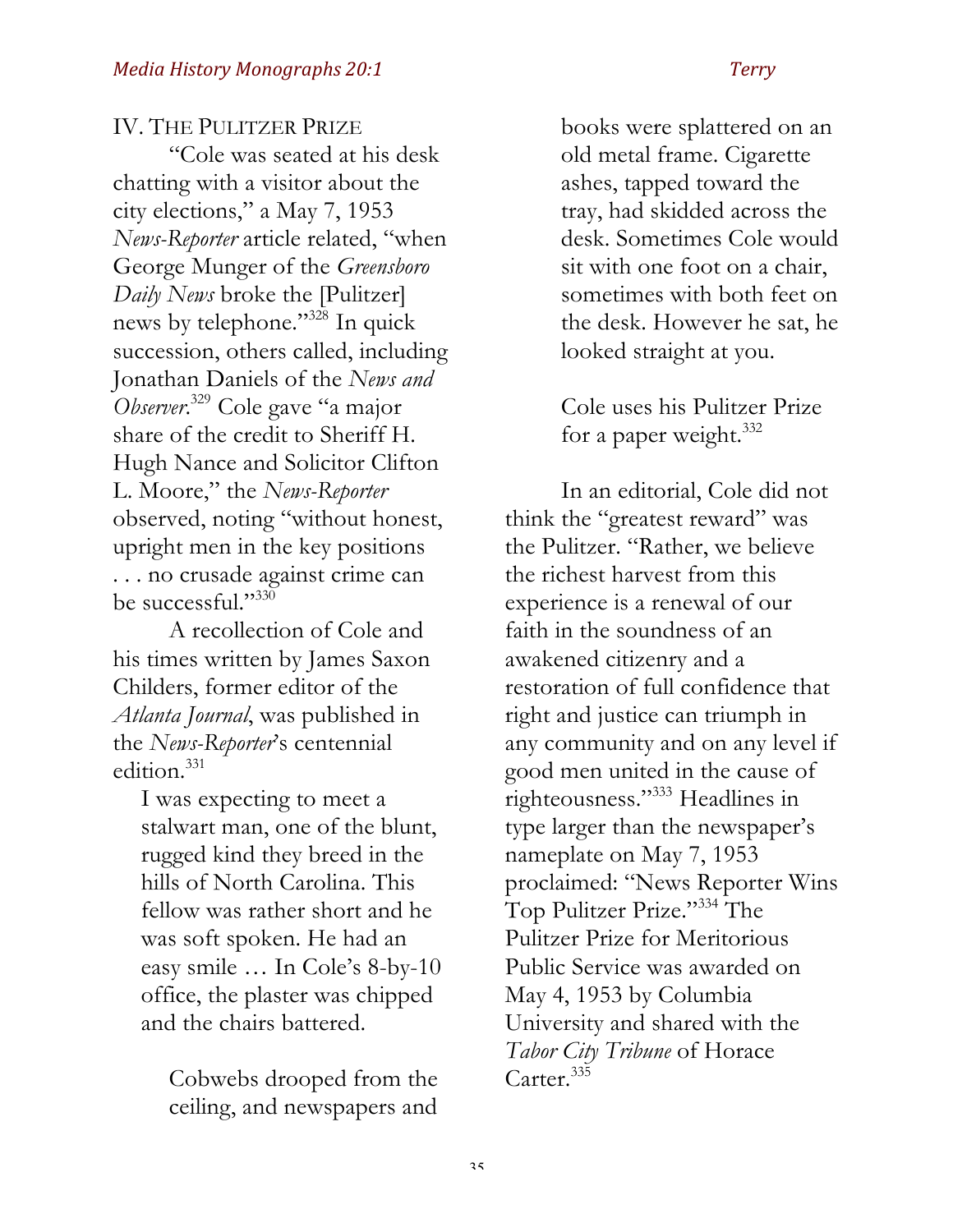## IV. THE PULITZER PRIZE

"Cole was seated at his desk chatting with a visitor about the city elections," a May 7, 1953 *News-Reporter* article related, "when George Munger of the *Greensboro Daily News* broke the [Pulitzer] news by telephone."[328] In quick succession, others called, including Jonathan Daniels of the *News and Observer*.[329] Cole gave "a major share of the credit to Sheriff H. Hugh Nance and Solicitor Clifton L. Moore," the *News-Reporter* observed, noting "without honest, upright men in the key positions . . . no crusade against crime can be successful."[330]

A recollection of Cole and his times written by James Saxon Childers, former editor of the *Atlanta Journal*, was published in the *News-Reporter*'s centennial edition.[331]

> I was expecting to meet a stalwart man, one of the blunt, rugged kind they breed in the hills of North Carolina. This fellow was rather short and he was soft spoken. He had an easy smile … In Cole's 8-by-10 office, the plaster was chipped and the chairs battered.
>
> Cobwebs drooped from the ceiling, and newspapers and books were splattered on an old metal frame. Cigarette ashes, tapped toward the tray, had skidded across the desk. Sometimes Cole would sit with one foot on a chair, sometimes with both feet on the desk. However he sat, he looked straight at you.
>
> Cole uses his Pulitzer Prize for a paper weight.[332]

In an editorial, Cole did not think the "greatest reward" was the Pulitzer. "Rather, we believe the richest harvest from this experience is a renewal of our faith in the soundness of an awakened citizenry and a restoration of full confidence that right and justice can triumph in any community and on any level if good men united in the cause of righteousness."[333] Headlines in type larger than the newspaper's nameplate on May 7, 1953 proclaimed: "News Reporter Wins Top Pulitzer Prize."[334] The Pulitzer Prize for Meritorious Public Service was awarded on May 4, 1953 by Columbia University and shared with the *Tabor City Tribune* of Horace Carter.[335]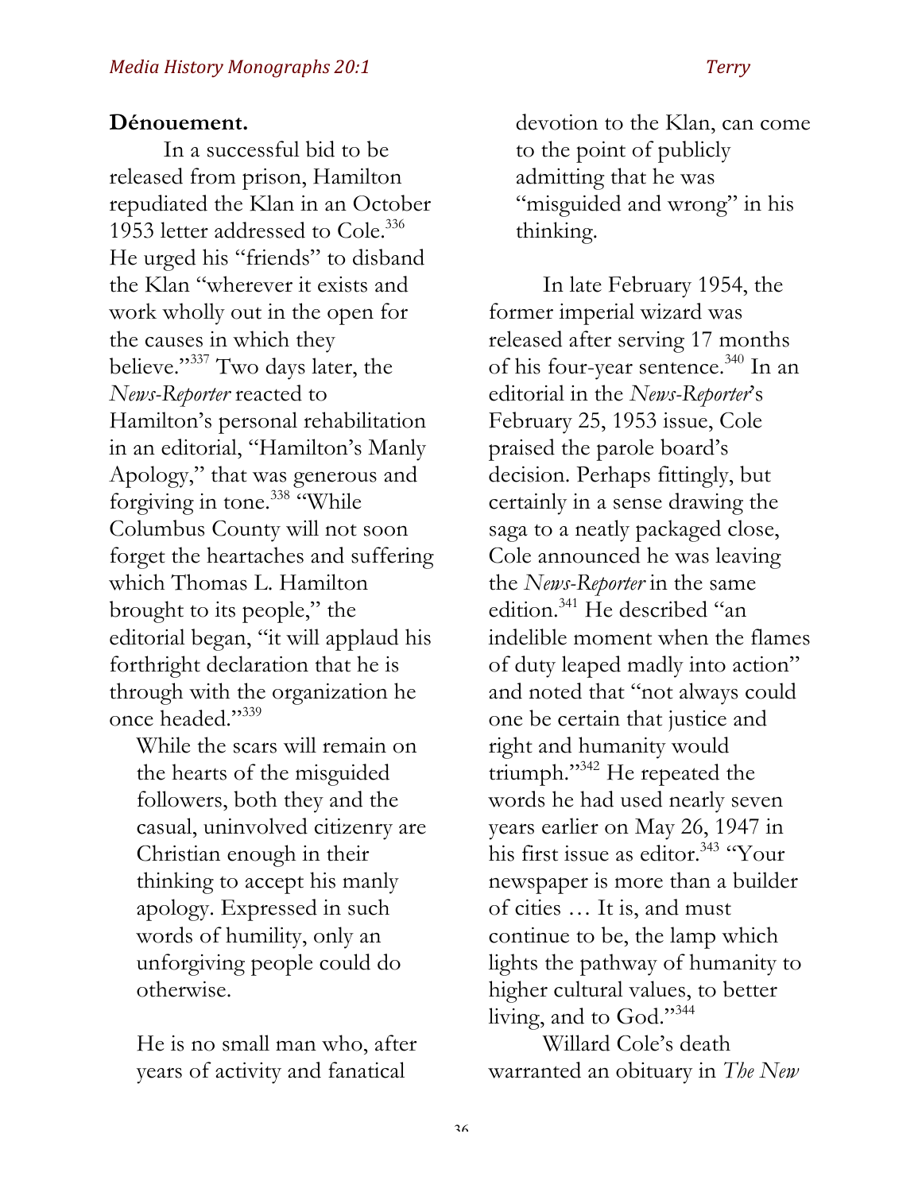**Dénouement.**

In a successful bid to be released from prison, Hamilton repudiated the Klan in an October 1953 letter addressed to Cole.[336] He urged his "friends" to disband the Klan "wherever it exists and work wholly out in the open for the causes in which they believe."[337] Two days later, the *News-Reporter* reacted to Hamilton's personal rehabilitation in an editorial, "Hamilton's Manly Apology," that was generous and forgiving in tone.[338] "While Columbus County will not soon forget the heartaches and suffering which Thomas L. Hamilton brought to its people," the editorial began, "it will applaud his forthright declaration that he is through with the organization he once headed."[339]

> While the scars will remain on the hearts of the misguided followers, both they and the casual, uninvolved citizenry are Christian enough in their thinking to accept his manly apology. Expressed in such words of humility, only an unforgiving people could do otherwise.
>
> He is no small man who, after years of activity and fanatical devotion to the Klan, can come to the point of publicly admitting that he was "misguided and wrong" in his thinking.

In late February 1954, the former imperial wizard was released after serving 17 months of his four-year sentence.[340] In an editorial in the *News-Reporter*'s February 25, 1953 issue, Cole praised the parole board's decision. Perhaps fittingly, but certainly in a sense drawing the saga to a neatly packaged close, Cole announced he was leaving the *News-Reporter* in the same edition.[341] He described "an indelible moment when the flames of duty leaped madly into action" and noted that "not always could one be certain that justice and right and humanity would triumph."[342] He repeated the words he had used nearly seven years earlier on May 26, 1947 in his first issue as editor.[343] "Your newspaper is more than a builder of cities … It is, and must continue to be, the lamp which lights the pathway of humanity to higher cultural values, to better living, and to God."[344]

Willard Cole's death warranted an obituary in *The New*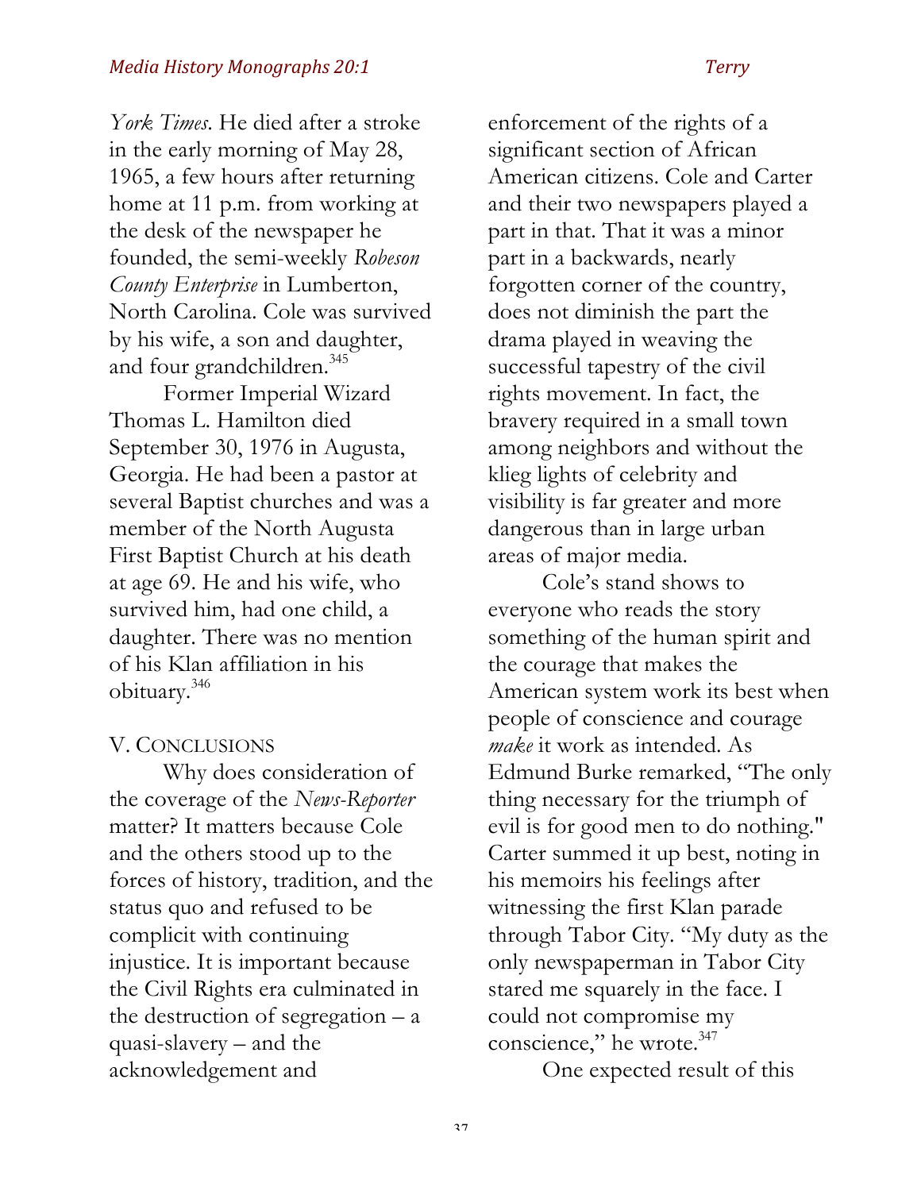*York Times*. He died after a stroke in the early morning of May 28, 1965, a few hours after returning home at 11 p.m. from working at the desk of the newspaper he founded, the semi-weekly *Robeson County Enterprise* in Lumberton, North Carolina. Cole was survived by his wife, a son and daughter, and four grandchildren.[345]

Former Imperial Wizard Thomas L. Hamilton died September 30, 1976 in Augusta, Georgia. He had been a pastor at several Baptist churches and was a member of the North Augusta First Baptist Church at his death at age 69. He and his wife, who survived him, had one child, a daughter. There was no mention of his Klan affiliation in his obituary.[346]

## V. CONCLUSIONS

Why does consideration of the coverage of the *News-Reporter* matter? It matters because Cole and the others stood up to the forces of history, tradition, and the status quo and refused to be complicit with continuing injustice. It is important because the Civil Rights era culminated in the destruction of segregation – a quasi-slavery – and the acknowledgement and enforcement of the rights of a significant section of African American citizens. Cole and Carter and their two newspapers played a part in that. That it was a minor part in a backwards, nearly forgotten corner of the country, does not diminish the part the drama played in weaving the successful tapestry of the civil rights movement. In fact, the bravery required in a small town among neighbors and without the klieg lights of celebrity and visibility is far greater and more dangerous than in large urban areas of major media.

Cole's stand shows to everyone who reads the story something of the human spirit and the courage that makes the American system work its best when people of conscience and courage *make* it work as intended. As Edmund Burke remarked, "The only thing necessary for the triumph of evil is for good men to do nothing." Carter summed it up best, noting in his memoirs his feelings after witnessing the first Klan parade through Tabor City. "My duty as the only newspaperman in Tabor City stared me squarely in the face. I could not compromise my conscience," he wrote.[347]

One expected result of this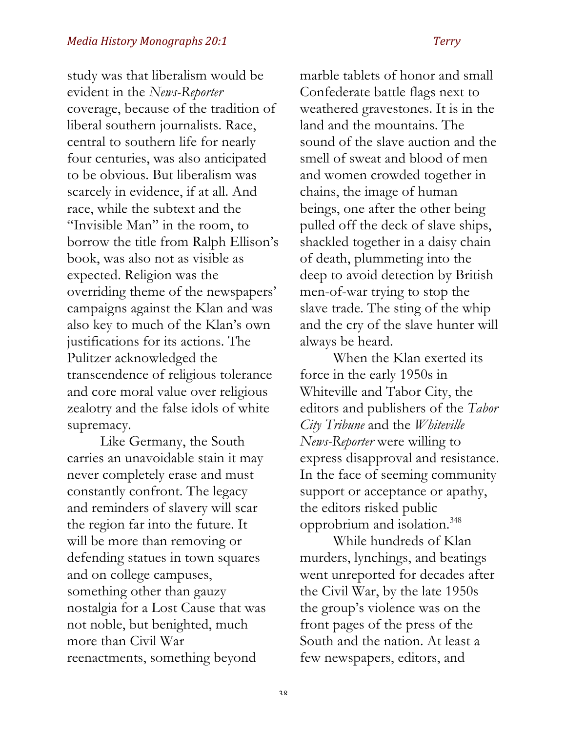study was that liberalism would be evident in the *News-Reporter* coverage, because of the tradition of liberal southern journalists. Race, central to southern life for nearly four centuries, was also anticipated to be obvious. But liberalism was scarcely in evidence, if at all. And race, while the subtext and the "Invisible Man" in the room, to borrow the title from Ralph Ellison's book, was also not as visible as expected. Religion was the overriding theme of the newspapers' campaigns against the Klan and was also key to much of the Klan's own justifications for its actions. The Pulitzer acknowledged the transcendence of religious tolerance and core moral value over religious zealotry and the false idols of white supremacy.

Like Germany, the South carries an unavoidable stain it may never completely erase and must constantly confront. The legacy and reminders of slavery will scar the region far into the future. It will be more than removing or defending statues in town squares and on college campuses, something other than gauzy nostalgia for a Lost Cause that was not noble, but benighted, much more than Civil War reenactments, something beyond marble tablets of honor and small Confederate battle flags next to weathered gravestones. It is in the land and the mountains. The sound of the slave auction and the smell of sweat and blood of men and women crowded together in chains, the image of human beings, one after the other being pulled off the deck of slave ships, shackled together in a daisy chain of death, plummeting into the deep to avoid detection by British men-of-war trying to stop the slave trade. The sting of the whip and the cry of the slave hunter will always be heard.

When the Klan exerted its force in the early 1950s in Whiteville and Tabor City, the editors and publishers of the *Tabor City Tribune* and the *Whiteville News-Reporter* were willing to express disapproval and resistance. In the face of seeming community support or acceptance or apathy, the editors risked public opprobrium and isolation.[348]

While hundreds of Klan murders, lynchings, and beatings went unreported for decades after the Civil War, by the late 1950s the group's violence was on the front pages of the press of the South and the nation. At least a few newspapers, editors, and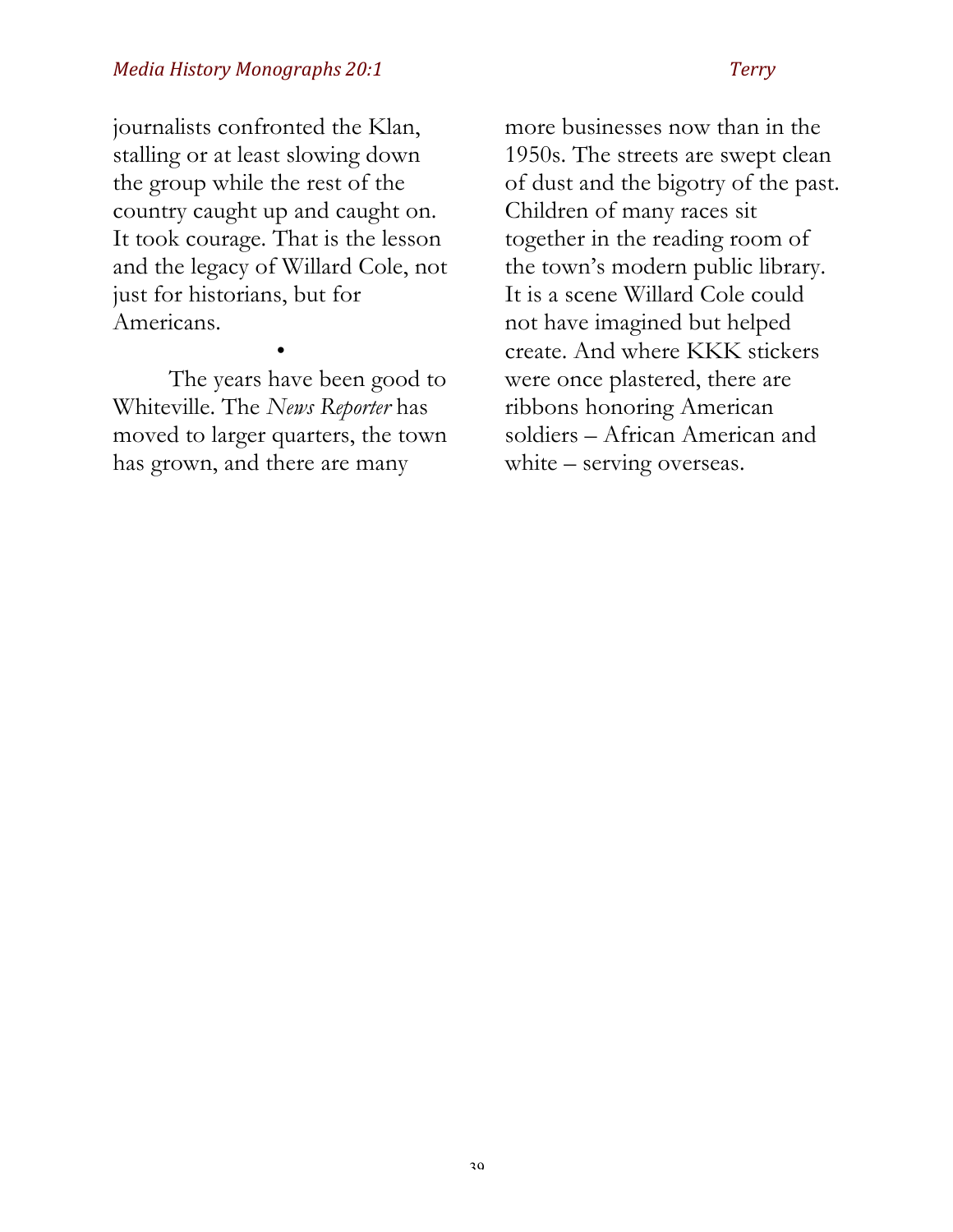journalists confronted the Klan, stalling or at least slowing down the group while the rest of the country caught up and caught on. It took courage. That is the lesson and the legacy of Willard Cole, not just for historians, but for Americans.

•

The years have been good to Whiteville. The *News Reporter* has moved to larger quarters, the town has grown, and there are many more businesses now than in the 1950s. The streets are swept clean of dust and the bigotry of the past. Children of many races sit together in the reading room of the town's modern public library. It is a scene Willard Cole could not have imagined but helped create. And where KKK stickers were once plastered, there are ribbons honoring American soldiers – African American and white – serving overseas.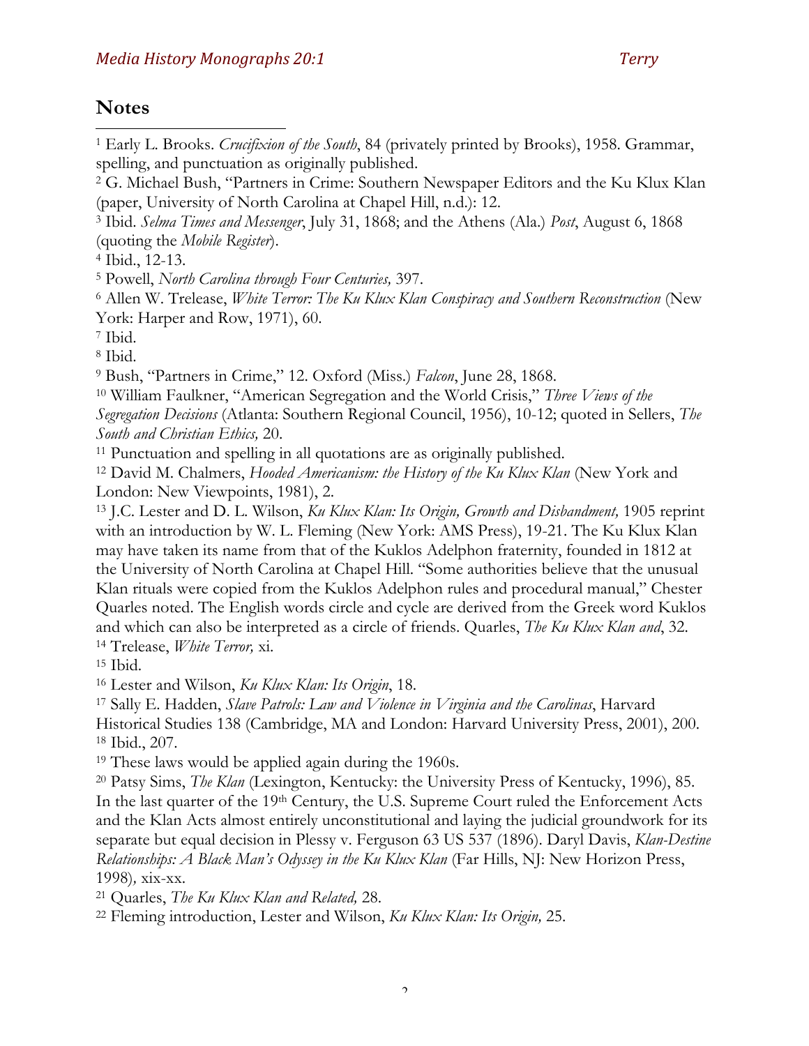## Notes

[1] Early L. Brooks. *Crucifixion of the South*, 84 (privately printed by Brooks), 1958. Grammar, spelling, and punctuation as originally published.

[2] G. Michael Bush, "Partners in Crime: Southern Newspaper Editors and the Ku Klux Klan (paper, University of North Carolina at Chapel Hill, n.d.): 12.

[3] Ibid. *Selma Times and Messenger*, July 31, 1868; and the Athens (Ala.) *Post*, August 6, 1868 (quoting the *Mobile Register*).

[4] Ibid., 12-13.

[5] Powell, *North Carolina through Four Centuries,* 397.

[6] Allen W. Trelease, *White Terror: The Ku Klux Klan Conspiracy and Southern Reconstruction* (New York: Harper and Row, 1971), 60.

[7] Ibid.

[8] Ibid.

[9] Bush, "Partners in Crime," 12. Oxford (Miss.) *Falcon*, June 28, 1868.

[10] William Faulkner, "American Segregation and the World Crisis," *Three Views of the Segregation Decisions* (Atlanta: Southern Regional Council, 1956), 10-12; quoted in Sellers, *The South and Christian Ethics,* 20.

[11] Punctuation and spelling in all quotations are as originally published.

[12] David M. Chalmers, *Hooded Americanism: the History of the Ku Klux Klan* (New York and London: New Viewpoints, 1981), 2.

[13] J.C. Lester and D. L. Wilson, *Ku Klux Klan: Its Origin, Growth and Disbandment,* 1905 reprint with an introduction by W. L. Fleming (New York: AMS Press), 19-21. The Ku Klux Klan may have taken its name from that of the Kuklos Adelphon fraternity, founded in 1812 at the University of North Carolina at Chapel Hill. "Some authorities believe that the unusual Klan rituals were copied from the Kuklos Adelphon rules and procedural manual," Chester Quarles noted. The English words circle and cycle are derived from the Greek word Kuklos and which can also be interpreted as a circle of friends. Quarles, *The Ku Klux Klan and*, 32.

[14] Trelease, *White Terror,* xi.

[15] Ibid.

[16] Lester and Wilson, *Ku Klux Klan: Its Origin*, 18.

[17] Sally E. Hadden, *Slave Patrols: Law and Violence in Virginia and the Carolinas*, Harvard Historical Studies 138 (Cambridge, MA and London: Harvard University Press, 2001), 200.

[18] Ibid., 207.

[19] These laws would be applied again during the 1960s.

[20] Patsy Sims, *The Klan* (Lexington, Kentucky: the University Press of Kentucky, 1996), 85. In the last quarter of the 19th Century, the U.S. Supreme Court ruled the Enforcement Acts and the Klan Acts almost entirely unconstitutional and laying the judicial groundwork for its separate but equal decision in Plessy v. Ferguson 63 US 537 (1896). Daryl Davis, *Klan-Destine Relationships: A Black Man's Odyssey in the Ku Klux Klan* (Far Hills, NJ: New Horizon Press, 1998), xix-xx.

[21] Quarles, *The Ku Klux Klan and Related,* 28.

[22] Fleming introduction, Lester and Wilson, *Ku Klux Klan: Its Origin,* 25.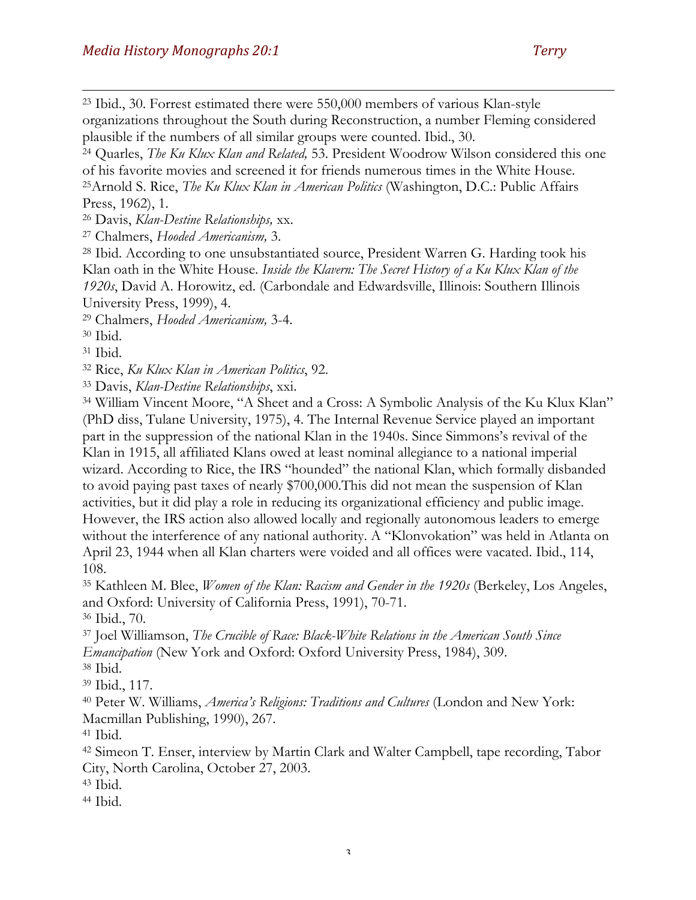[23] Ibid., 30. Forrest estimated there were 550,000 members of various Klan-style organizations throughout the South during Reconstruction, a number Fleming considered plausible if the numbers of all similar groups were counted. Ibid., 30.

[24] Quarles, *The Ku Klux Klan and Related,* 53. President Woodrow Wilson considered this one of his favorite movies and screened it for friends numerous times in the White House.

[25] Arnold S. Rice, *The Ku Klux Klan in American Politics* (Washington, D.C.: Public Affairs Press, 1962), 1.

[26] Davis, *Klan-Destine Relationships,* xx.

[27] Chalmers, *Hooded Americanism,* 3.

[28] Ibid. According to one unsubstantiated source, President Warren G. Harding took his Klan oath in the White House. *Inside the Klavern: The Secret History of a Ku Klux Klan of the 1920s*, David A. Horowitz, ed. (Carbondale and Edwardsville, Illinois: Southern Illinois University Press, 1999), 4.

[29] Chalmers, *Hooded Americanism,* 3-4.

[30] Ibid.

[31] Ibid.

[32] Rice, *Ku Klux Klan in American Politics*, 92.

[33] Davis, *Klan-Destine Relationships*, xxi.

[34] William Vincent Moore, "A Sheet and a Cross: A Symbolic Analysis of the Ku Klux Klan" (PhD diss, Tulane University, 1975), 4. The Internal Revenue Service played an important part in the suppression of the national Klan in the 1940s. Since Simmons's revival of the Klan in 1915, all affiliated Klans owed at least nominal allegiance to a national imperial wizard. According to Rice, the IRS "hounded" the national Klan, which formally disbanded to avoid paying past taxes of nearly $700,000.This did not mean the suspension of Klan activities, but it did play a role in reducing its organizational efficiency and public image. However, the IRS action also allowed locally and regionally autonomous leaders to emerge without the interference of any national authority. A "Klonvokation" was held in Atlanta on April 23, 1944 when all Klan charters were voided and all offices were vacated. Ibid., 114, 108.

[35] Kathleen M. Blee, *Women of the Klan: Racism and Gender in the 1920s* (Berkeley, Los Angeles, and Oxford: University of California Press, 1991), 70-71.

[36] Ibid., 70.

[37] Joel Williamson, *The Crucible of Race: Black-White Relations in the American South Since Emancipation* (New York and Oxford: Oxford University Press, 1984), 309.

[38] Ibid.

[39] Ibid., 117.

[40] Peter W. Williams, *America's Religions: Traditions and Cultures* (London and New York: Macmillan Publishing, 1990), 267.

[41] Ibid.

[42] Simeon T. Enser, interview by Martin Clark and Walter Campbell, tape recording, Tabor City, North Carolina, October 27, 2003.

[43] Ibid.

[44] Ibid.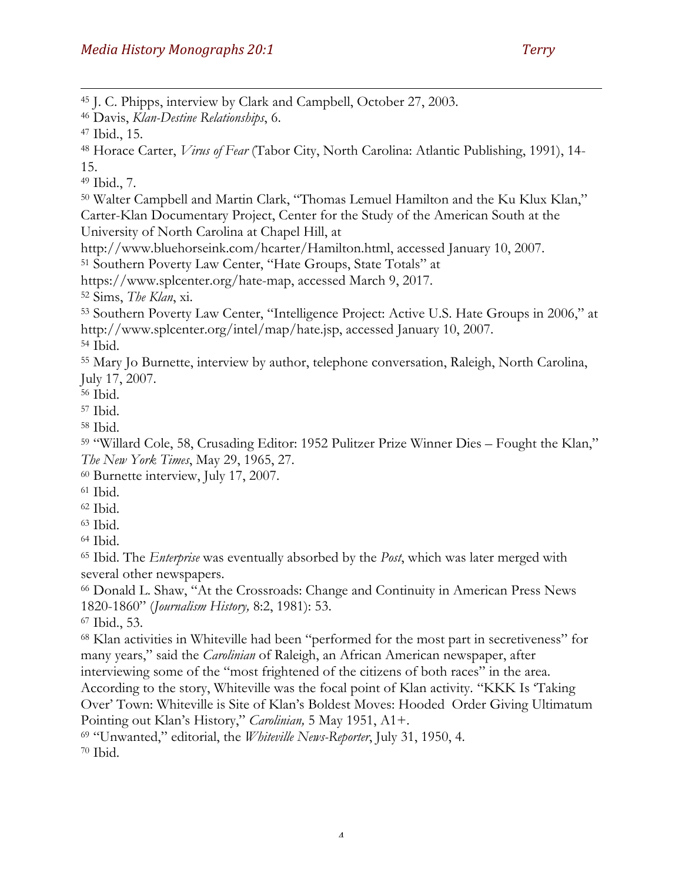[45] J. C. Phipps, interview by Clark and Campbell, October 27, 2003.

[46] Davis, *Klan-Destine Relationships*, 6.

[47] Ibid., 15.

[48] Horace Carter, *Virus of Fear* (Tabor City, North Carolina: Atlantic Publishing, 1991), 14-15.

[49] Ibid., 7.

[50] Walter Campbell and Martin Clark, "Thomas Lemuel Hamilton and the Ku Klux Klan," Carter-Klan Documentary Project, Center for the Study of the American South at the University of North Carolina at Chapel Hill, at http://www.bluehorseink.com/hcarter/Hamilton.html, accessed January 10, 2007.

[51] Southern Poverty Law Center, "Hate Groups, State Totals" at https://www.splcenter.org/hate-map, accessed March 9, 2017.

[52] Sims, *The Klan*, xi.

[53] Southern Poverty Law Center, "Intelligence Project: Active U.S. Hate Groups in 2006," at http://www.splcenter.org/intel/map/hate.jsp, accessed January 10, 2007.

[54] Ibid.

[55] Mary Jo Burnette, interview by author, telephone conversation, Raleigh, North Carolina, July 17, 2007.

[56] Ibid.

[57] Ibid.

[58] Ibid.

[59] "Willard Cole, 58, Crusading Editor: 1952 Pulitzer Prize Winner Dies – Fought the Klan," *The New York Times*, May 29, 1965, 27.

[60] Burnette interview, July 17, 2007.

[61] Ibid.

[62] Ibid.

[63] Ibid.

[64] Ibid.

[65] Ibid. The *Enterprise* was eventually absorbed by the *Post*, which was later merged with several other newspapers.

[66] Donald L. Shaw, "At the Crossroads: Change and Continuity in American Press News 1820-1860" (*Journalism History,* 8:2, 1981): 53.

[67] Ibid., 53.

[68] Klan activities in Whiteville had been "performed for the most part in secretiveness" for many years," said the *Carolinian* of Raleigh, an African American newspaper, after interviewing some of the "most frightened of the citizens of both races" in the area. According to the story, Whiteville was the focal point of Klan activity. "KKK Is 'Taking Over' Town: Whiteville is Site of Klan's Boldest Moves: Hooded Order Giving Ultimatum Pointing out Klan's History," *Carolinian,* 5 May 1951, A1+.

[69] "Unwanted," editorial, the *Whiteville News-Reporter*, July 31, 1950, 4.

[70] Ibid.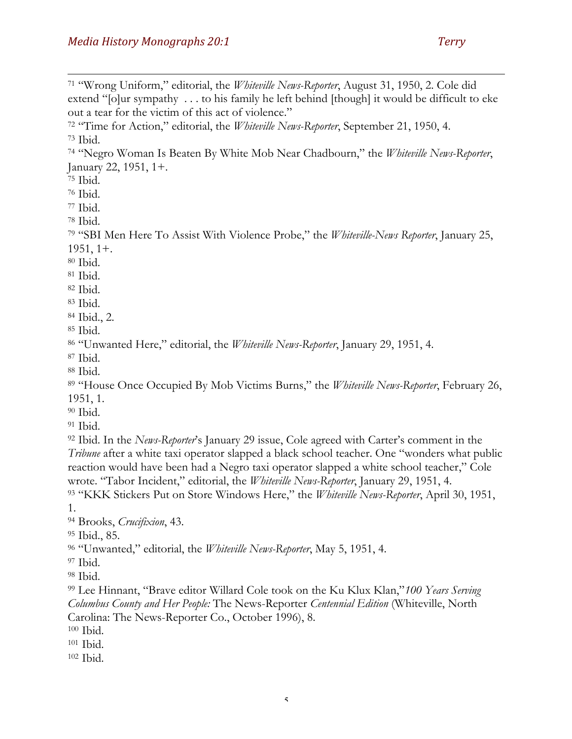[71] "Wrong Uniform," editorial, the *Whiteville News-Reporter*, August 31, 1950, 2. Cole did extend "[o]ur sympathy . . . to his family he left behind [though] it would be difficult to eke out a tear for the victim of this act of violence."

[72] "Time for Action," editorial, the *Whiteville News-Reporter*, September 21, 1950, 4.

[73] Ibid.

[74] "Negro Woman Is Beaten By White Mob Near Chadbourn," the *Whiteville News-Reporter*, January 22, 1951, 1+.

[75] Ibid.

[76] Ibid.

[77] Ibid.

[78] Ibid.

[79] "SBI Men Here To Assist With Violence Probe," the *Whiteville-News Reporter*, January 25, 1951, 1+.

[80] Ibid.

[81] Ibid.

[82] Ibid.

[83] Ibid.

[84] Ibid., 2.

[85] Ibid.

[86] "Unwanted Here," editorial, the *Whiteville News-Reporter*, January 29, 1951, 4.

[87] Ibid.

[88] Ibid.

[89] "House Once Occupied By Mob Victims Burns," the *Whiteville News-Reporter*, February 26, 1951, 1.

[90] Ibid.

[91] Ibid.

[92] Ibid. In the *News-Reporter*'s January 29 issue, Cole agreed with Carter's comment in the *Tribune* after a white taxi operator slapped a black school teacher. One "wonders what public reaction would have been had a Negro taxi operator slapped a white school teacher," Cole wrote. "Tabor Incident," editorial, the *Whiteville News-Reporter*, January 29, 1951, 4.

[93] "KKK Stickers Put on Store Windows Here," the *Whiteville News-Reporter*, April 30, 1951, 1.

[94] Brooks, *Crucifixion*, 43.

[95] Ibid., 85.

[96] "Unwanted," editorial, the *Whiteville News-Reporter*, May 5, 1951, 4.

[97] Ibid.

[98] Ibid.

[99] Lee Hinnant, "Brave editor Willard Cole took on the Ku Klux Klan,"*100 Years Serving Columbus County and Her People:* The News-Reporter *Centennial Edition* (Whiteville, North Carolina: The News-Reporter Co., October 1996), 8.

[100] Ibid.

[101] Ibid.

[102] Ibid.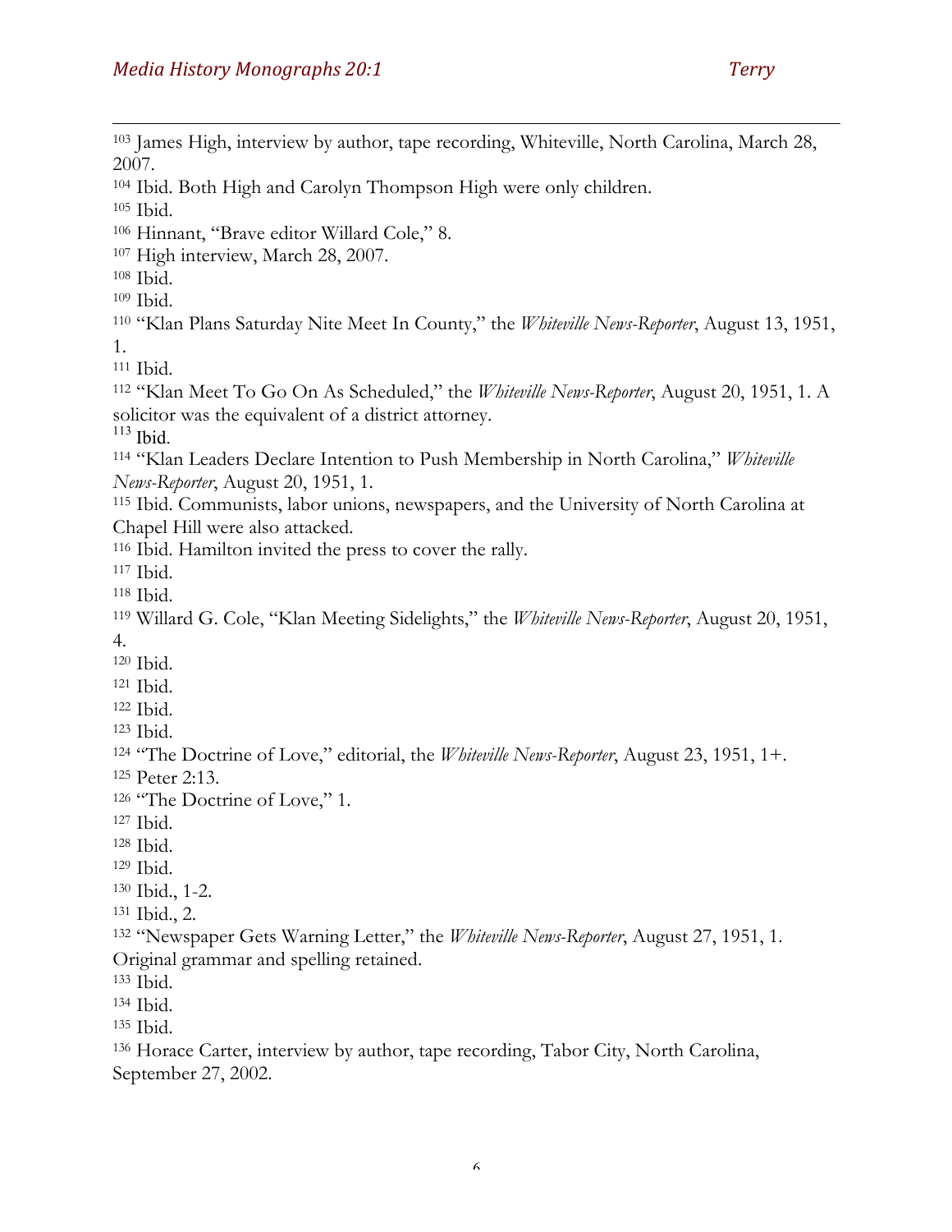[103] James High, interview by author, tape recording, Whiteville, North Carolina, March 28, 2007.

[104] Ibid. Both High and Carolyn Thompson High were only children.

[105] Ibid.

[106] Hinnant, "Brave editor Willard Cole," 8.

[107] High interview, March 28, 2007.

[108] Ibid.

[109] Ibid.

[110] "Klan Plans Saturday Nite Meet In County," the *Whiteville News-Reporter*, August 13, 1951, 1.

[111] Ibid.

[112] "Klan Meet To Go On As Scheduled," the *Whiteville News-Reporter*, August 20, 1951, 1. A solicitor was the equivalent of a district attorney.

[113] Ibid.

[114] "Klan Leaders Declare Intention to Push Membership in North Carolina," *Whiteville News-Reporter*, August 20, 1951, 1.

[115] Ibid. Communists, labor unions, newspapers, and the University of North Carolina at Chapel Hill were also attacked.

[116] Ibid. Hamilton invited the press to cover the rally.

[117] Ibid.

[118] Ibid.

[119] Willard G. Cole, "Klan Meeting Sidelights," the *Whiteville News-Reporter*, August 20, 1951, 4.

[120] Ibid.

[121] Ibid.

[122] Ibid.

[123] Ibid.

[124] "The Doctrine of Love," editorial, the *Whiteville News-Reporter*, August 23, 1951, 1+.

[125] Peter 2:13.

[126] "The Doctrine of Love," 1.

[127] Ibid.

[128] Ibid.

[129] Ibid.

[130] Ibid., 1-2.

[131] Ibid., 2.

[132] "Newspaper Gets Warning Letter," the *Whiteville News-Reporter*, August 27, 1951, 1. Original grammar and spelling retained.

[133] Ibid.

[134] Ibid.

[135] Ibid.

[136] Horace Carter, interview by author, tape recording, Tabor City, North Carolina, September 27, 2002.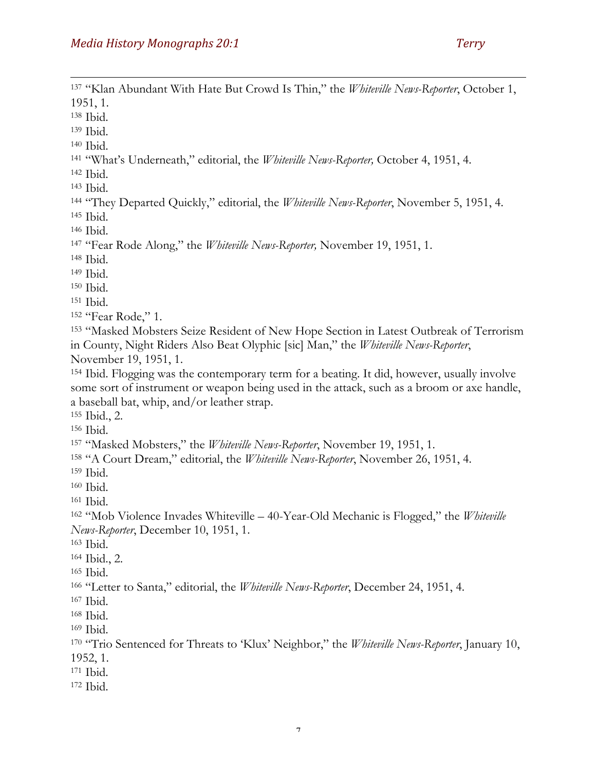[137] "Klan Abundant With Hate But Crowd Is Thin," the *Whiteville News-Reporter*, October 1, 1951, 1.
[138] Ibid.
[139] Ibid.
[140] Ibid.
[141] "What's Underneath," editorial, the *Whiteville News-Reporter,* October 4, 1951, 4.
[142] Ibid.
[143] Ibid.
[144] "They Departed Quickly," editorial, the *Whiteville News-Reporter*, November 5, 1951, 4.
[145] Ibid.
[146] Ibid.
[147] "Fear Rode Along," the *Whiteville News-Reporter,* November 19, 1951, 1.
[148] Ibid.
[149] Ibid.
[150] Ibid.
[151] Ibid.
[152] "Fear Rode," 1.
[153] "Masked Mobsters Seize Resident of New Hope Section in Latest Outbreak of Terrorism in County, Night Riders Also Beat Olyphic [sic] Man," the *Whiteville News-Reporter*, November 19, 1951, 1.
[154] Ibid. Flogging was the contemporary term for a beating. It did, however, usually involve some sort of instrument or weapon being used in the attack, such as a broom or axe handle, a baseball bat, whip, and/or leather strap.
[155] Ibid., 2.
[156] Ibid.
[157] "Masked Mobsters," the *Whiteville News-Reporter*, November 19, 1951, 1.
[158] "A Court Dream," editorial, the *Whiteville News-Reporter*, November 26, 1951, 4.
[159] Ibid.
[160] Ibid.
[161] Ibid.
[162] "Mob Violence Invades Whiteville – 40-Year-Old Mechanic is Flogged," the *Whiteville News-Reporter*, December 10, 1951, 1.
[163] Ibid.
[164] Ibid., 2.
[165] Ibid.
[166] "Letter to Santa," editorial, the *Whiteville News-Reporter*, December 24, 1951, 4.
[167] Ibid.
[168] Ibid.
[169] Ibid.
[170] "Trio Sentenced for Threats to 'Klux' Neighbor," the *Whiteville News-Reporter*, January 10, 1952, 1.
[171] Ibid.
[172] Ibid.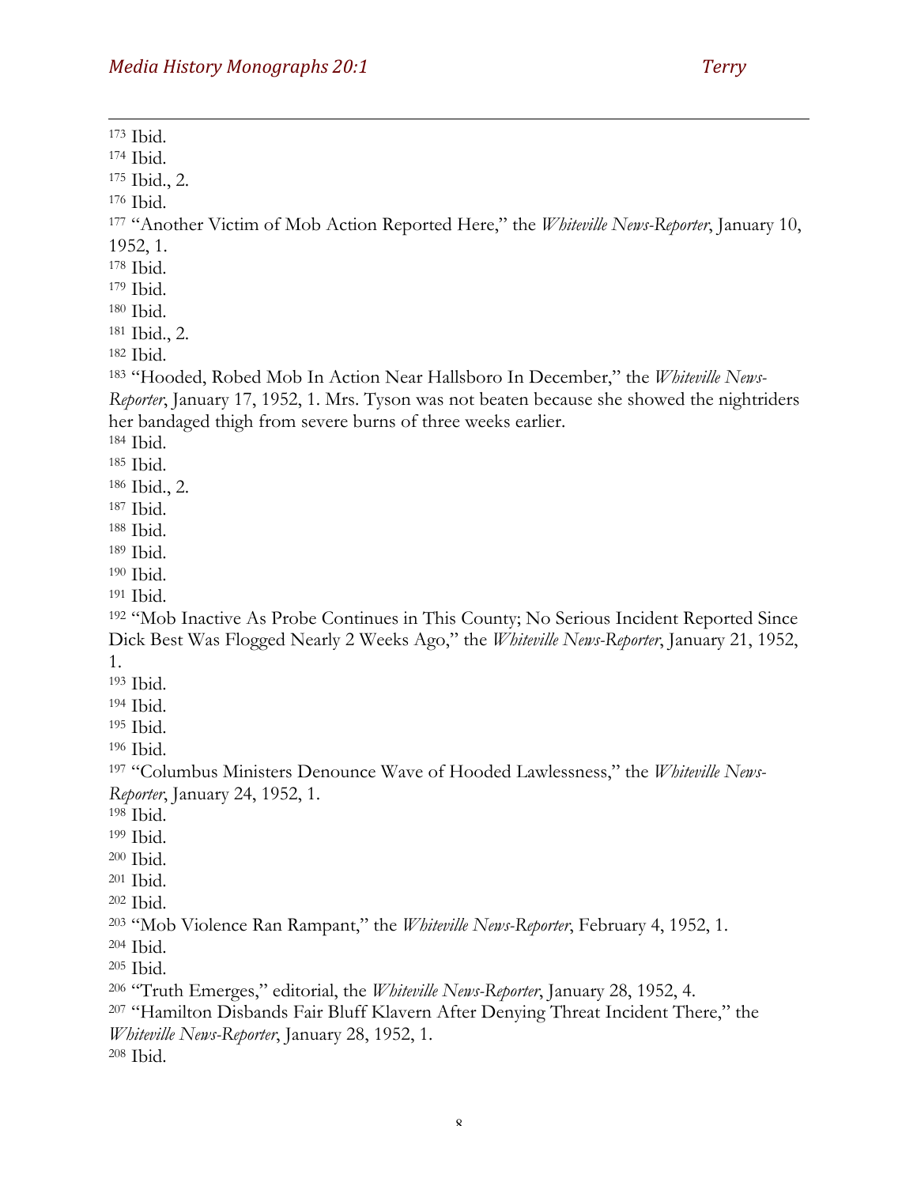[173] Ibid.
[174] Ibid.
[175] Ibid., 2.
[176] Ibid.
[177] "Another Victim of Mob Action Reported Here," the *Whiteville News-Reporter*, January 10, 1952, 1.
[178] Ibid.
[179] Ibid.
[180] Ibid.
[181] Ibid., 2.
[182] Ibid.
[183] "Hooded, Robed Mob In Action Near Hallsboro In December," the *Whiteville News-Reporter*, January 17, 1952, 1. Mrs. Tyson was not beaten because she showed the nightriders her bandaged thigh from severe burns of three weeks earlier.
[184] Ibid.
[185] Ibid.
[186] Ibid., 2.
[187] Ibid.
[188] Ibid.
[189] Ibid.
[190] Ibid.
[191] Ibid.
[192] "Mob Inactive As Probe Continues in This County; No Serious Incident Reported Since Dick Best Was Flogged Nearly 2 Weeks Ago," the *Whiteville News-Reporter*, January 21, 1952, 1.
[193] Ibid.
[194] Ibid.
[195] Ibid.
[196] Ibid.
[197] "Columbus Ministers Denounce Wave of Hooded Lawlessness," the *Whiteville News-Reporter*, January 24, 1952, 1.
[198] Ibid.
[199] Ibid.
[200] Ibid.
[201] Ibid.
[202] Ibid.
[203] "Mob Violence Ran Rampant," the *Whiteville News-Reporter*, February 4, 1952, 1.
[204] Ibid.
[205] Ibid.
[206] "Truth Emerges," editorial, the *Whiteville News-Reporter*, January 28, 1952, 4.
[207] "Hamilton Disbands Fair Bluff Klavern After Denying Threat Incident There," the *Whiteville News-Reporter*, January 28, 1952, 1.
[208] Ibid.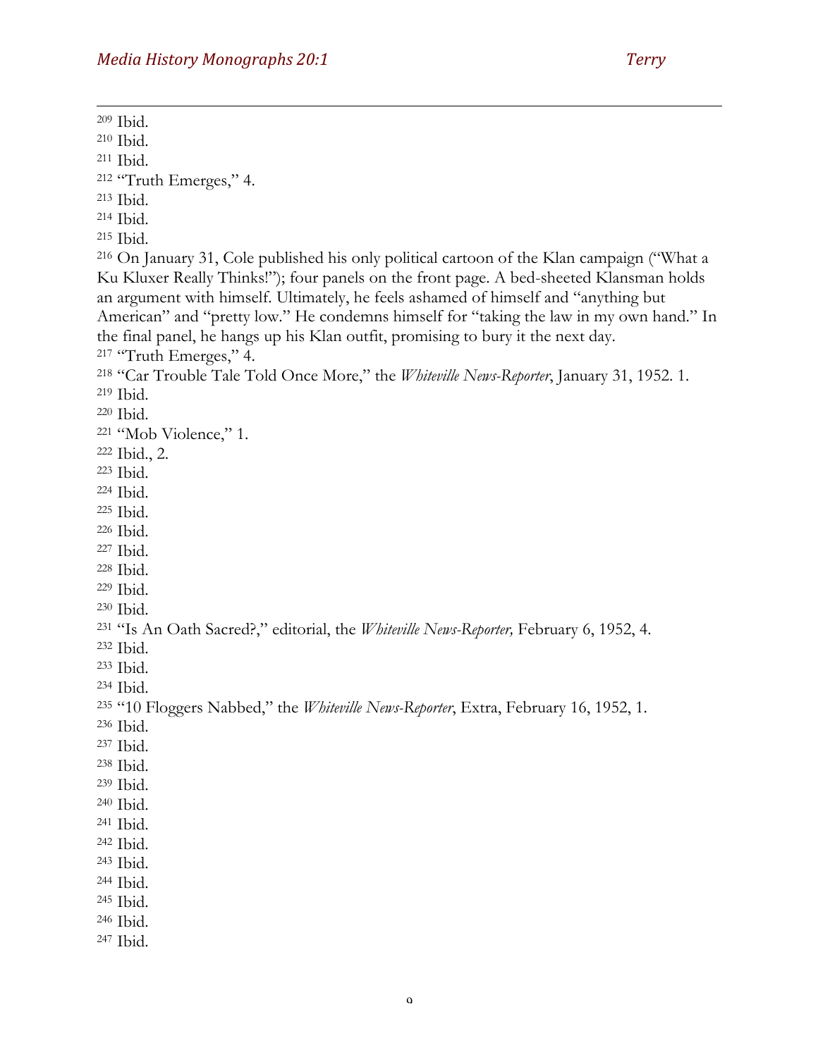[209] Ibid.
[210] Ibid.
[211] Ibid.
[212] "Truth Emerges," 4.
[213] Ibid.
[214] Ibid.
[215] Ibid.
[216] On January 31, Cole published his only political cartoon of the Klan campaign ("What a Ku Kluxer Really Thinks!"); four panels on the front page. A bed-sheeted Klansman holds an argument with himself. Ultimately, he feels ashamed of himself and "anything but American" and "pretty low." He condemns himself for "taking the law in my own hand." In the final panel, he hangs up his Klan outfit, promising to bury it the next day.
[217] "Truth Emerges," 4.
[218] "Car Trouble Tale Told Once More," the *Whiteville News-Reporter*, January 31, 1952. 1.
[219] Ibid.
[220] Ibid.
[221] "Mob Violence," 1.
[222] Ibid., 2.
[223] Ibid.
[224] Ibid.
[225] Ibid.
[226] Ibid.
[227] Ibid.
[228] Ibid.
[229] Ibid.
[230] Ibid.
[231] "Is An Oath Sacred?," editorial, the *Whiteville News-Reporter,* February 6, 1952, 4.
[232] Ibid.
[233] Ibid.
[234] Ibid.
[235] "10 Floggers Nabbed," the *Whiteville News-Reporter*, Extra, February 16, 1952, 1.
[236] Ibid.
[237] Ibid.
[238] Ibid.
[239] Ibid.
[240] Ibid.
[241] Ibid.
[242] Ibid.
[243] Ibid.
[244] Ibid.
[245] Ibid.
[246] Ibid.
[247] Ibid.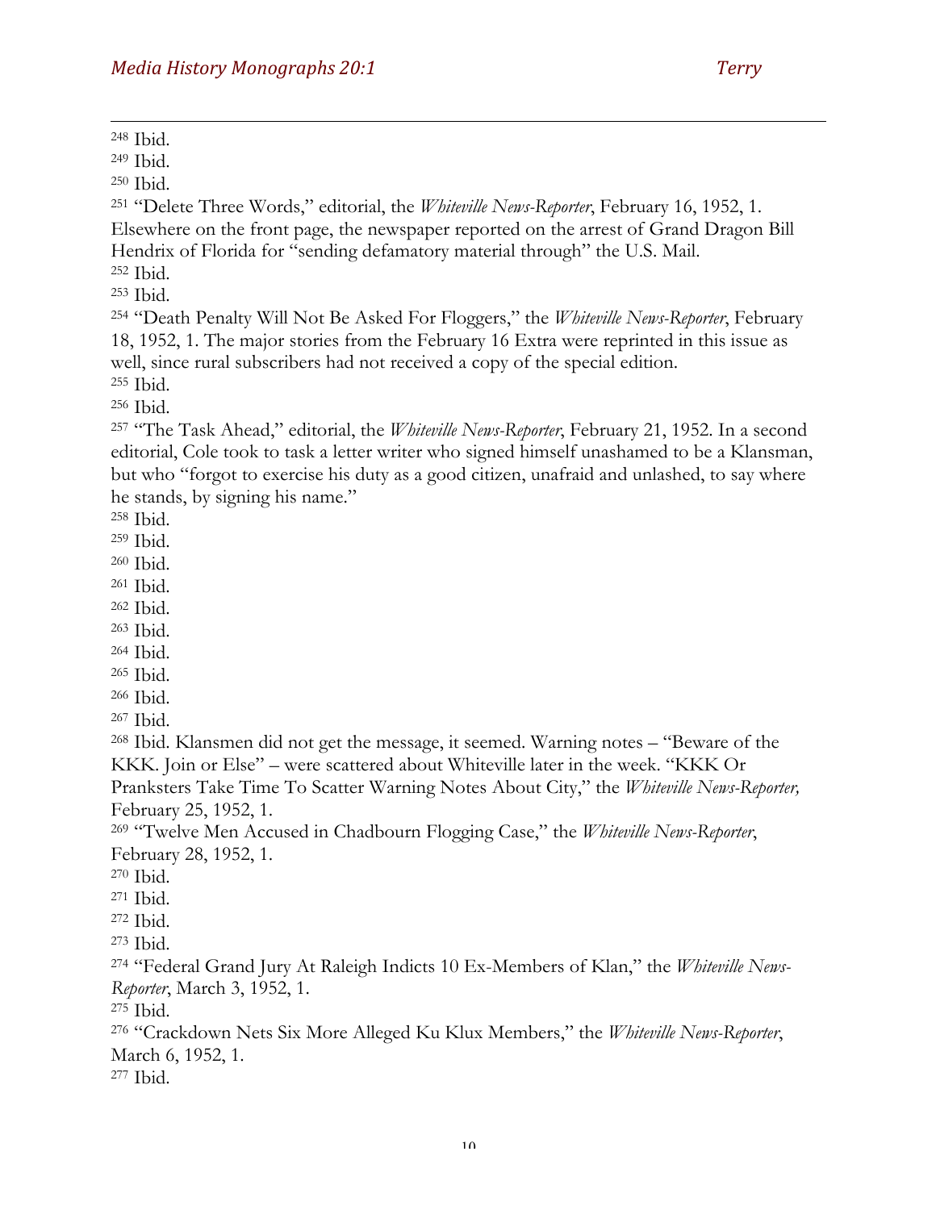[248] Ibid.
[249] Ibid.
[250] Ibid.
[251] "Delete Three Words," editorial, the *Whiteville News-Reporter*, February 16, 1952, 1. Elsewhere on the front page, the newspaper reported on the arrest of Grand Dragon Bill Hendrix of Florida for "sending defamatory material through" the U.S. Mail.
[252] Ibid.
[253] Ibid.
[254] "Death Penalty Will Not Be Asked For Floggers," the *Whiteville News-Reporter*, February 18, 1952, 1. The major stories from the February 16 Extra were reprinted in this issue as well, since rural subscribers had not received a copy of the special edition.
[255] Ibid.
[256] Ibid.
[257] "The Task Ahead," editorial, the *Whiteville News-Reporter*, February 21, 1952. In a second editorial, Cole took to task a letter writer who signed himself unashamed to be a Klansman, but who "forgot to exercise his duty as a good citizen, unafraid and unlashed, to say where he stands, by signing his name."
[258] Ibid.
[259] Ibid.
[260] Ibid.
[261] Ibid.
[262] Ibid.
[263] Ibid.
[264] Ibid.
[265] Ibid.
[266] Ibid.
[267] Ibid.
[268] Ibid. Klansmen did not get the message, it seemed. Warning notes – "Beware of the KKK. Join or Else" – were scattered about Whiteville later in the week. "KKK Or Pranksters Take Time To Scatter Warning Notes About City," the *Whiteville News-Reporter,* February 25, 1952, 1.
[269] "Twelve Men Accused in Chadbourn Flogging Case," the *Whiteville News-Reporter*, February 28, 1952, 1.
[270] Ibid.
[271] Ibid.
[272] Ibid.
[273] Ibid.
[274] "Federal Grand Jury At Raleigh Indicts 10 Ex-Members of Klan," the *Whiteville News-Reporter*, March 3, 1952, 1.
[275] Ibid.
[276] "Crackdown Nets Six More Alleged Ku Klux Members," the *Whiteville News-Reporter*, March 6, 1952, 1.
[277] Ibid.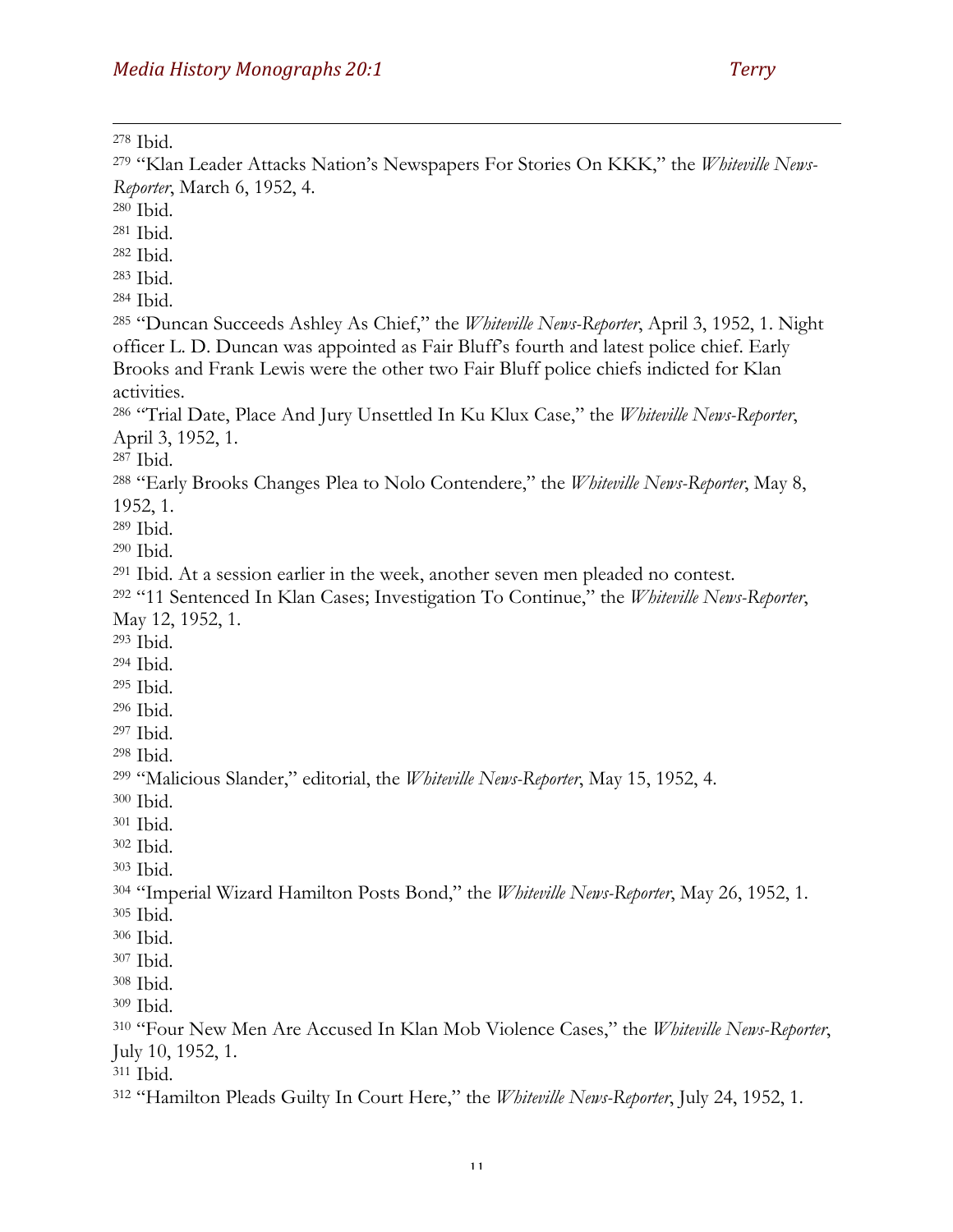[278] Ibid.

[279] "Klan Leader Attacks Nation's Newspapers For Stories On KKK," the *Whiteville News-Reporter*, March 6, 1952, 4.

[280] Ibid.

[281] Ibid.

[282] Ibid.

[283] Ibid.

[284] Ibid.

[285] "Duncan Succeeds Ashley As Chief," the *Whiteville News-Reporter*, April 3, 1952, 1. Night officer L. D. Duncan was appointed as Fair Bluff's fourth and latest police chief. Early Brooks and Frank Lewis were the other two Fair Bluff police chiefs indicted for Klan activities.

[286] "Trial Date, Place And Jury Unsettled In Ku Klux Case," the *Whiteville News-Reporter*, April 3, 1952, 1.

[287] Ibid.

[288] "Early Brooks Changes Plea to Nolo Contendere," the *Whiteville News-Reporter*, May 8, 1952, 1.

[289] Ibid.

[290] Ibid.

[291] Ibid. At a session earlier in the week, another seven men pleaded no contest.

[292] "11 Sentenced In Klan Cases; Investigation To Continue," the *Whiteville News-Reporter*, May 12, 1952, 1.

[293] Ibid.

[294] Ibid.

[295] Ibid.

[296] Ibid.

[297] Ibid.

[298] Ibid.

[299] "Malicious Slander," editorial, the *Whiteville News-Reporter*, May 15, 1952, 4.

[300] Ibid.

[301] Ibid.

[302] Ibid.

[303] Ibid.

[304] "Imperial Wizard Hamilton Posts Bond," the *Whiteville News-Reporter*, May 26, 1952, 1.

[305] Ibid.

[306] Ibid.

[307] Ibid.

[308] Ibid.

[309] Ibid.

[310] "Four New Men Are Accused In Klan Mob Violence Cases," the *Whiteville News-Reporter*, July 10, 1952, 1.

[311] Ibid.

[312] "Hamilton Pleads Guilty In Court Here," the *Whiteville News-Reporter*, July 24, 1952, 1.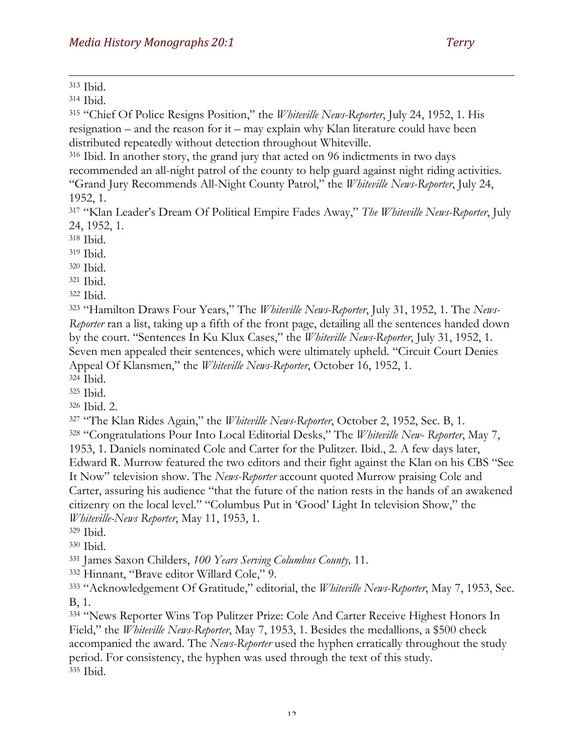[313] Ibid.

[314] Ibid.

[315] "Chief Of Police Resigns Position," the *Whiteville News-Reporter*, July 24, 1952, 1. His resignation – and the reason for it – may explain why Klan literature could have been distributed repeatedly without detection throughout Whiteville.

[316] Ibid. In another story, the grand jury that acted on 96 indictments in two days recommended an all-night patrol of the county to help guard against night riding activities. "Grand Jury Recommends All-Night County Patrol," the *Whiteville News-Reporter*, July 24, 1952, 1.

[317] "Klan Leader's Dream Of Political Empire Fades Away," *The Whiteville News-Reporter*, July 24, 1952, 1.

[318] Ibid.

[319] Ibid.

[320] Ibid.

[321] Ibid.

[322] Ibid.

[323] "Hamilton Draws Four Years," The *Whiteville News-Reporter*, July 31, 1952, 1. The *News-Reporter* ran a list, taking up a fifth of the front page, detailing all the sentences handed down by the court. "Sentences In Ku Klux Cases," the *Whiteville News-Reporter*, July 31, 1952, 1. Seven men appealed their sentences, which were ultimately upheld. "Circuit Court Denies Appeal Of Klansmen," the *Whiteville News-Reporter*, October 16, 1952, 1.

[324] Ibid.

[325] Ibid.

[326] Ibid. 2.

[327] "The Klan Rides Again," the *Whiteville News-Reporter*, October 2, 1952, Sec. B, 1.

[328] "Congratulations Pour Into Local Editorial Desks," The *Whiteville New- Reporter*, May 7, 1953, 1. Daniels nominated Cole and Carter for the Pulitzer. Ibid., 2. A few days later, Edward R. Murrow featured the two editors and their fight against the Klan on his CBS "See It Now" television show. The *News-Reporter* account quoted Murrow praising Cole and Carter, assuring his audience "that the future of the nation rests in the hands of an awakened citizenry on the local level." "Columbus Put in 'Good' Light In television Show," the *Whiteville-News Reporter*, May 11, 1953, 1.

[329] Ibid.

[330] Ibid.

[331] James Saxon Childers, *100 Years Serving Columbus County,* 11.

[332] Hinnant, "Brave editor Willard Cole," 9.

[333] "Acknowledgement Of Gratitude," editorial, the *Whiteville News-Reporter*, May 7, 1953, Sec. B, 1.

[334] "News Reporter Wins Top Pulitzer Prize: Cole And Carter Receive Highest Honors In Field," the *Whiteville News-Reporter*, May 7, 1953, 1. Besides the medallions, a $500 check accompanied the award. The *News-Reporter* used the hyphen erratically throughout the study period. For consistency, the hyphen was used through the text of this study.

[335] Ibid.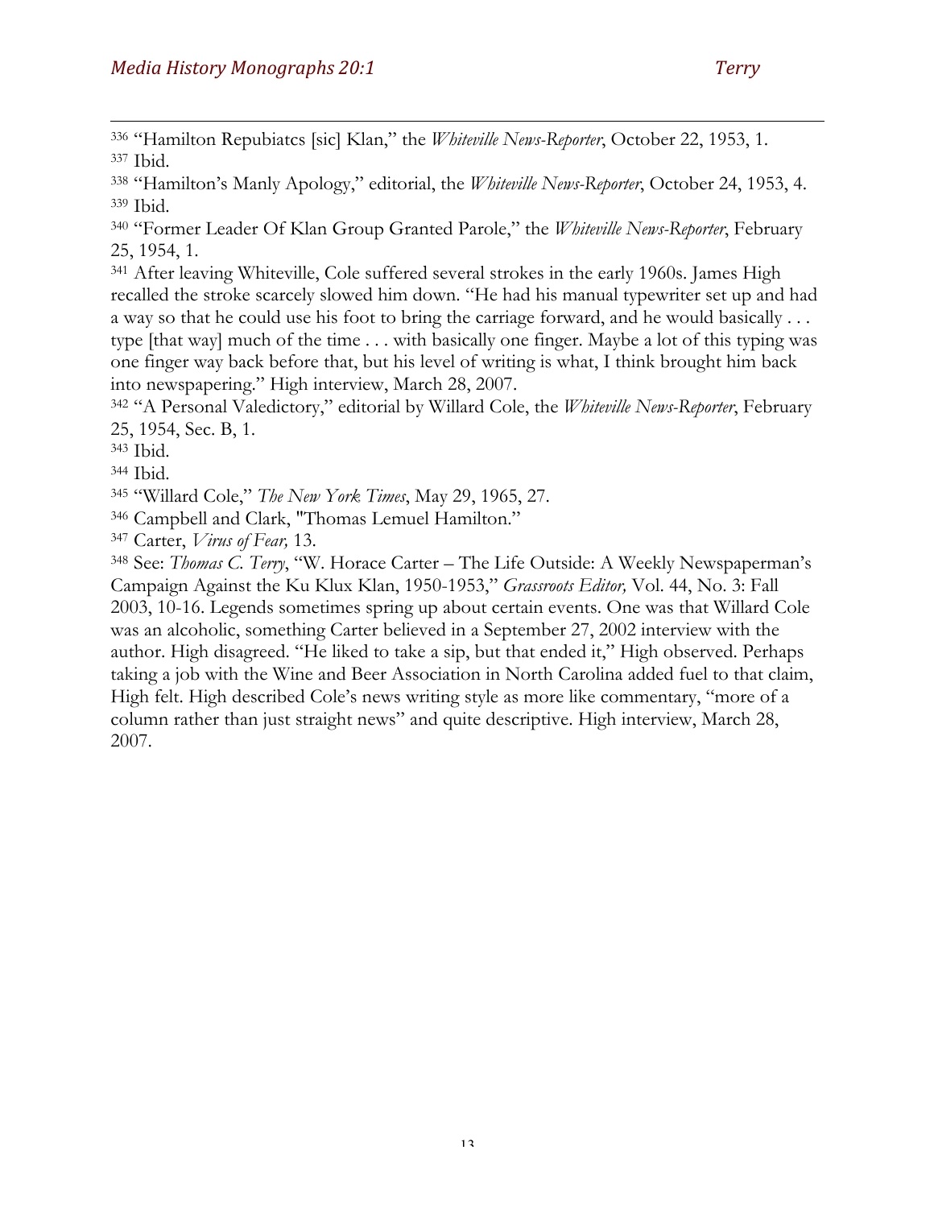[336] "Hamilton Repubiatcs [sic] Klan," the *Whiteville News-Reporter*, October 22, 1953, 1.
[337] Ibid.
[338] "Hamilton's Manly Apology," editorial, the *Whiteville News-Reporter*, October 24, 1953, 4.
[339] Ibid.
[340] "Former Leader Of Klan Group Granted Parole," the *Whiteville News-Reporter*, February 25, 1954, 1.
[341] After leaving Whiteville, Cole suffered several strokes in the early 1960s. James High recalled the stroke scarcely slowed him down. "He had his manual typewriter set up and had a way so that he could use his foot to bring the carriage forward, and he would basically . . . type [that way] much of the time . . . with basically one finger. Maybe a lot of this typing was one finger way back before that, but his level of writing is what, I think brought him back into newspapering." High interview, March 28, 2007.
[342] "A Personal Valedictory," editorial by Willard Cole, the *Whiteville News-Reporter*, February 25, 1954, Sec. B, 1.
[343] Ibid.
[344] Ibid.
[345] "Willard Cole," *The New York Times*, May 29, 1965, 27.
[346] Campbell and Clark, "Thomas Lemuel Hamilton."
[347] Carter, *Virus of Fear,* 13.
[348] See: *Thomas C. Terry*, "W. Horace Carter – The Life Outside: A Weekly Newspaperman's Campaign Against the Ku Klux Klan, 1950-1953," *Grassroots Editor,* Vol. 44, No. 3: Fall 2003, 10-16. Legends sometimes spring up about certain events. One was that Willard Cole was an alcoholic, something Carter believed in a September 27, 2002 interview with the author. High disagreed. "He liked to take a sip, but that ended it," High observed. Perhaps taking a job with the Wine and Beer Association in North Carolina added fuel to that claim, High felt. High described Cole's news writing style as more like commentary, "more of a column rather than just straight news" and quite descriptive. High interview, March 28, 2007.